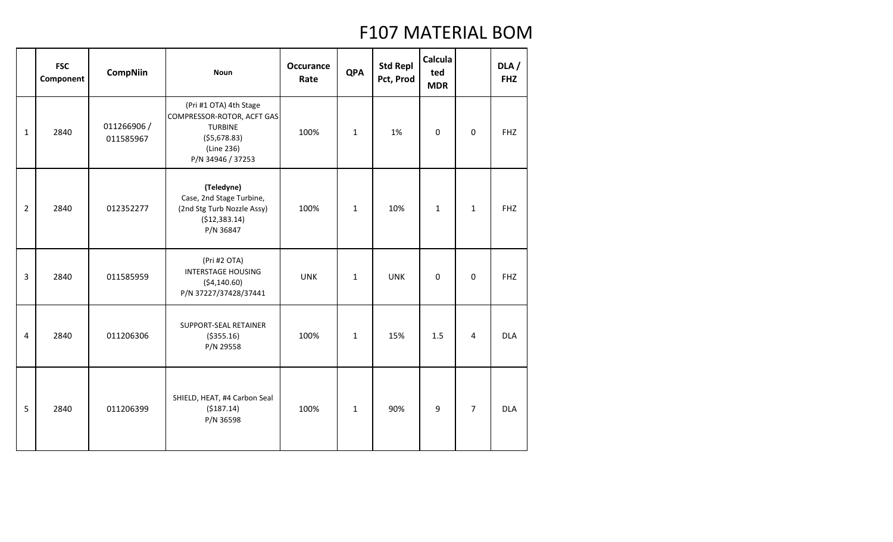# F107 MATERIAL BOM

| | FSC Component | CompNiin | Noun | Occurance Rate | QPA | Std Repl Pct, Prod | Calculated MDR | | DLA / FHZ |
|---|---|---|---|---|---|---|---|---|---|
| 1 | 2840 | 011266906 / 011585967 | (Pri #1 OTA) 4th Stage COMPRESSOR-ROTOR, ACFT GAS TURBINE ($5,678.83) (Line 236) P/N 34946 / 37253 | 100% | 1 | 1% | 0 | 0 | FHZ |
| 2 | 2840 | 012352277 | **(Teledyne)** Case, 2nd Stage Turbine, (2nd Stg Turb Nozzle Assy) ($12,383.14) P/N 36847 | 100% | 1 | 10% | 1 | 1 | FHZ |
| 3 | 2840 | 011585959 | (Pri #2 OTA) INTERSTAGE HOUSING ($4,140.60) P/N 37227/37428/37441 | UNK | 1 | UNK | 0 | 0 | FHZ |
| 4 | 2840 | 011206306 | SUPPORT-SEAL RETAINER ($355.16) P/N 29558 | 100% | 1 | 15% | 1.5 | 4 | DLA |
| 5 | 2840 | 011206399 | SHIELD, HEAT, #4 Carbon Seal ($187.14) P/N 36598 | 100% | 1 | 90% | 9 | 7 | DLA |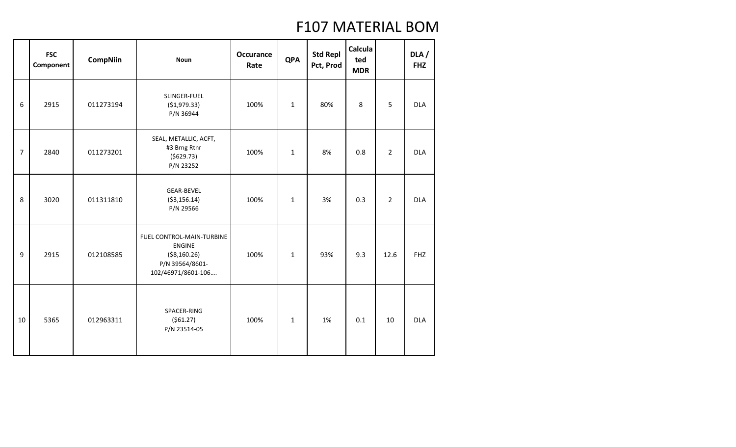# F107 MATERIAL BOM

| | FSC Component | CompNiin | Noun | Occurance Rate | QPA | Std Repl Pct, Prod | Calculated MDR | | DLA / FHZ |
|---|---|---|---|---|---|---|---|---|---|
| 6 | 2915 | 011273194 | SLINGER-FUEL<br>($1,979.33)<br>P/N 36944 | 100% | 1 | 80% | 8 | 5 | DLA |
| 7 | 2840 | 011273201 | SEAL, METALLIC, ACFT,<br>#3 Brng Rtnr<br>($629.73)<br>P/N 23252 | 100% | 1 | 8% | 0.8 | 2 | DLA |
| 8 | 3020 | 011311810 | GEAR-BEVEL<br>($3,156.14)<br>P/N 29566 | 100% | 1 | 3% | 0.3 | 2 | DLA |
| 9 | 2915 | 012108585 | FUEL CONTROL-MAIN-TURBINE ENGINE<br>($8,160.26)<br>P/N 39564/8601-102/46971/8601-106.... | 100% | 1 | 93% | 9.3 | 12.6 | FHZ |
| 10 | 5365 | 012963311 | SPACER-RING<br>($61.27)<br>P/N 23514-05 | 100% | 1 | 1% | 0.1 | 10 | DLA |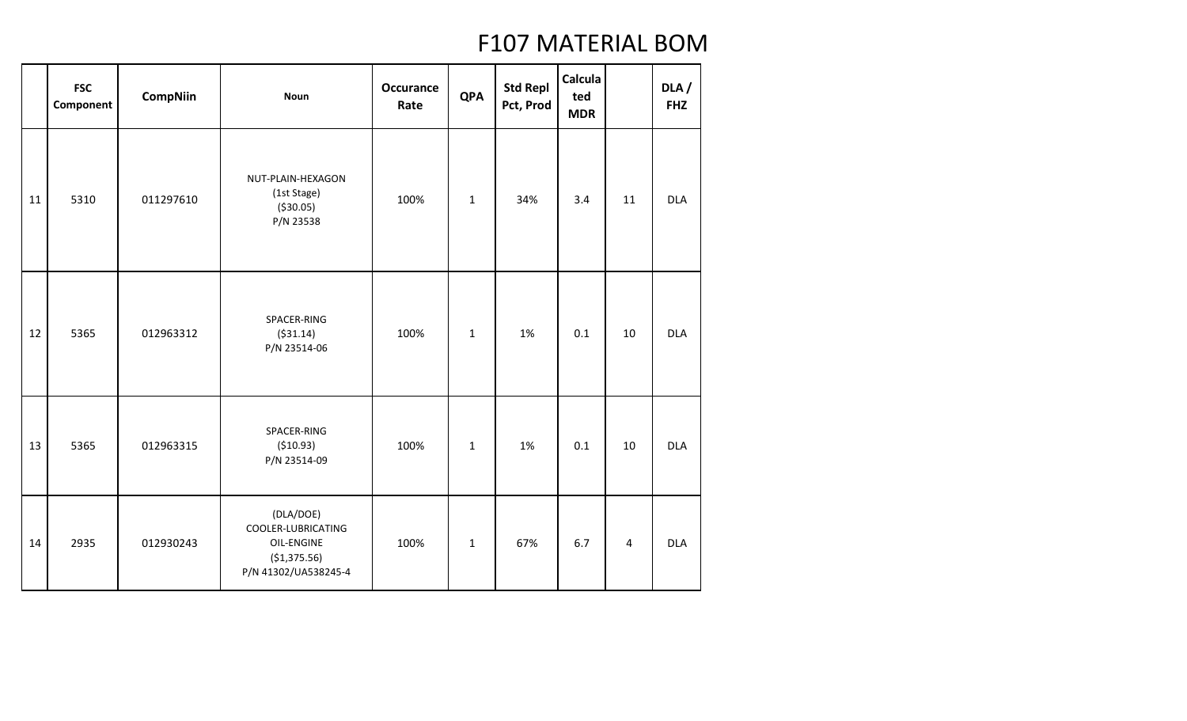# F107 MATERIAL BOM

| | FSC Component | CompNiin | Noun | Occurance Rate | QPA | Std Repl Pct, Prod | Calculated MDR | | DLA / FHZ |
|---|---|---|---|---|---|---|---|---|---|
| 11 | 5310 | 011297610 | NUT-PLAIN-HEXAGON (1st Stage) ($30.05) P/N 23538 | 100% | 1 | 34% | 3.4 | 11 | DLA |
| 12 | 5365 | 012963312 | SPACER-RING ($31.14) P/N 23514-06 | 100% | 1 | 1% | 0.1 | 10 | DLA |
| 13 | 5365 | 012963315 | SPACER-RING ($10.93) P/N 23514-09 | 100% | 1 | 1% | 0.1 | 10 | DLA |
| 14 | 2935 | 012930243 | (DLA/DOE) COOLER-LUBRICATING OIL-ENGINE ($1,375.56) P/N 41302/UA538245-4 | 100% | 1 | 67% | 6.7 | 4 | DLA |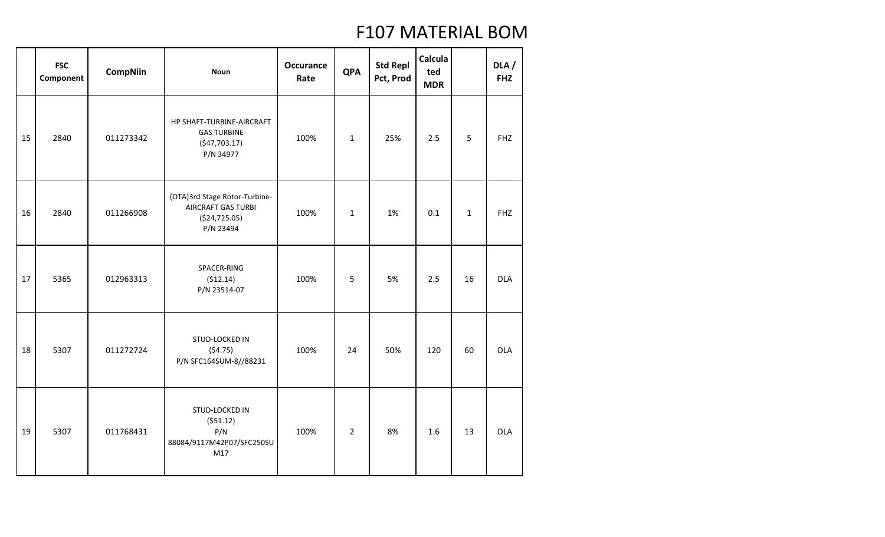# F107 MATERIAL BOM

| | FSC Component | CompNiin | Noun | Occurance Rate | QPA | Std Repl Pct, Prod | Calculated MDR | | DLA / FHZ |
|---|---|---|---|---|---|---|---|---|---|
| 15 | 2840 | 011273342 | HP SHAFT-TURBINE-AIRCRAFT GAS TURBINE ($47,703.17) P/N 34977 | 100% | 1 | 25% | 2.5 | 5 | FHZ |
| 16 | 2840 | 011266908 | (OTA)3rd Stage Rotor-Turbine-AIRCRAFT GAS TURBI ($24,725.05) P/N 23494 | 100% | 1 | 1% | 0.1 | 1 | FHZ |
| 17 | 5365 | 012963313 | SPACER-RING ($12.14) P/N 23514-07 | 100% | 5 | 5% | 2.5 | 16 | DLA |
| 18 | 5307 | 011272724 | STUD-LOCKED IN ($4.75) P/N SFC164SUM-8//88231 | 100% | 24 | 50% | 120 | 60 | DLA |
| 19 | 5307 | 011768431 | STUD-LOCKED IN ($51.12) P/N 88084/9117M42P07/SFC250SUM17 | 100% | 2 | 8% | 1.6 | 13 | DLA |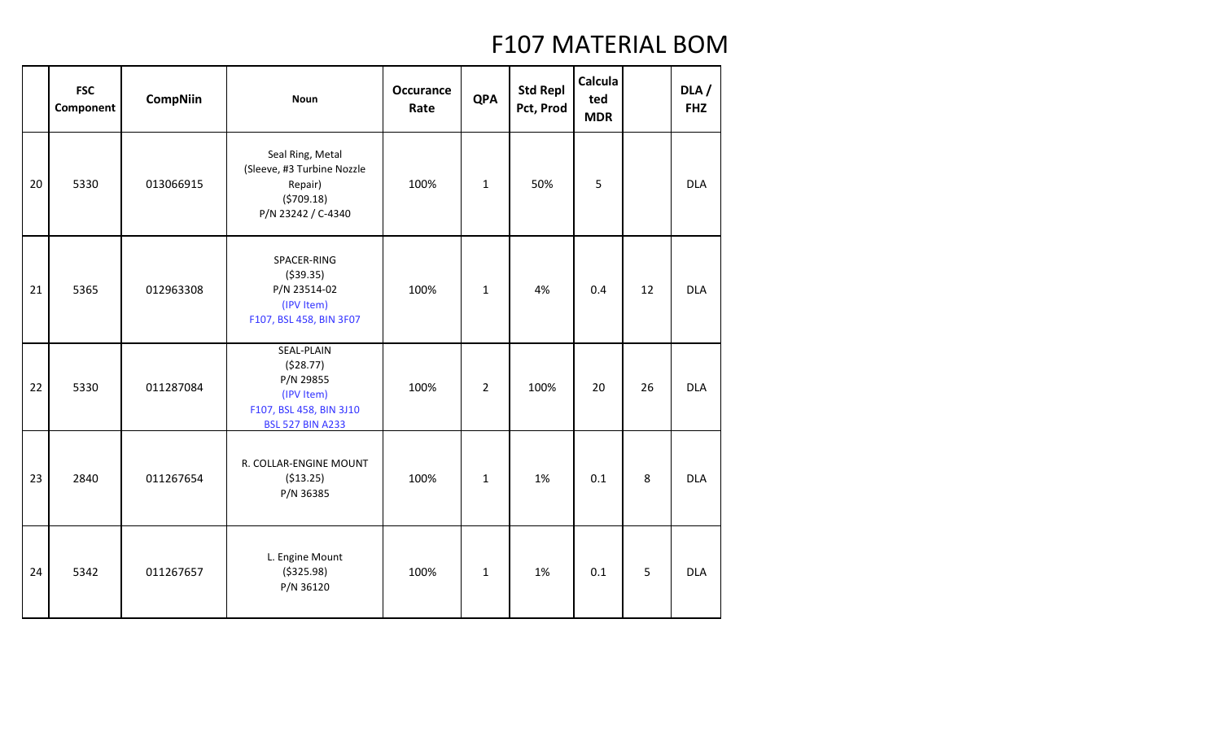# F107 MATERIAL BOM

| | FSC Component | CompNiin | Noun | Occurance Rate | QPA | Std Repl Pct, Prod | Calculated MDR | | DLA / FHZ |
|---|---|---|---|---|---|---|---|---|---|
| 20 | 5330 | 013066915 | Seal Ring, Metal (Sleeve, #3 Turbine Nozzle Repair) ($709.18) P/N 23242 / C-4340 | 100% | 1 | 50% | 5 | | DLA |
| 21 | 5365 | 012963308 | SPACER-RING ($39.35) P/N 23514-02 (IPV Item) F107, BSL 458, BIN 3F07 | 100% | 1 | 4% | 0.4 | 12 | DLA |
| 22 | 5330 | 011287084 | SEAL-PLAIN ($28.77) P/N 29855 (IPV Item) F107, BSL 458, BIN 3J10 BSL 527 BIN A233 | 100% | 2 | 100% | 20 | 26 | DLA |
| 23 | 2840 | 011267654 | R. COLLAR-ENGINE MOUNT ($13.25) P/N 36385 | 100% | 1 | 1% | 0.1 | 8 | DLA |
| 24 | 5342 | 011267657 | L. Engine Mount ($325.98) P/N 36120 | 100% | 1 | 1% | 0.1 | 5 | DLA |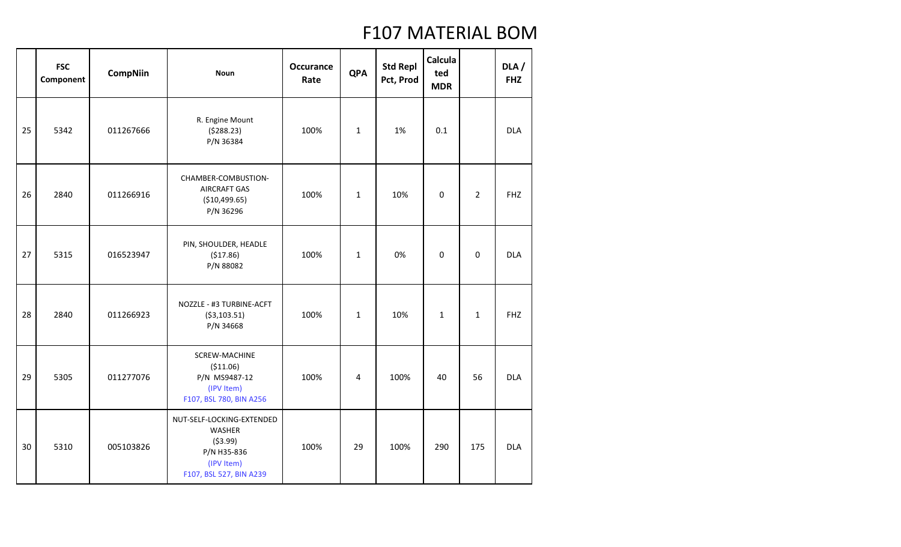# F107 MATERIAL BOM

| | FSC Component | CompNiin | Noun | Occurance Rate | QPA | Std Repl Pct, Prod | Calculated MDR | | DLA / FHZ |
|---|---|---|---|---|---|---|---|---|---|
| 25 | 5342 | 011267666 | R. Engine Mount<br>($288.23)<br>P/N 36384 | 100% | 1 | 1% | 0.1 | | DLA |
| 26 | 2840 | 011266916 | CHAMBER-COMBUSTION-AIRCRAFT GAS<br>($10,499.65)<br>P/N 36296 | 100% | 1 | 10% | 0 | 2 | FHZ |
| 27 | 5315 | 016523947 | PIN, SHOULDER, HEADLE<br>($17.86)<br>P/N 88082 | 100% | 1 | 0% | 0 | 0 | DLA |
| 28 | 2840 | 011266923 | NOZZLE - #3 TURBINE-ACFT<br>($3,103.51)<br>P/N 34668 | 100% | 1 | 10% | 1 | 1 | FHZ |
| 29 | 5305 | 011277076 | SCREW-MACHINE<br>($11.06)<br>P/N MS9487-12<br>(IPV Item)<br>F107, BSL 780, BIN A256 | 100% | 4 | 100% | 40 | 56 | DLA |
| 30 | 5310 | 005103826 | NUT-SELF-LOCKING-EXTENDED WASHER<br>($3.99)<br>P/N H35-836<br>(IPV Item)<br>F107, BSL 527, BIN A239 | 100% | 29 | 100% | 290 | 175 | DLA |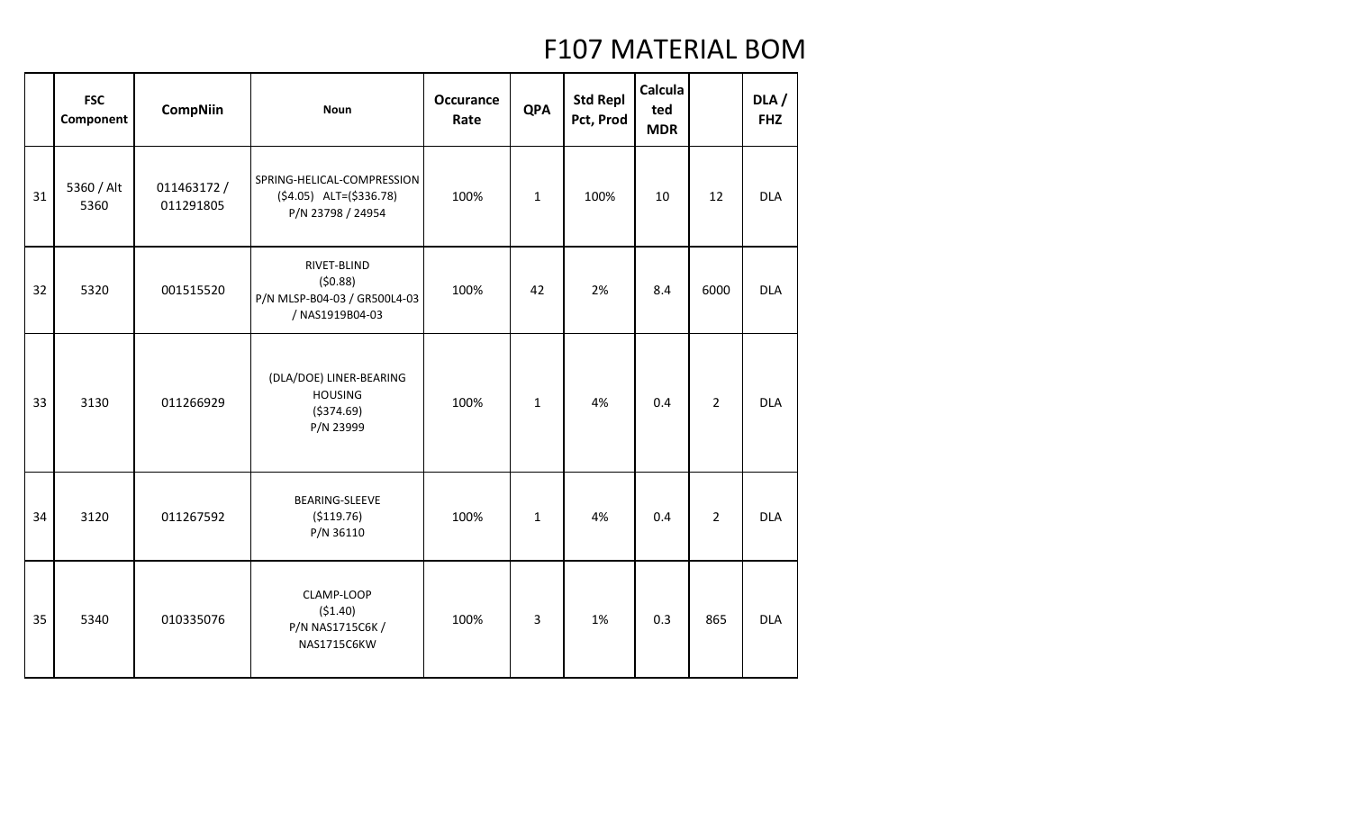# F107 MATERIAL BOM

| | FSC Component | CompNiin | Noun | Occurance Rate | QPA | Std Repl Pct, Prod | Calculated MDR | | DLA / FHZ |
|---|---|---|---|---|---|---|---|---|---|
| 31 | 5360 / Alt 5360 | 011463172 / 011291805 | SPRING-HELICAL-COMPRESSION ($4.05) ALT=($336.78) P/N 23798 / 24954 | 100% | 1 | 100% | 10 | 12 | DLA |
| 32 | 5320 | 001515520 | RIVET-BLIND ($0.88) P/N MLSP-B04-03 / GR500L4-03 / NAS1919B04-03 | 100% | 42 | 2% | 8.4 | 6000 | DLA |
| 33 | 3130 | 011266929 | (DLA/DOE) LINER-BEARING HOUSING ($374.69) P/N 23999 | 100% | 1 | 4% | 0.4 | 2 | DLA |
| 34 | 3120 | 011267592 | BEARING-SLEEVE ($119.76) P/N 36110 | 100% | 1 | 4% | 0.4 | 2 | DLA |
| 35 | 5340 | 010335076 | CLAMP-LOOP ($1.40) P/N NAS1715C6K / NAS1715C6KW | 100% | 3 | 1% | 0.3 | 865 | DLA |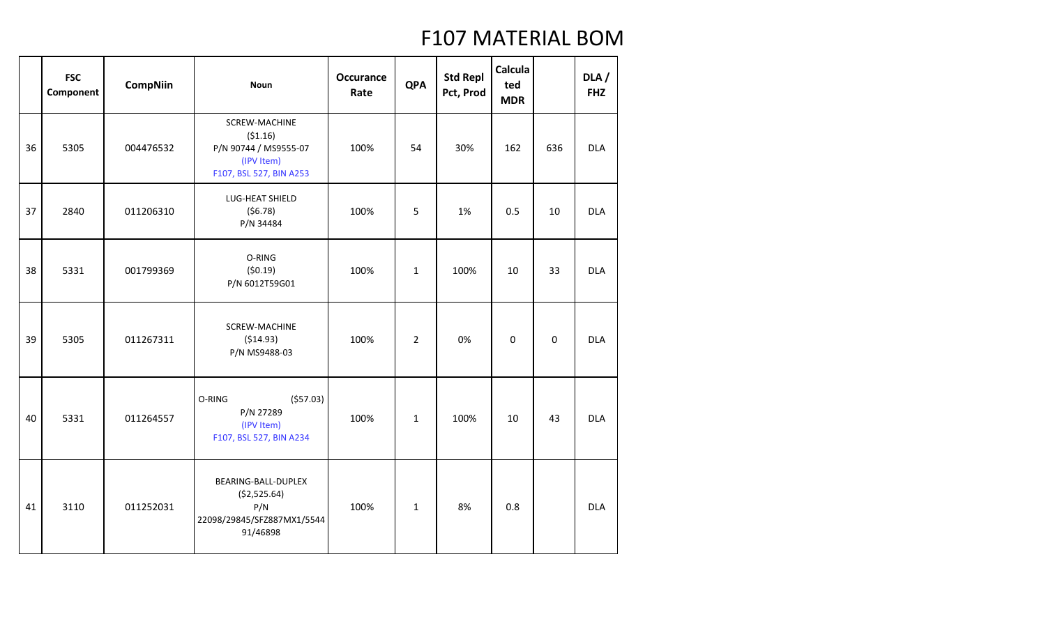# F107 MATERIAL BOM

| | FSC Component | CompNiin | Noun | Occurance Rate | QPA | Std Repl Pct, Prod | Calculated MDR | | DLA / FHZ |
|---|---|---|---|---|---|---|---|---|---|
| 36 | 5305 | 004476532 | SCREW-MACHINE ($1.16) P/N 90744 / MS9555-07 (IPV Item) F107, BSL 527, BIN A253 | 100% | 54 | 30% | 162 | 636 | DLA |
| 37 | 2840 | 011206310 | LUG-HEAT SHIELD ($6.78) P/N 34484 | 100% | 5 | 1% | 0.5 | 10 | DLA |
| 38 | 5331 | 001799369 | O-RING ($0.19) P/N 6012T59G01 | 100% | 1 | 100% | 10 | 33 | DLA |
| 39 | 5305 | 011267311 | SCREW-MACHINE ($14.93) P/N MS9488-03 | 100% | 2 | 0% | 0 | 0 | DLA |
| 40 | 5331 | 011264557 | O-RING ($57.03) P/N 27289 (IPV Item) F107, BSL 527, BIN A234 | 100% | 1 | 100% | 10 | 43 | DLA |
| 41 | 3110 | 011252031 | BEARING-BALL-DUPLEX ($2,525.64) P/N 22098/29845/SFZ887MX1/5544 91/46898 | 100% | 1 | 8% | 0.8 | | DLA |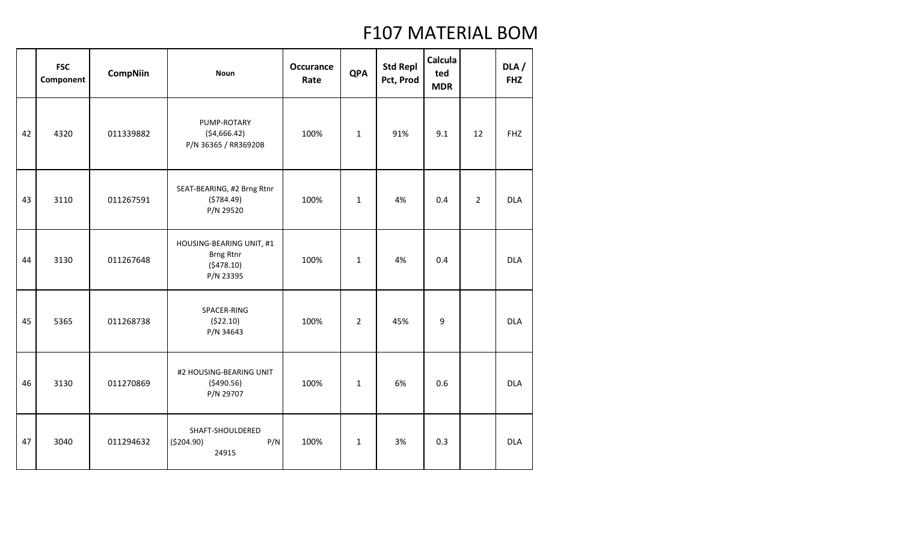# F107 MATERIAL BOM

| | FSC Component | CompNiin | Noun | Occurance Rate | QPA | Std Repl Pct, Prod | Calculated MDR | | DLA / FHZ |
|---|---|---|---|---|---|---|---|---|---|
| 42 | 4320 | 011339882 | PUMP-ROTARY ($4,666.42) P/N 36365 / RR36920B | 100% | 1 | 91% | 9.1 | 12 | FHZ |
| 43 | 3110 | 011267591 | SEAT-BEARING, #2 Brng Rtnr ($784.49) P/N 29520 | 100% | 1 | 4% | 0.4 | 2 | DLA |
| 44 | 3130 | 011267648 | HOUSING-BEARING UNIT, #1 Brng Rtnr ($478.10) P/N 23395 | 100% | 1 | 4% | 0.4 | | DLA |
| 45 | 5365 | 011268738 | SPACER-RING ($22.10) P/N 34643 | 100% | 2 | 45% | 9 | | DLA |
| 46 | 3130 | 011270869 | #2 HOUSING-BEARING UNIT ($490.56) P/N 29707 | 100% | 1 | 6% | 0.6 | | DLA |
| 47 | 3040 | 011294632 | SHAFT-SHOULDERED ($204.90) P/N 24915 | 100% | 1 | 3% | 0.3 | | DLA |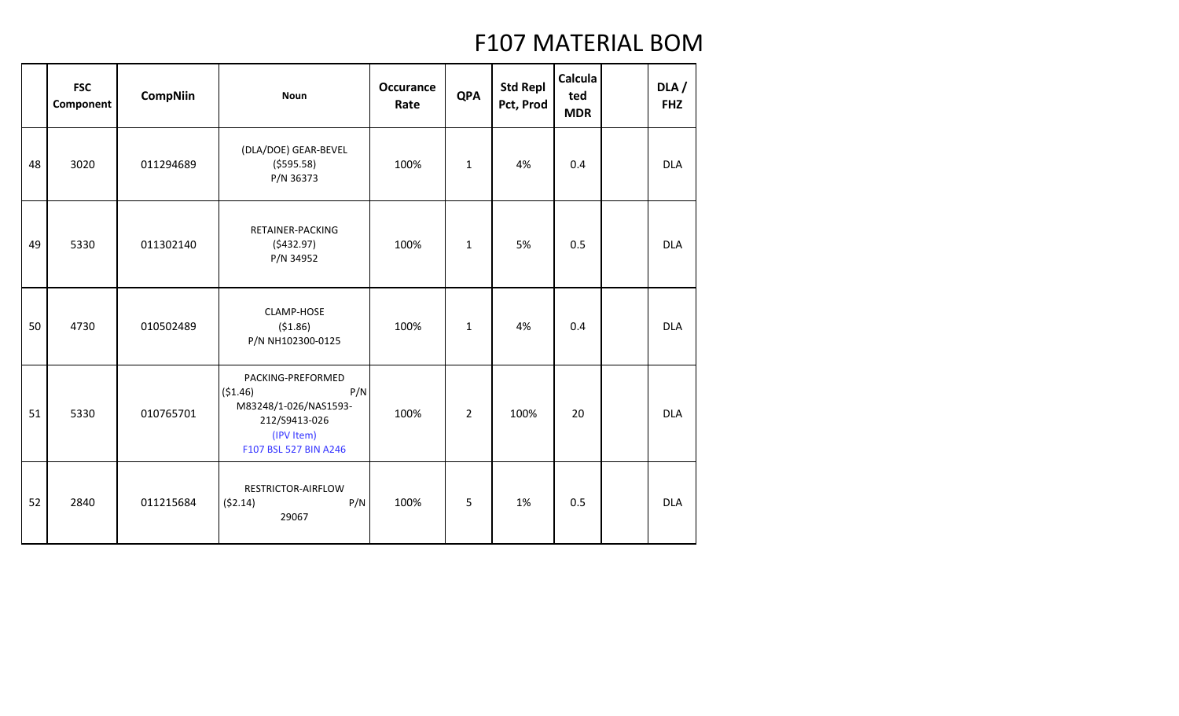# F107 MATERIAL BOM

| | FSC Component | CompNiin | Noun | Occurance Rate | QPA | Std Repl Pct, Prod | Calculated MDR | | DLA / FHZ |
|---|---|---|---|---|---|---|---|---|---|
| 48 | 3020 | 011294689 | (DLA/DOE) GEAR-BEVEL ($595.58) P/N 36373 | 100% | 1 | 4% | 0.4 | | DLA |
| 49 | 5330 | 011302140 | RETAINER-PACKING ($432.97) P/N 34952 | 100% | 1 | 5% | 0.5 | | DLA |
| 50 | 4730 | 010502489 | CLAMP-HOSE ($1.86) P/N NH102300-0125 | 100% | 1 | 4% | 0.4 | | DLA |
| 51 | 5330 | 010765701 | PACKING-PREFORMED ($1.46) P/N M83248/1-026/NAS1593-212/S9413-026 (IPV Item) F107 BSL 527 BIN A246 | 100% | 2 | 100% | 20 | | DLA |
| 52 | 2840 | 011215684 | RESTRICTOR-AIRFLOW ($2.14) P/N 29067 | 100% | 5 | 1% | 0.5 | | DLA |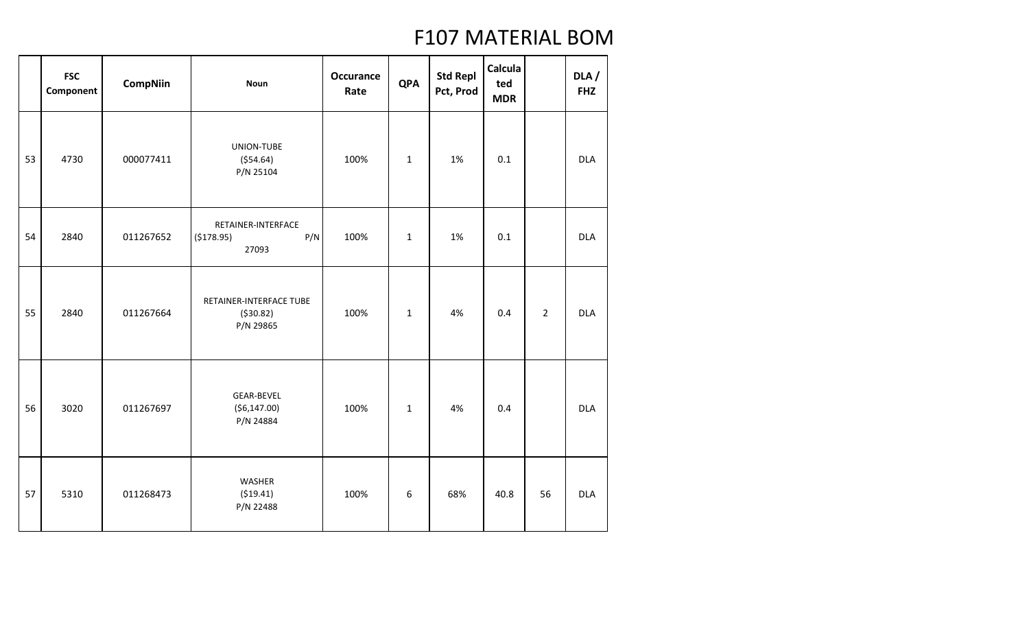# F107 MATERIAL BOM

| | FSC Component | CompNiin | Noun | Occurance Rate | QPA | Std Repl Pct, Prod | Calculated MDR | | DLA / FHZ |
|---|---|---|---|---|---|---|---|---|---|
| 53 | 4730 | 000077411 | UNION-TUBE ($54.64) P/N 25104 | 100% | 1 | 1% | 0.1 | | DLA |
| 54 | 2840 | 011267652 | RETAINER-INTERFACE ($178.95) P/N 27093 | 100% | 1 | 1% | 0.1 | | DLA |
| 55 | 2840 | 011267664 | RETAINER-INTERFACE TUBE ($30.82) P/N 29865 | 100% | 1 | 4% | 0.4 | 2 | DLA |
| 56 | 3020 | 011267697 | GEAR-BEVEL ($6,147.00) P/N 24884 | 100% | 1 | 4% | 0.4 | | DLA |
| 57 | 5310 | 011268473 | WASHER ($19.41) P/N 22488 | 100% | 6 | 68% | 40.8 | 56 | DLA |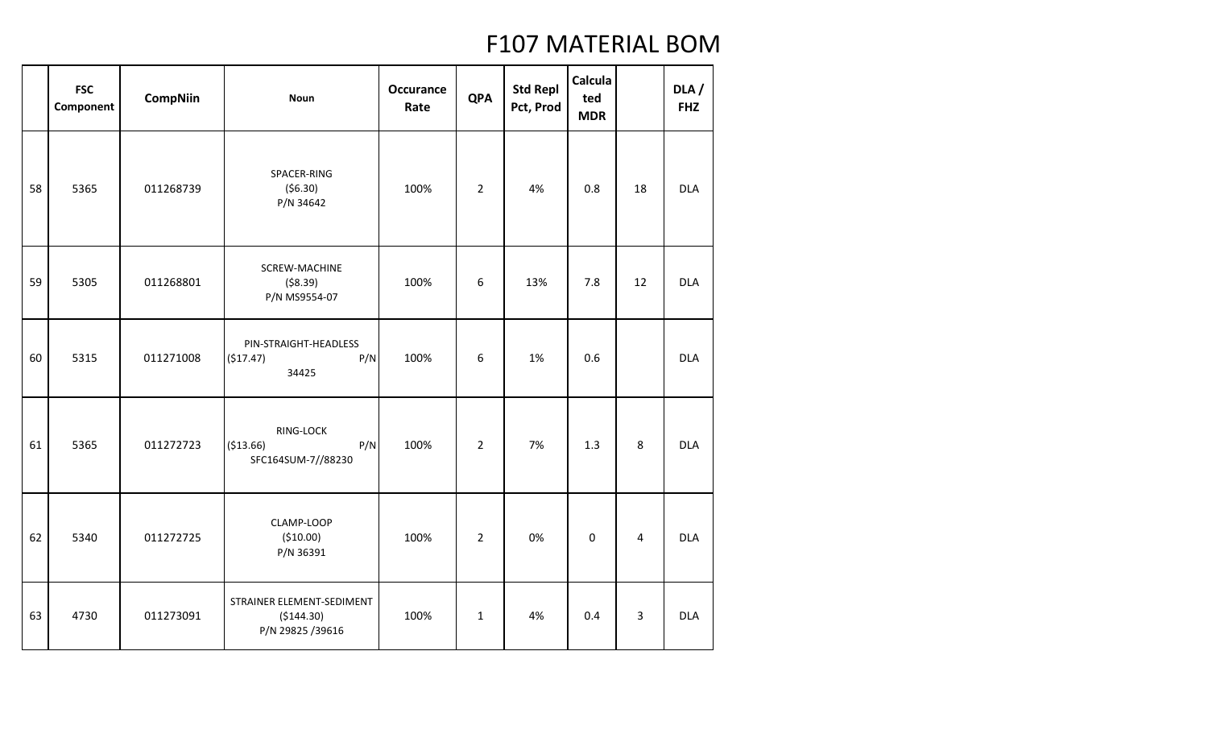# F107 MATERIAL BOM

| | FSC Component | CompNiin | Noun | Occurance Rate | QPA | Std Repl Pct, Prod | Calculated MDR | | DLA / FHZ |
|---|---|---|---|---|---|---|---|---|---|
| 58 | 5365 | 011268739 | SPACER-RING ($6.30) P/N 34642 | 100% | 2 | 4% | 0.8 | 18 | DLA |
| 59 | 5305 | 011268801 | SCREW-MACHINE ($8.39) P/N MS9554-07 | 100% | 6 | 13% | 7.8 | 12 | DLA |
| 60 | 5315 | 011271008 | PIN-STRAIGHT-HEADLESS ($17.47) P/N 34425 | 100% | 6 | 1% | 0.6 | | DLA |
| 61 | 5365 | 011272723 | RING-LOCK ($13.66) P/N SFC164SUM-7//88230 | 100% | 2 | 7% | 1.3 | 8 | DLA |
| 62 | 5340 | 011272725 | CLAMP-LOOP ($10.00) P/N 36391 | 100% | 2 | 0% | 0 | 4 | DLA |
| 63 | 4730 | 011273091 | STRAINER ELEMENT-SEDIMENT ($144.30) P/N 29825 /39616 | 100% | 1 | 4% | 0.4 | 3 | DLA |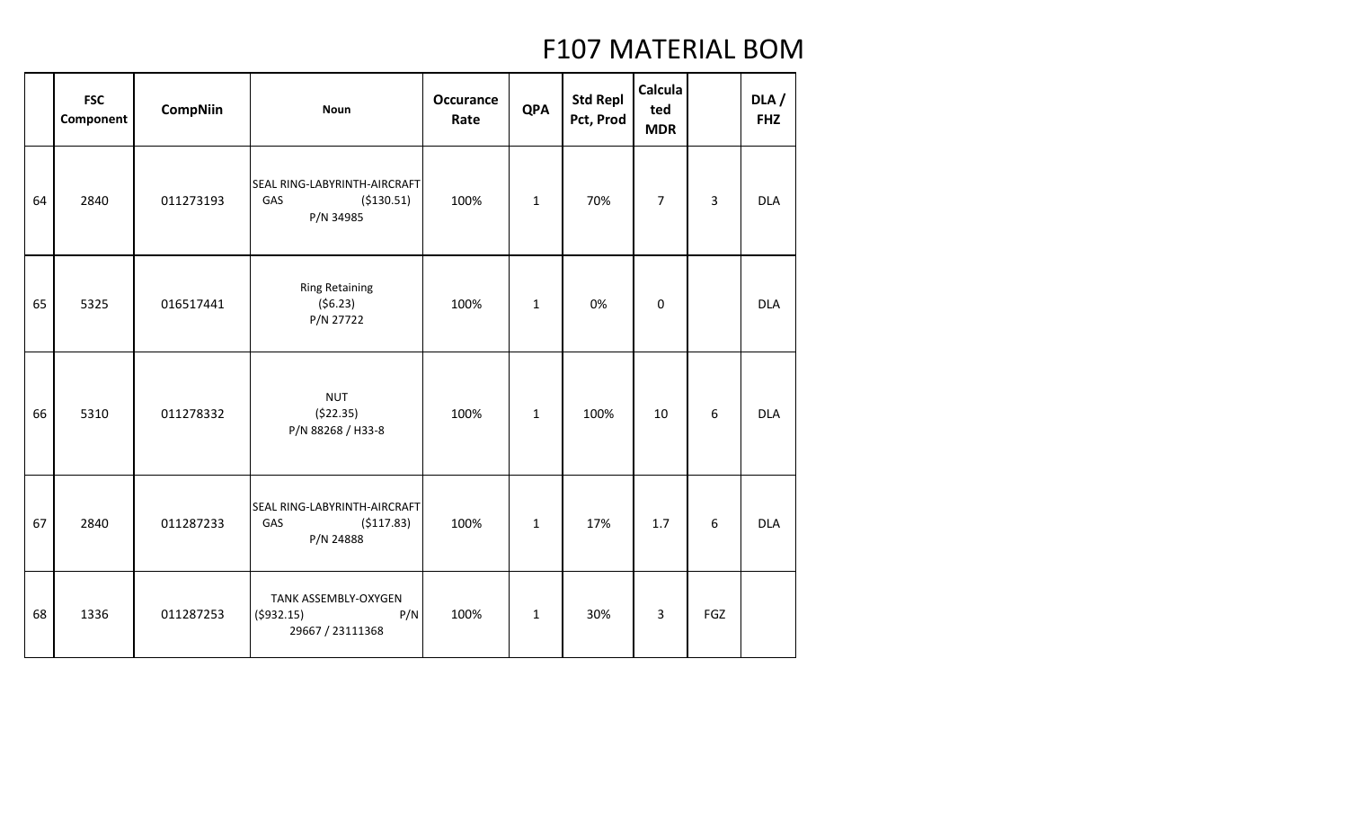# F107 MATERIAL BOM

| | FSC Component | CompNiin | Noun | Occurance Rate | QPA | Std Repl Pct, Prod | Calculated MDR | | DLA / FHZ |
|---|---|---|---|---|---|---|---|---|---|
| 64 | 2840 | 011273193 | SEAL RING-LABYRINTH-AIRCRAFT GAS ($130.51) P/N 34985 | 100% | 1 | 70% | 7 | 3 | DLA |
| 65 | 5325 | 016517441 | Ring Retaining ($6.23) P/N 27722 | 100% | 1 | 0% | 0 | | DLA |
| 66 | 5310 | 011278332 | NUT ($22.35) P/N 88268 / H33-8 | 100% | 1 | 100% | 10 | 6 | DLA |
| 67 | 2840 | 011287233 | SEAL RING-LABYRINTH-AIRCRAFT GAS ($117.83) P/N 24888 | 100% | 1 | 17% | 1.7 | 6 | DLA |
| 68 | 1336 | 011287253 | TANK ASSEMBLY-OXYGEN ($932.15) P/N 29667 / 23111368 | 100% | 1 | 30% | 3 | FGZ | |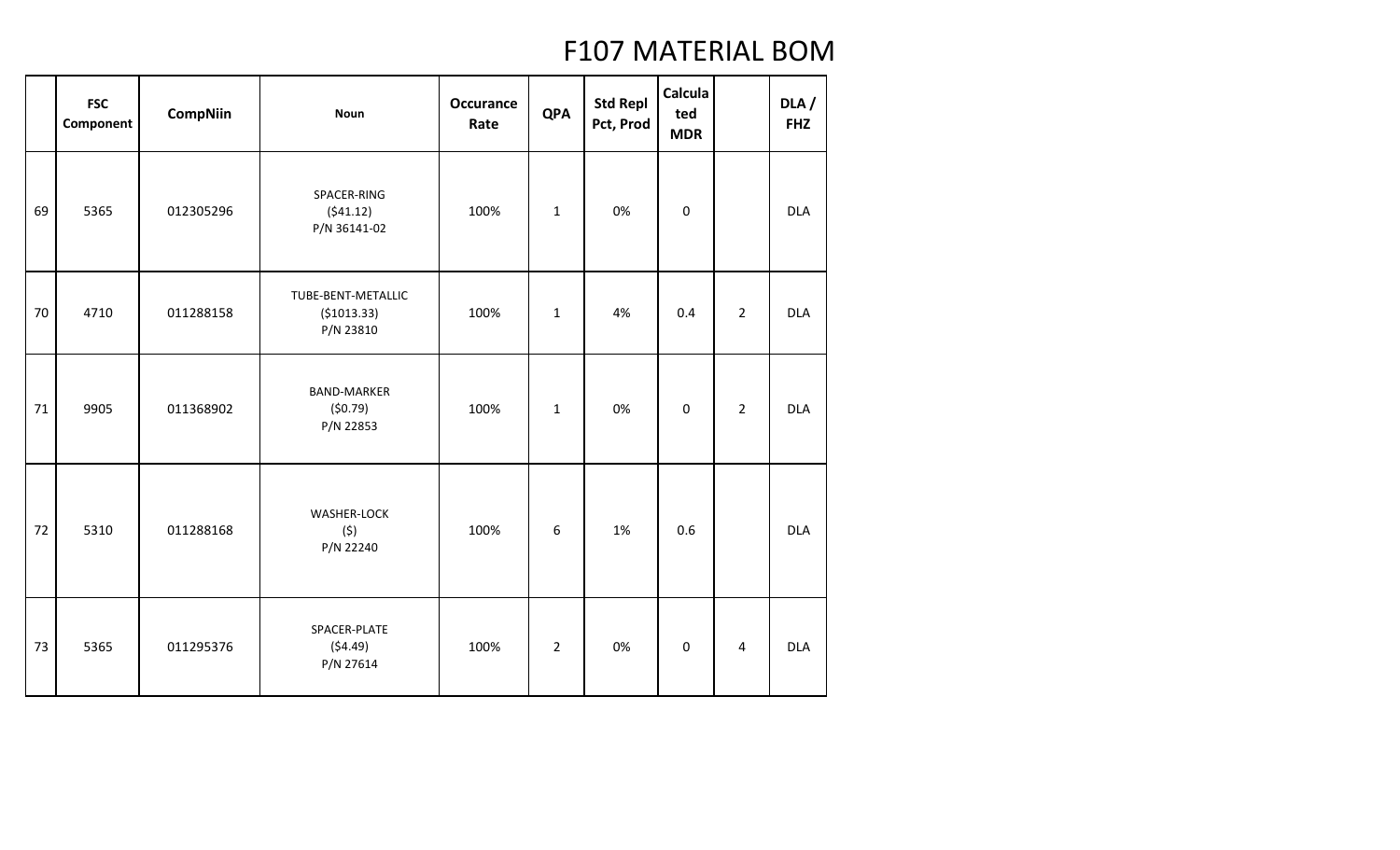# F107 MATERIAL BOM

| | FSC Component | CompNiin | Noun | Occurance Rate | QPA | Std Repl Pct, Prod | Calculated MDR | | DLA / FHZ |
|---|---|---|---|---|---|---|---|---|---|
| 69 | 5365 | 012305296 | SPACER-RING ($41.12) P/N 36141-02 | 100% | 1 | 0% | 0 | | DLA |
| 70 | 4710 | 011288158 | TUBE-BENT-METALLIC ($1013.33) P/N 23810 | 100% | 1 | 4% | 0.4 | 2 | DLA |
| 71 | 9905 | 011368902 | BAND-MARKER ($0.79) P/N 22853 | 100% | 1 | 0% | 0 | 2 | DLA |
| 72 | 5310 | 011288168 | WASHER-LOCK ($) P/N 22240 | 100% | 6 | 1% | 0.6 | | DLA |
| 73 | 5365 | 011295376 | SPACER-PLATE ($4.49) P/N 27614 | 100% | 2 | 0% | 0 | 4 | DLA |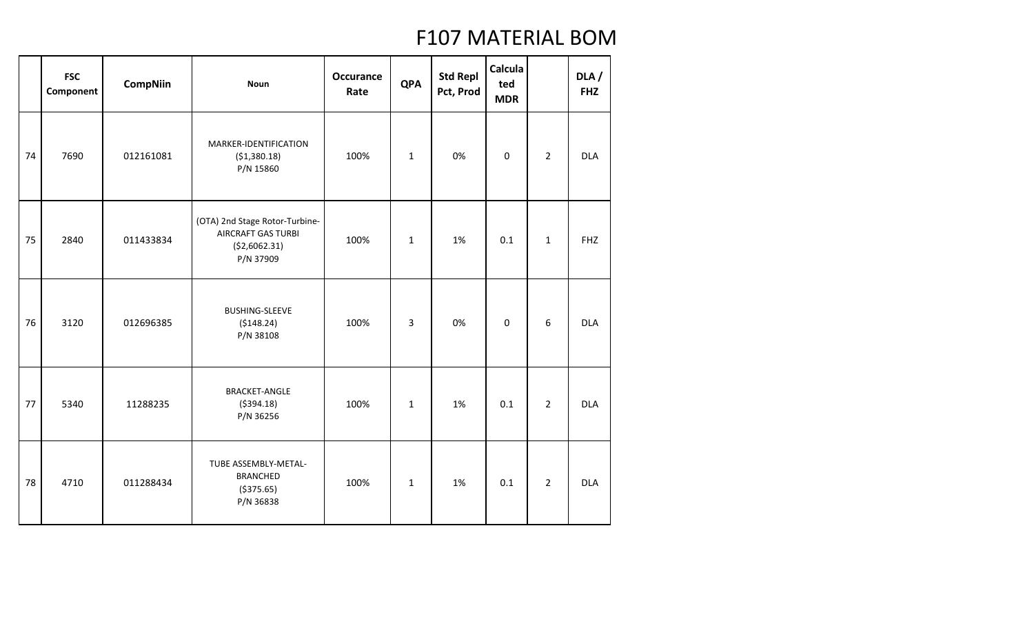# F107 MATERIAL BOM

| | FSC Component | CompNiin | Noun | Occurance Rate | QPA | Std Repl Pct, Prod | Calculated MDR | | DLA / FHZ |
|---|---|---|---|---|---|---|---|---|---|
| 74 | 7690 | 012161081 | MARKER-IDENTIFICATION ($1,380.18) P/N 15860 | 100% | 1 | 0% | 0 | 2 | DLA |
| 75 | 2840 | 011433834 | (OTA) 2nd Stage Rotor-Turbine-AIRCRAFT GAS TURBI ($2,6062.31) P/N 37909 | 100% | 1 | 1% | 0.1 | 1 | FHZ |
| 76 | 3120 | 012696385 | BUSHING-SLEEVE ($148.24) P/N 38108 | 100% | 3 | 0% | 0 | 6 | DLA |
| 77 | 5340 | 11288235 | BRACKET-ANGLE ($394.18) P/N 36256 | 100% | 1 | 1% | 0.1 | 2 | DLA |
| 78 | 4710 | 011288434 | TUBE ASSEMBLY-METAL-BRANCHED ($375.65) P/N 36838 | 100% | 1 | 1% | 0.1 | 2 | DLA |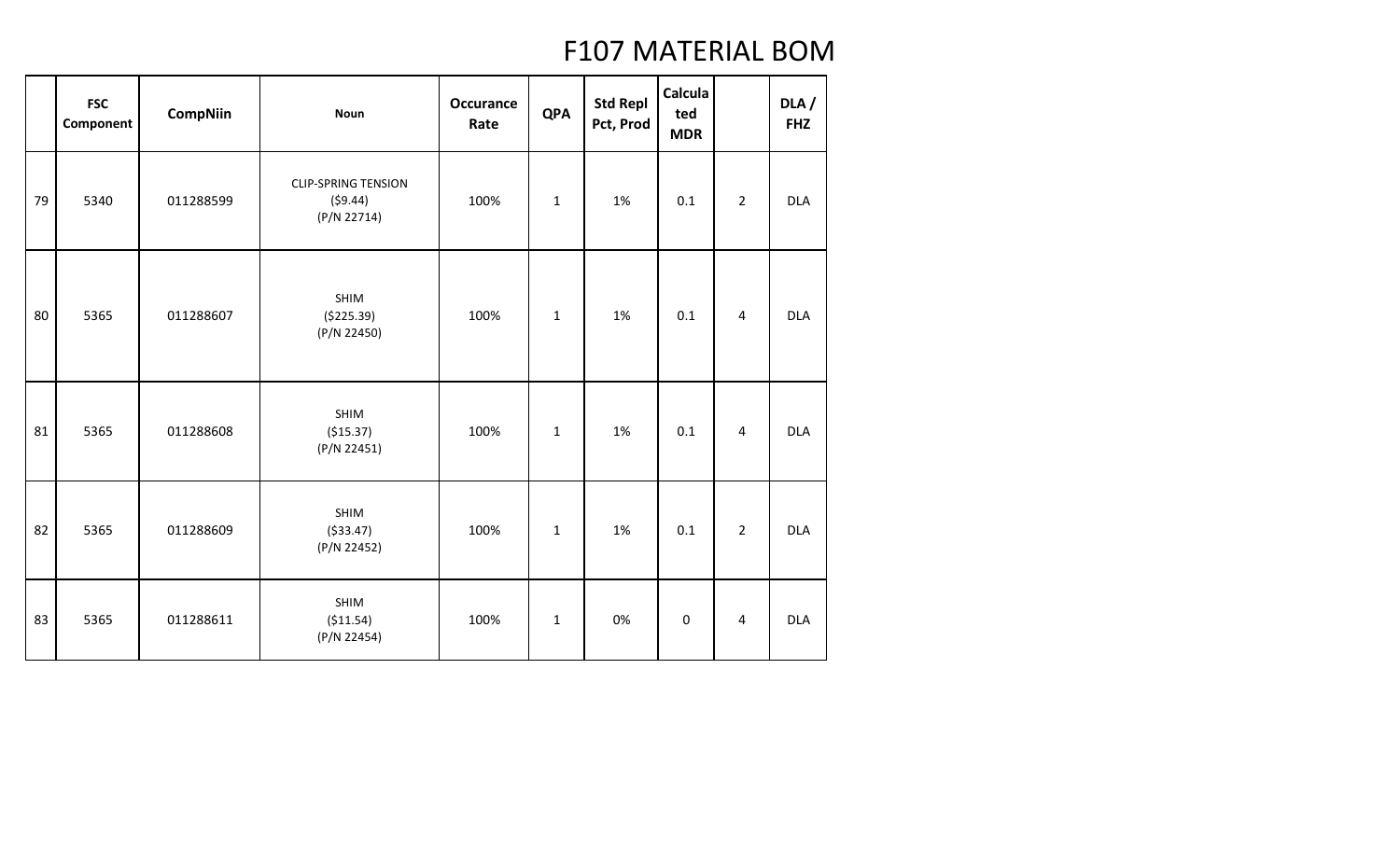# F107 MATERIAL BOM

| | FSC Component | CompNiin | Noun | Occurance Rate | QPA | Std Repl Pct, Prod | Calculated MDR | | DLA / FHZ |
|---|---|---|---|---|---|---|---|---|---|
| 79 | 5340 | 011288599 | CLIP-SPRING TENSION ($9.44) (P/N 22714) | 100% | 1 | 1% | 0.1 | 2 | DLA |
| 80 | 5365 | 011288607 | SHIM ($225.39) (P/N 22450) | 100% | 1 | 1% | 0.1 | 4 | DLA |
| 81 | 5365 | 011288608 | SHIM ($15.37) (P/N 22451) | 100% | 1 | 1% | 0.1 | 4 | DLA |
| 82 | 5365 | 011288609 | SHIM ($33.47) (P/N 22452) | 100% | 1 | 1% | 0.1 | 2 | DLA |
| 83 | 5365 | 011288611 | SHIM ($11.54) (P/N 22454) | 100% | 1 | 0% | 0 | 4 | DLA |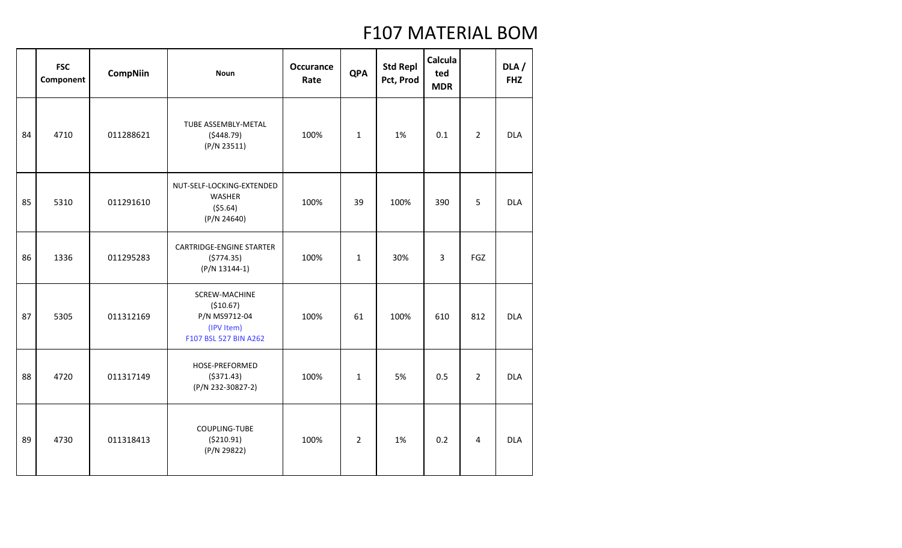# F107 MATERIAL BOM

| | FSC Component | CompNiin | Noun | Occurance Rate | QPA | Std Repl Pct, Prod | Calculated MDR | | DLA / FHZ |
|---|---|---|---|---|---|---|---|---|---|
| 84 | 4710 | 011288621 | TUBE ASSEMBLY-METAL ($448.79) (P/N 23511) | 100% | 1 | 1% | 0.1 | 2 | DLA |
| 85 | 5310 | 011291610 | NUT-SELF-LOCKING-EXTENDED WASHER ($5.64) (P/N 24640) | 100% | 39 | 100% | 390 | 5 | DLA |
| 86 | 1336 | 011295283 | CARTRIDGE-ENGINE STARTER ($774.35) (P/N 13144-1) | 100% | 1 | 30% | 3 | FGZ | |
| 87 | 5305 | 011312169 | SCREW-MACHINE ($10.67) P/N MS9712-04 (IPV Item) F107 BSL 527 BIN A262 | 100% | 61 | 100% | 610 | 812 | DLA |
| 88 | 4720 | 011317149 | HOSE-PREFORMED ($371.43) (P/N 232-30827-2) | 100% | 1 | 5% | 0.5 | 2 | DLA |
| 89 | 4730 | 011318413 | COUPLING-TUBE ($210.91) (P/N 29822) | 100% | 2 | 1% | 0.2 | 4 | DLA |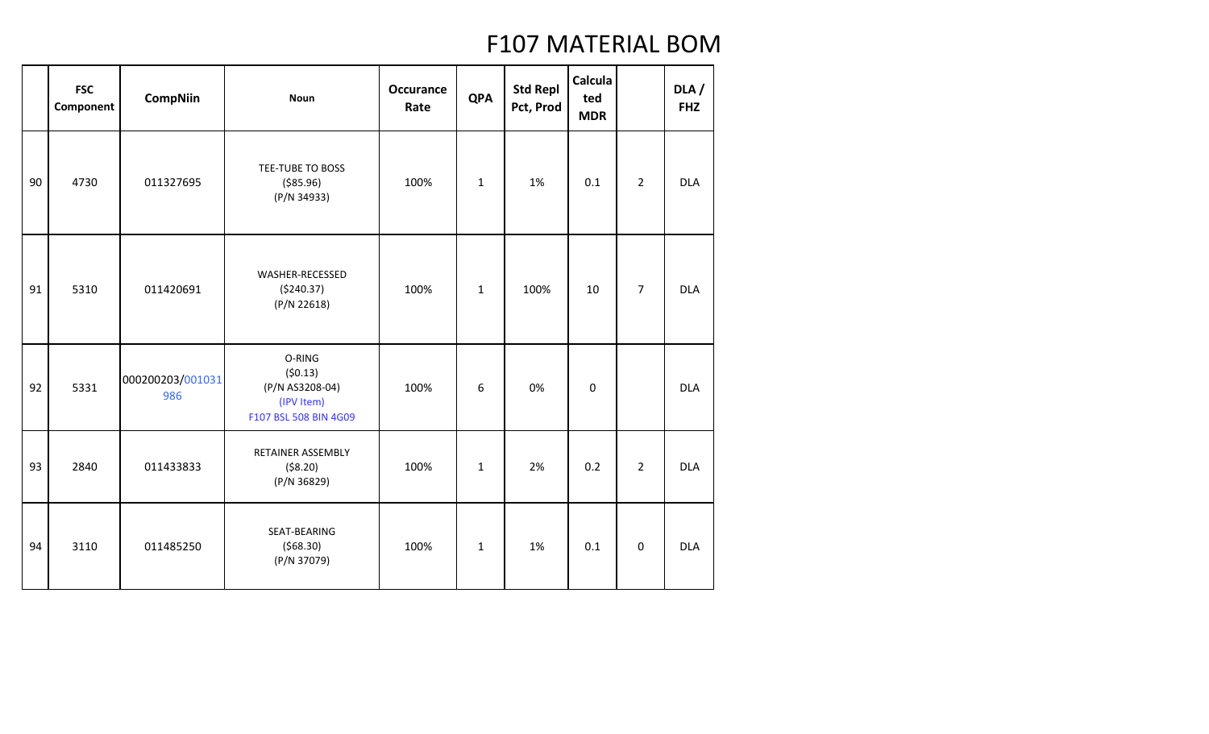# F107 MATERIAL BOM

| | FSC Component | CompNiin | Noun | Occurance Rate | QPA | Std Repl Pct, Prod | Calculated MDR | | DLA / FHZ |
|---|---|---|---|---|---|---|---|---|---|
| 90 | 4730 | 011327695 | TEE-TUBE TO BOSS ($85.96) (P/N 34933) | 100% | 1 | 1% | 0.1 | 2 | DLA |
| 91 | 5310 | 011420691 | WASHER-RECESSED ($240.37) (P/N 22618) | 100% | 1 | 100% | 10 | 7 | DLA |
| 92 | 5331 | 000200203/001031986 | O-RING ($0.13) (P/N AS3208-04) (IPV Item) F107 BSL 508 BIN 4G09 | 100% | 6 | 0% | 0 | | DLA |
| 93 | 2840 | 011433833 | RETAINER ASSEMBLY ($8.20) (P/N 36829) | 100% | 1 | 2% | 0.2 | 2 | DLA |
| 94 | 3110 | 011485250 | SEAT-BEARING ($68.30) (P/N 37079) | 100% | 1 | 1% | 0.1 | 0 | DLA |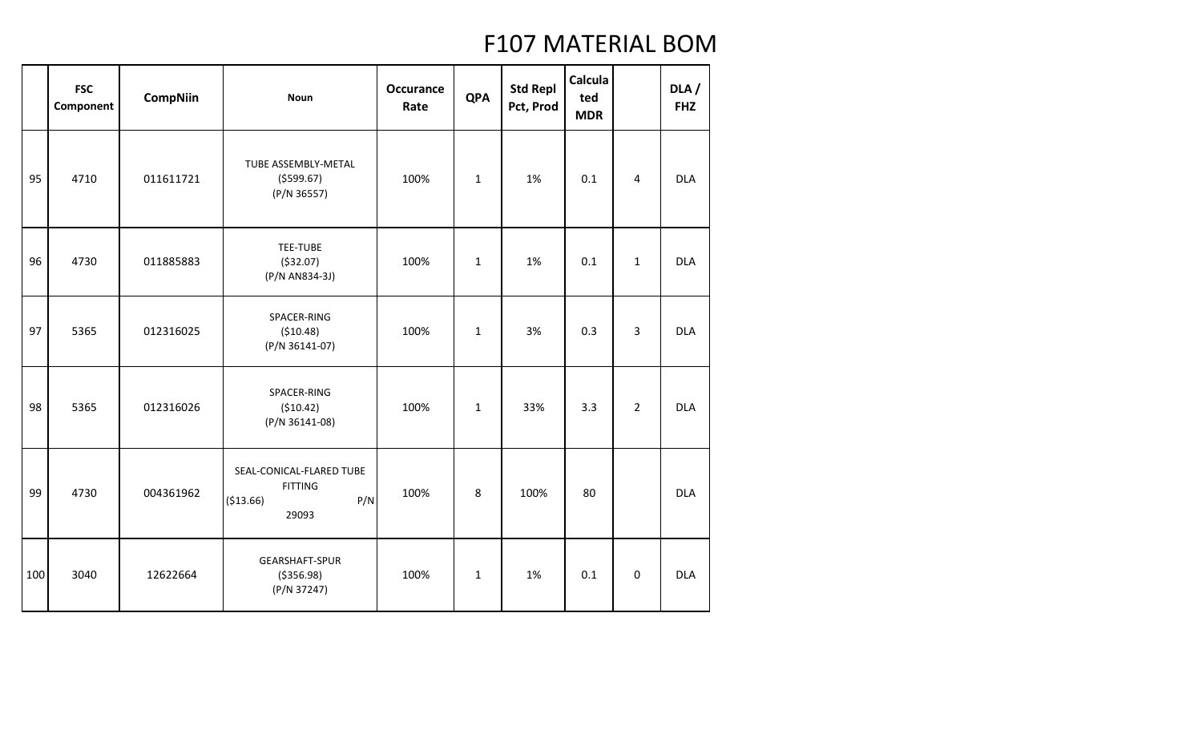# F107 MATERIAL BOM

| | FSC Component | CompNiin | Noun | Occurance Rate | QPA | Std Repl Pct, Prod | Calculated MDR | | DLA / FHZ |
|---|---|---|---|---|---|---|---|---|---|
| 95 | 4710 | 011611721 | TUBE ASSEMBLY-METAL ($599.67) (P/N 36557) | 100% | 1 | 1% | 0.1 | 4 | DLA |
| 96 | 4730 | 011885883 | TEE-TUBE ($32.07) (P/N AN834-3J) | 100% | 1 | 1% | 0.1 | 1 | DLA |
| 97 | 5365 | 012316025 | SPACER-RING ($10.48) (P/N 36141-07) | 100% | 1 | 3% | 0.3 | 3 | DLA |
| 98 | 5365 | 012316026 | SPACER-RING ($10.42) (P/N 36141-08) | 100% | 1 | 33% | 3.3 | 2 | DLA |
| 99 | 4730 | 004361962 | SEAL-CONICAL-FLARED TUBE FITTING ($13.66) P/N 29093 | 100% | 8 | 100% | 80 | | DLA |
| 100 | 3040 | 12622664 | GEARSHAFT-SPUR ($356.98) (P/N 37247) | 100% | 1 | 1% | 0.1 | 0 | DLA |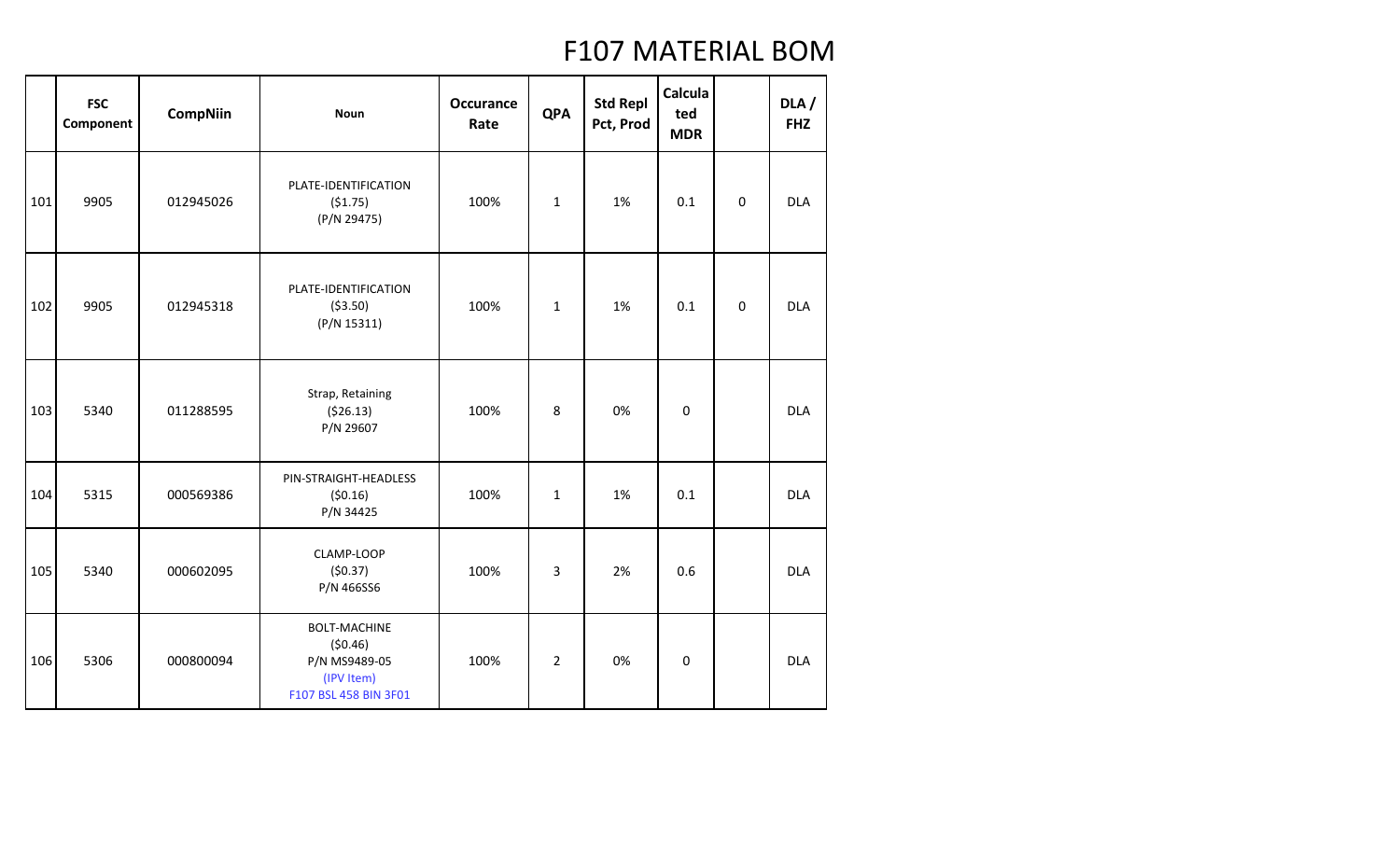# F107 MATERIAL BOM

| | FSC Component | CompNiin | Noun | Occurance Rate | QPA | Std Repl Pct, Prod | Calculated MDR | | DLA / FHZ |
|---|---|---|---|---|---|---|---|---|---|
| 101 | 9905 | 012945026 | PLATE-IDENTIFICATION<br>($1.75)<br>(P/N 29475) | 100% | 1 | 1% | 0.1 | 0 | DLA |
| 102 | 9905 | 012945318 | PLATE-IDENTIFICATION<br>($3.50)<br>(P/N 15311) | 100% | 1 | 1% | 0.1 | 0 | DLA |
| 103 | 5340 | 011288595 | Strap, Retaining<br>($26.13)<br>P/N 29607 | 100% | 8 | 0% | 0 | | DLA |
| 104 | 5315 | 000569386 | PIN-STRAIGHT-HEADLESS<br>($0.16)<br>P/N 34425 | 100% | 1 | 1% | 0.1 | | DLA |
| 105 | 5340 | 000602095 | CLAMP-LOOP<br>($0.37)<br>P/N 466SS6 | 100% | 3 | 2% | 0.6 | | DLA |
| 106 | 5306 | 000800094 | BOLT-MACHINE<br>($0.46)<br>P/N MS9489-05<br>(IPV Item)<br>F107 BSL 458 BIN 3F01 | 100% | 2 | 0% | 0 | | DLA |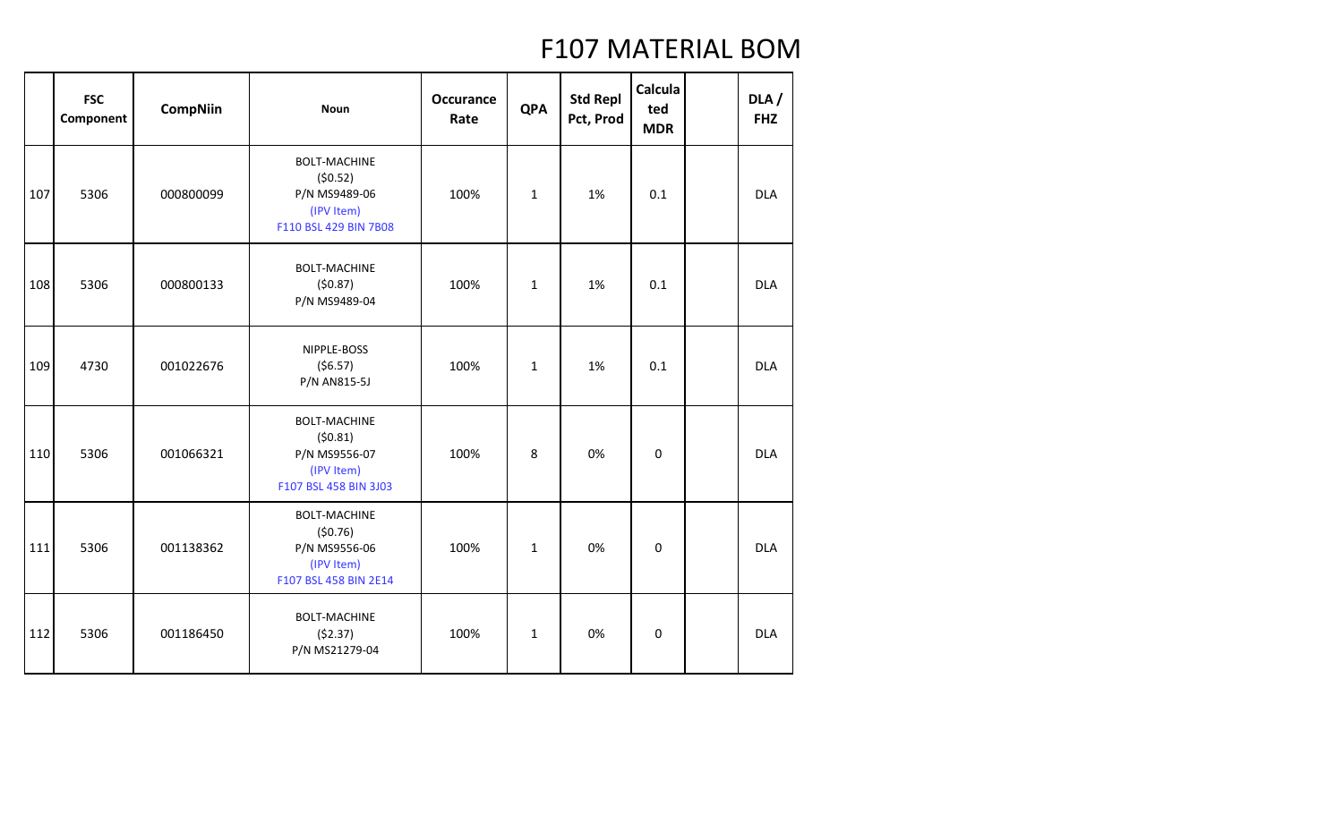# F107 MATERIAL BOM

| | FSC Component | CompNiin | Noun | Occurance Rate | QPA | Std Repl Pct, Prod | Calculated MDR | | DLA / FHZ |
|---|---|---|---|---|---|---|---|---|---|
| 107 | 5306 | 000800099 | BOLT-MACHINE ($0.52) P/N MS9489-06 (IPV Item) F110 BSL 429 BIN 7B08 | 100% | 1 | 1% | 0.1 | | DLA |
| 108 | 5306 | 000800133 | BOLT-MACHINE ($0.87) P/N MS9489-04 | 100% | 1 | 1% | 0.1 | | DLA |
| 109 | 4730 | 001022676 | NIPPLE-BOSS ($6.57) P/N AN815-5J | 100% | 1 | 1% | 0.1 | | DLA |
| 110 | 5306 | 001066321 | BOLT-MACHINE ($0.81) P/N MS9556-07 (IPV Item) F107 BSL 458 BIN 3J03 | 100% | 8 | 0% | 0 | | DLA |
| 111 | 5306 | 001138362 | BOLT-MACHINE ($0.76) P/N MS9556-06 (IPV Item) F107 BSL 458 BIN 2E14 | 100% | 1 | 0% | 0 | | DLA |
| 112 | 5306 | 001186450 | BOLT-MACHINE ($2.37) P/N MS21279-04 | 100% | 1 | 0% | 0 | | DLA |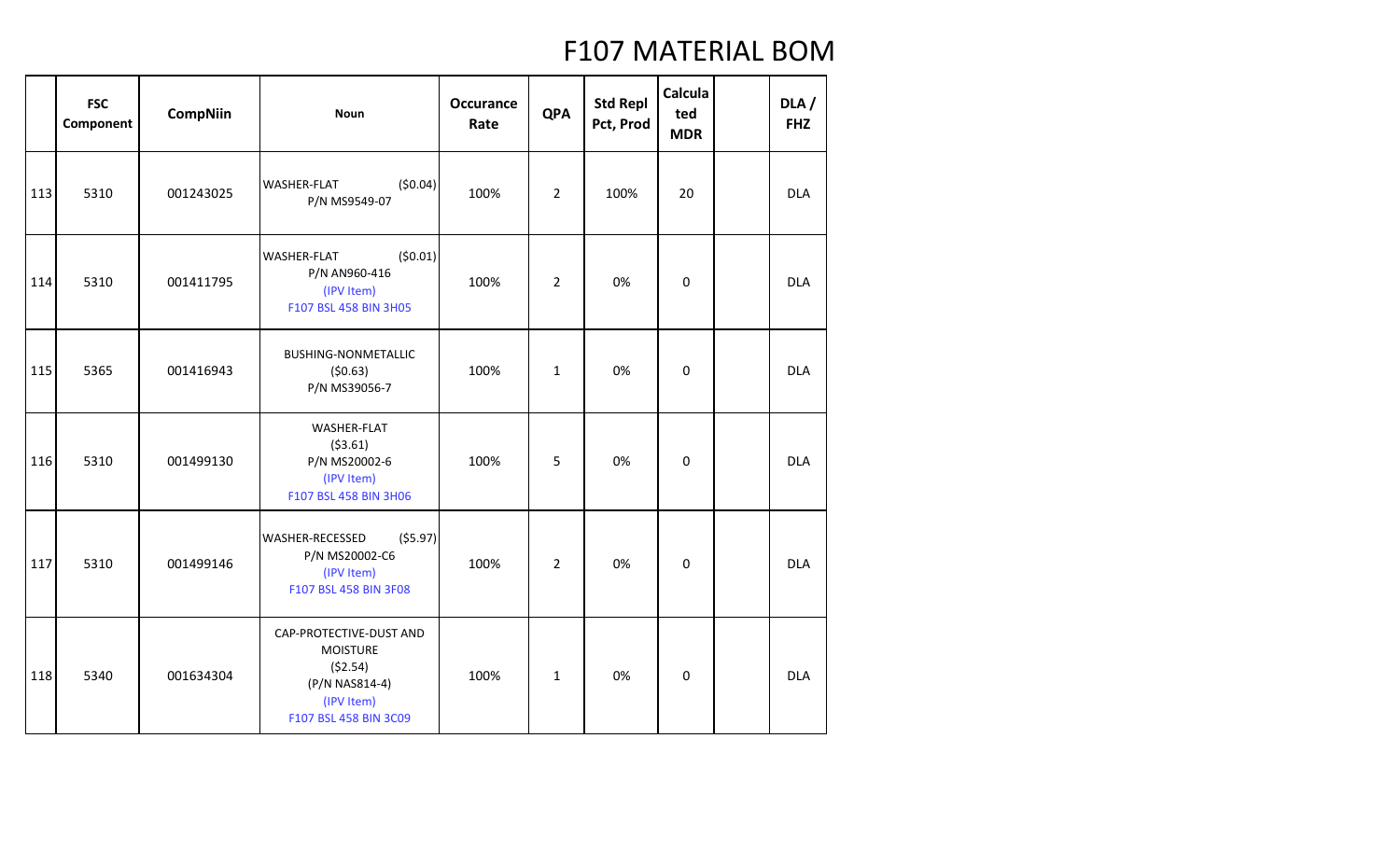# F107 MATERIAL BOM

| | FSC Component | CompNiin | Noun | Occurance Rate | QPA | Std Repl Pct, Prod | Calculated MDR | | DLA / FHZ |
|---|---|---|---|---|---|---|---|---|---|
| 113 | 5310 | 001243025 | WASHER-FLAT ($0.04) P/N MS9549-07 | 100% | 2 | 100% | 20 | | DLA |
| 114 | 5310 | 001411795 | WASHER-FLAT ($0.01) P/N AN960-416 (IPV Item) F107 BSL 458 BIN 3H05 | 100% | 2 | 0% | 0 | | DLA |
| 115 | 5365 | 001416943 | BUSHING-NONMETALLIC ($0.63) P/N MS39056-7 | 100% | 1 | 0% | 0 | | DLA |
| 116 | 5310 | 001499130 | WASHER-FLAT ($3.61) P/N MS20002-6 (IPV Item) F107 BSL 458 BIN 3H06 | 100% | 5 | 0% | 0 | | DLA |
| 117 | 5310 | 001499146 | WASHER-RECESSED ($5.97) P/N MS20002-C6 (IPV Item) F107 BSL 458 BIN 3F08 | 100% | 2 | 0% | 0 | | DLA |
| 118 | 5340 | 001634304 | CAP-PROTECTIVE-DUST AND MOISTURE ($2.54) (P/N NAS814-4) (IPV Item) F107 BSL 458 BIN 3C09 | 100% | 1 | 0% | 0 | | DLA |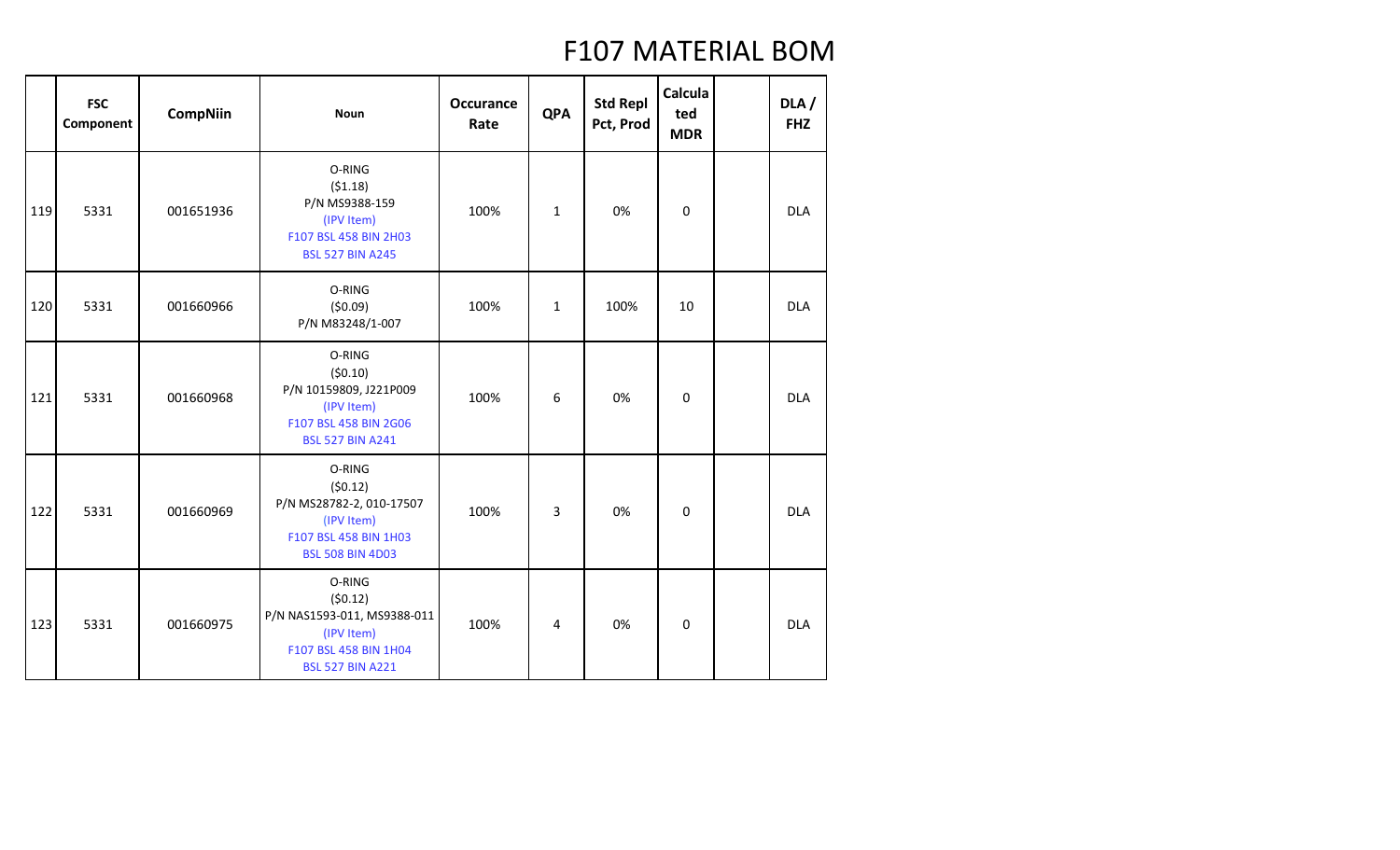# F107 MATERIAL BOM

| | FSC Component | CompNiin | Noun | Occurance Rate | QPA | Std Repl Pct, Prod | Calculated MDR | | DLA / FHZ |
|---|---|---|---|---|---|---|---|---|---|
| 119 | 5331 | 001651936 | O-RING<br>($1.18)<br>P/N MS9388-159<br>(IPV Item)<br>F107 BSL 458 BIN 2H03<br>BSL 527 BIN A245 | 100% | 1 | 0% | 0 | | DLA |
| 120 | 5331 | 001660966 | O-RING<br>($0.09)<br>P/N M83248/1-007 | 100% | 1 | 100% | 10 | | DLA |
| 121 | 5331 | 001660968 | O-RING<br>($0.10)<br>P/N 10159809, J221P009<br>(IPV Item)<br>F107 BSL 458 BIN 2G06<br>BSL 527 BIN A241 | 100% | 6 | 0% | 0 | | DLA |
| 122 | 5331 | 001660969 | O-RING<br>($0.12)<br>P/N MS28782-2, 010-17507<br>(IPV Item)<br>F107 BSL 458 BIN 1H03<br>BSL 508 BIN 4D03 | 100% | 3 | 0% | 0 | | DLA |
| 123 | 5331 | 001660975 | O-RING<br>($0.12)<br>P/N NAS1593-011, MS9388-011<br>(IPV Item)<br>F107 BSL 458 BIN 1H04<br>BSL 527 BIN A221 | 100% | 4 | 0% | 0 | | DLA |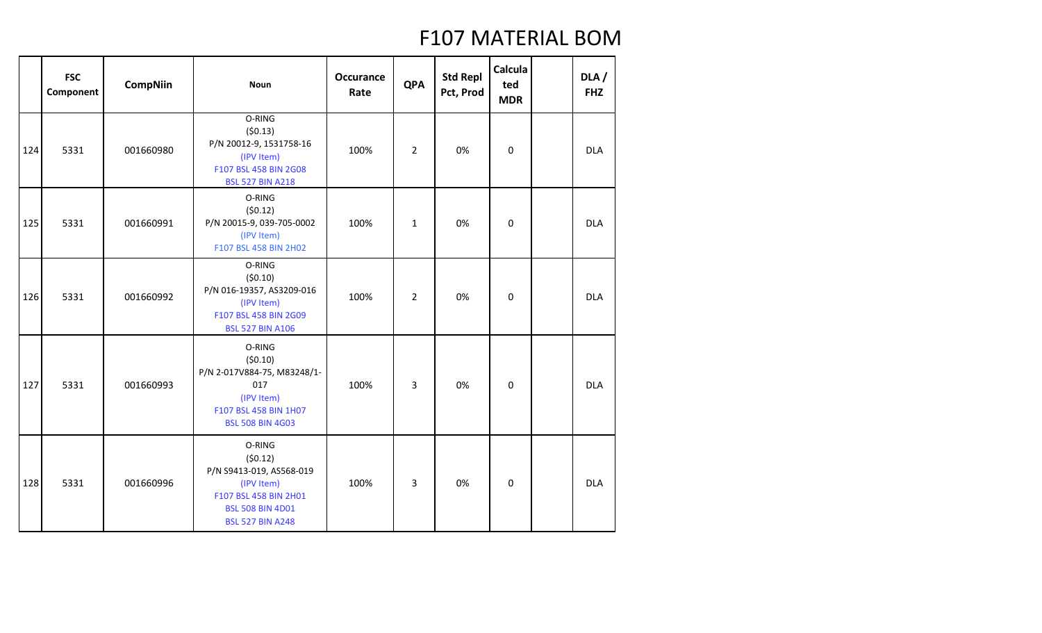# F107 MATERIAL BOM

| | FSC Component | CompNiin | Noun | Occurance Rate | QPA | Std Repl Pct, Prod | Calculated MDR | | DLA / FHZ |
|---|---|---|---|---|---|---|---|---|---|
| 124 | 5331 | 001660980 | O-RING<br>($0.13)<br>P/N 20012-9, 1531758-16<br>(IPV Item)<br>F107 BSL 458 BIN 2G08<br>BSL 527 BIN A218 | 100% | 2 | 0% | 0 | | DLA |
| 125 | 5331 | 001660991 | O-RING<br>($0.12)<br>P/N 20015-9, 039-705-0002<br>(IPV Item)<br>F107 BSL 458 BIN 2H02 | 100% | 1 | 0% | 0 | | DLA |
| 126 | 5331 | 001660992 | O-RING<br>($0.10)<br>P/N 016-19357, AS3209-016<br>(IPV Item)<br>F107 BSL 458 BIN 2G09<br>BSL 527 BIN A106 | 100% | 2 | 0% | 0 | | DLA |
| 127 | 5331 | 001660993 | O-RING<br>($0.10)<br>P/N 2-017V884-75, M83248/1-017<br>(IPV Item)<br>F107 BSL 458 BIN 1H07<br>BSL 508 BIN 4G03 | 100% | 3 | 0% | 0 | | DLA |
| 128 | 5331 | 001660996 | O-RING<br>($0.12)<br>P/N S9413-019, AS568-019<br>(IPV Item)<br>F107 BSL 458 BIN 2H01<br>BSL 508 BIN 4D01<br>BSL 527 BIN A248 | 100% | 3 | 0% | 0 | | DLA |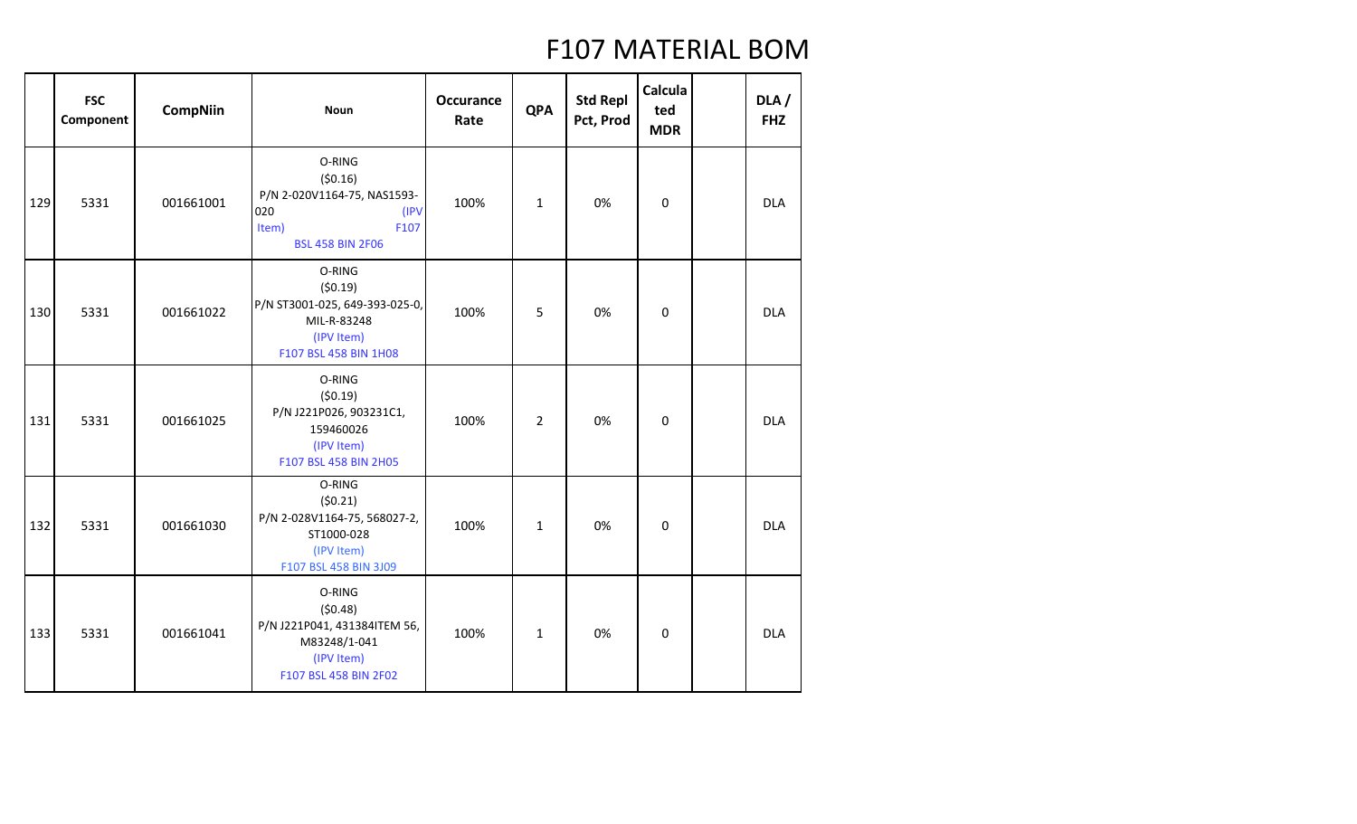# F107 MATERIAL BOM

| | FSC Component | CompNiin | Noun | Occurance Rate | QPA | Std Repl Pct, Prod | Calculated MDR | | DLA / FHZ |
|---|---|---|---|---|---|---|---|---|---|
| 129 | 5331 | 001661001 | O-RING ($0.16) P/N 2-020V1164-75, NAS1593-020 (IPV Item) F107 BSL 458 BIN 2F06 | 100% | 1 | 0% | 0 | | DLA |
| 130 | 5331 | 001661022 | O-RING ($0.19) P/N ST3001-025, 649-393-025-0, MIL-R-83248 (IPV Item) F107 BSL 458 BIN 1H08 | 100% | 5 | 0% | 0 | | DLA |
| 131 | 5331 | 001661025 | O-RING ($0.19) P/N J221P026, 903231C1, 159460026 (IPV Item) F107 BSL 458 BIN 2H05 | 100% | 2 | 0% | 0 | | DLA |
| 132 | 5331 | 001661030 | O-RING ($0.21) P/N 2-028V1164-75, 568027-2, ST1000-028 (IPV Item) F107 BSL 458 BIN 3J09 | 100% | 1 | 0% | 0 | | DLA |
| 133 | 5331 | 001661041 | O-RING ($0.48) P/N J221P041, 431384ITEM 56, M83248/1-041 (IPV Item) F107 BSL 458 BIN 2F02 | 100% | 1 | 0% | 0 | | DLA |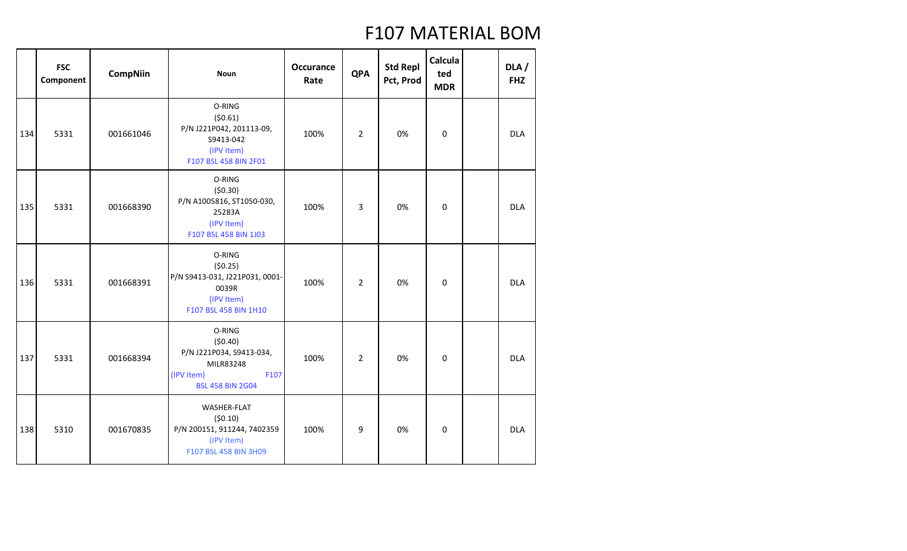# F107 MATERIAL BOM

| | FSC Component | CompNiin | Noun | Occurance Rate | QPA | Std Repl Pct, Prod | Calculated MDR | | DLA / FHZ |
|---|---|---|---|---|---|---|---|---|---|
| 134 | 5331 | 001661046 | O-RING ($0.61) P/N J221P042, 201113-09, S9413-042 (IPV Item) F107 BSL 458 BIN 2F01 | 100% | 2 | 0% | 0 | | DLA |
| 135 | 5331 | 001668390 | O-RING ($0.30) P/N A1005816, ST1050-030, 25283A (IPV Item) F107 BSL 458 BIN 1J03 | 100% | 3 | 0% | 0 | | DLA |
| 136 | 5331 | 001668391 | O-RING ($0.25) P/N S9413-031, J221P031, 0001-0039R (IPV Item) F107 BSL 458 BIN 1H10 | 100% | 2 | 0% | 0 | | DLA |
| 137 | 5331 | 001668394 | O-RING ($0.40) P/N J221P034, S9413-034, MILR83248 (IPV Item) F107 BSL 458 BIN 2G04 | 100% | 2 | 0% | 0 | | DLA |
| 138 | 5310 | 001670835 | WASHER-FLAT ($0.10) P/N 200151, 911244, 7402359 (IPV Item) F107 BSL 458 BIN 3H09 | 100% | 9 | 0% | 0 | | DLA |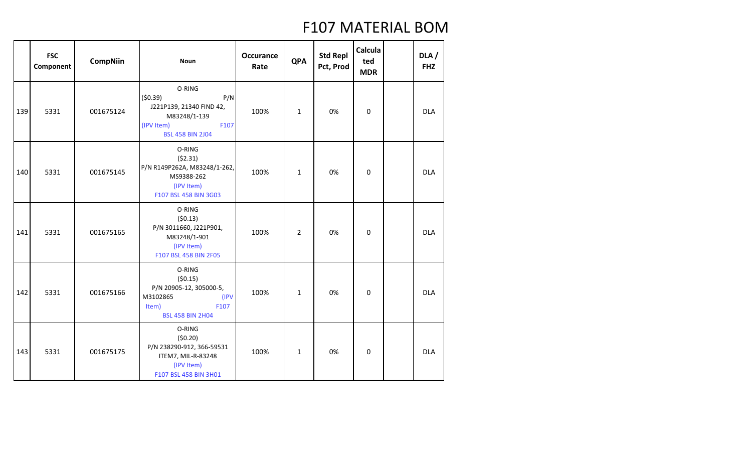# F107 MATERIAL BOM

| | FSC Component | CompNiin | Noun | Occurance Rate | QPA | Std Repl Pct, Prod | Calculated MDR | | DLA / FHZ |
|---|---|---|---|---|---|---|---|---|---|
| 139 | 5331 | 001675124 | O-RING ($0.39) P/N J221P139, 21340 FIND 42, M83248/1-139 (IPV Item) F107 BSL 458 BIN 2J04 | 100% | 1 | 0% | 0 | | DLA |
| 140 | 5331 | 001675145 | O-RING ($2.31) P/N R149P262A, M83248/1-262, MS9388-262 (IPV Item) F107 BSL 458 BIN 3G03 | 100% | 1 | 0% | 0 | | DLA |
| 141 | 5331 | 001675165 | O-RING ($0.13) P/N 3011660, J221P901, M83248/1-901 (IPV Item) F107 BSL 458 BIN 2F05 | 100% | 2 | 0% | 0 | | DLA |
| 142 | 5331 | 001675166 | O-RING ($0.15) P/N 20905-12, 305000-5, M3102865 (IPV Item) F107 BSL 458 BIN 2H04 | 100% | 1 | 0% | 0 | | DLA |
| 143 | 5331 | 001675175 | O-RING ($0.20) P/N 238290-912, 366-59531 ITEM7, MIL-R-83248 (IPV Item) F107 BSL 458 BIN 3H01 | 100% | 1 | 0% | 0 | | DLA |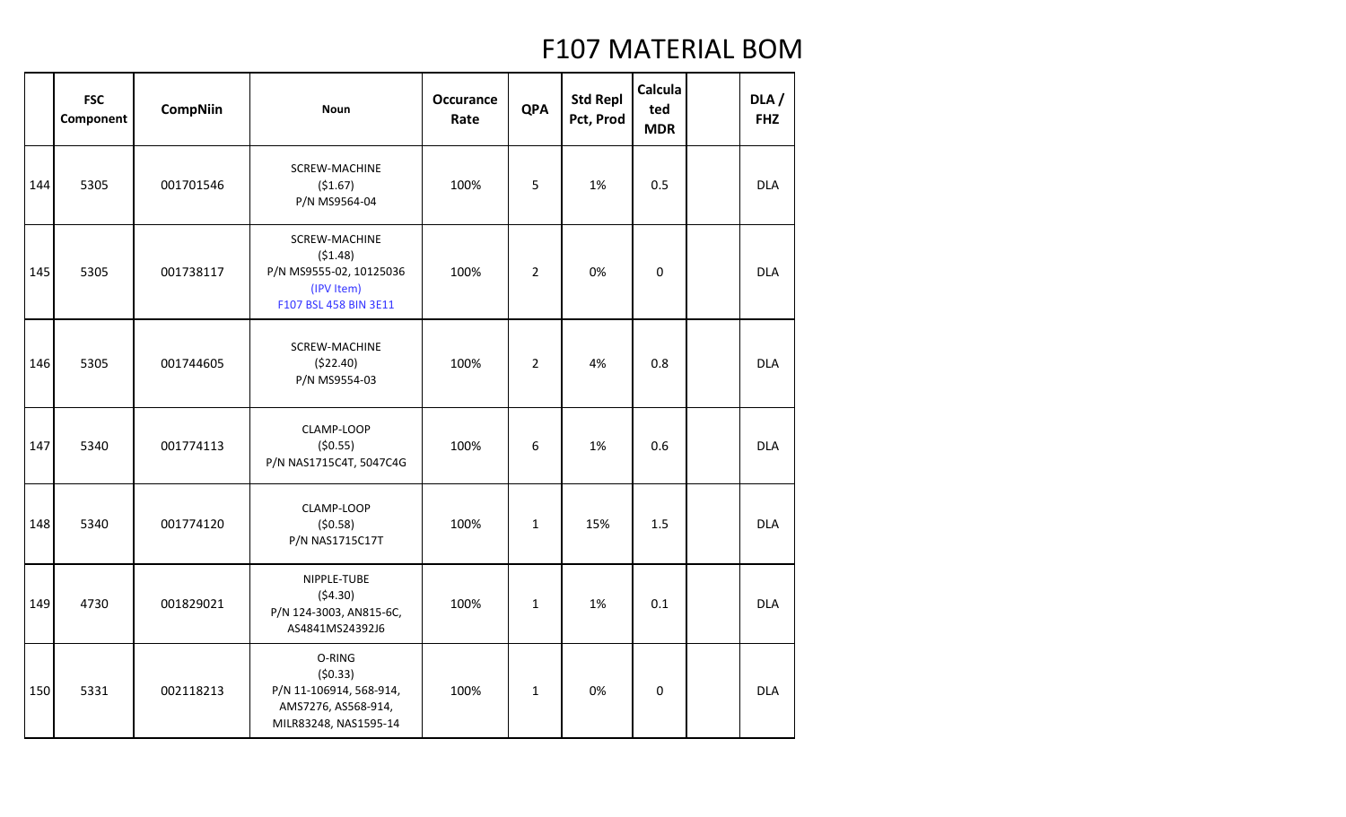# F107 MATERIAL BOM

| | FSC Component | CompNiin | Noun | Occurance Rate | QPA | Std Repl Pct, Prod | Calculated MDR | | DLA / FHZ |
|---|---|---|---|---|---|---|---|---|---|
| 144 | 5305 | 001701546 | SCREW-MACHINE<br>($1.67)<br>P/N MS9564-04 | 100% | 5 | 1% | 0.5 | | DLA |
| 145 | 5305 | 001738117 | SCREW-MACHINE<br>($1.48)<br>P/N MS9555-02, 10125036<br>(IPV Item)<br>F107 BSL 458 BIN 3E11 | 100% | 2 | 0% | 0 | | DLA |
| 146 | 5305 | 001744605 | SCREW-MACHINE<br>($22.40)<br>P/N MS9554-03 | 100% | 2 | 4% | 0.8 | | DLA |
| 147 | 5340 | 001774113 | CLAMP-LOOP<br>($0.55)<br>P/N NAS1715C4T, 5047C4G | 100% | 6 | 1% | 0.6 | | DLA |
| 148 | 5340 | 001774120 | CLAMP-LOOP<br>($0.58)<br>P/N NAS1715C17T | 100% | 1 | 15% | 1.5 | | DLA |
| 149 | 4730 | 001829021 | NIPPLE-TUBE<br>($4.30)<br>P/N 124-3003, AN815-6C,<br>AS4841MS24392J6 | 100% | 1 | 1% | 0.1 | | DLA |
| 150 | 5331 | 002118213 | O-RING<br>($0.33)<br>P/N 11-106914, 568-914,<br>AMS7276, AS568-914,<br>MILR83248, NAS1595-14 | 100% | 1 | 0% | 0 | | DLA |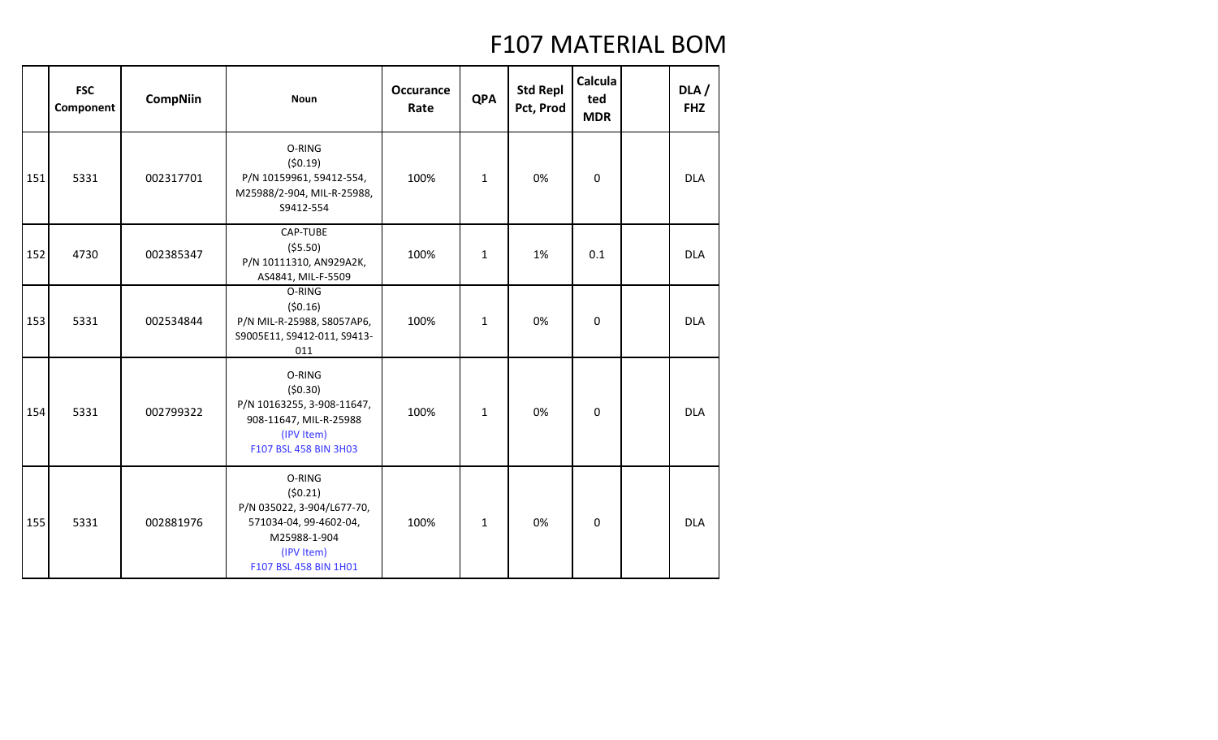# F107 MATERIAL BOM

| | FSC Component | CompNiin | Noun | Occurance Rate | QPA | Std Repl Pct, Prod | Calculated MDR | | DLA / FHZ |
|---|---|---|---|---|---|---|---|---|---|
| 151 | 5331 | 002317701 | O-RING ($0.19) P/N 10159961, S9412-554, M25988/2-904, MIL-R-25988, S9412-554 | 100% | 1 | 0% | 0 | | DLA |
| 152 | 4730 | 002385347 | CAP-TUBE ($5.50) P/N 10111310, AN929A2K, AS4841, MIL-F-5509 | 100% | 1 | 1% | 0.1 | | DLA |
| 153 | 5331 | 002534844 | O-RING ($0.16) P/N MIL-R-25988, S8057AP6, S9005E11, S9412-011, S9413-011 | 100% | 1 | 0% | 0 | | DLA |
| 154 | 5331 | 002799322 | O-RING ($0.30) P/N 10163255, 3-908-11647, 908-11647, MIL-R-25988 (IPV Item) F107 BSL 458 BIN 3H03 | 100% | 1 | 0% | 0 | | DLA |
| 155 | 5331 | 002881976 | O-RING ($0.21) P/N 035022, 3-904/L677-70, 571034-04, 99-4602-04, M25988-1-904 (IPV Item) F107 BSL 458 BIN 1H01 | 100% | 1 | 0% | 0 | | DLA |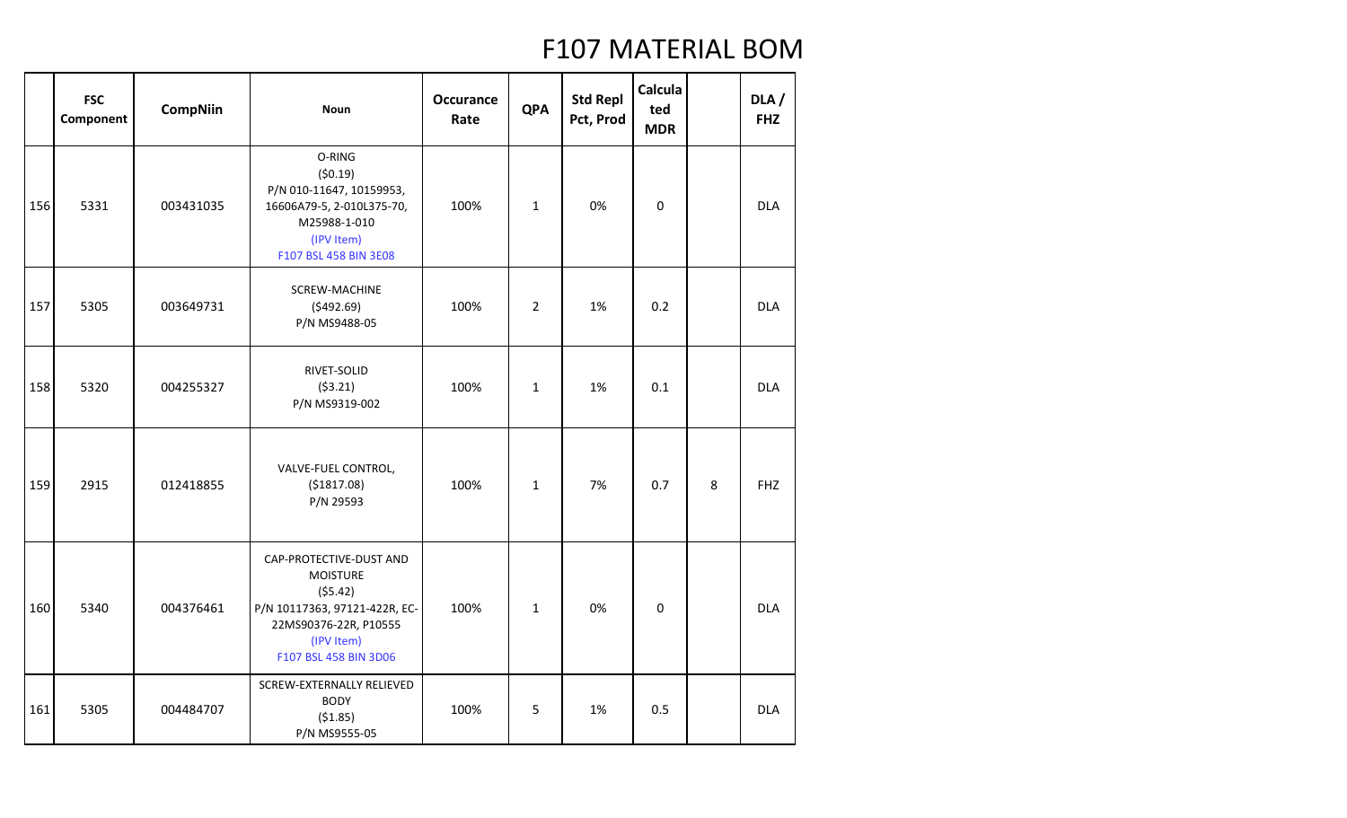# F107 MATERIAL BOM

| | FSC Component | CompNiin | Noun | Occurance Rate | QPA | Std Repl Pct, Prod | Calculated MDR | | DLA / FHZ |
|---|---|---|---|---|---|---|---|---|---|
| 156 | 5331 | 003431035 | O-RING<br>($0.19)<br>P/N 010-11647, 10159953, 16606A79-5, 2-010L375-70, M25988-1-010<br>(IPV Item)<br>F107 BSL 458 BIN 3E08 | 100% | 1 | 0% | 0 | | DLA |
| 157 | 5305 | 003649731 | SCREW-MACHINE<br>($492.69)<br>P/N MS9488-05 | 100% | 2 | 1% | 0.2 | | DLA |
| 158 | 5320 | 004255327 | RIVET-SOLID<br>($3.21)<br>P/N MS9319-002 | 100% | 1 | 1% | 0.1 | | DLA |
| 159 | 2915 | 012418855 | VALVE-FUEL CONTROL,<br>($1817.08)<br>P/N 29593 | 100% | 1 | 7% | 0.7 | 8 | FHZ |
| 160 | 5340 | 004376461 | CAP-PROTECTIVE-DUST AND MOISTURE<br>($5.42)<br>P/N 10117363, 97121-422R, EC-22MS90376-22R, P10555<br>(IPV Item)<br>F107 BSL 458 BIN 3D06 | 100% | 1 | 0% | 0 | | DLA |
| 161 | 5305 | 004484707 | SCREW-EXTERNALLY RELIEVED BODY<br>($1.85)<br>P/N MS9555-05 | 100% | 5 | 1% | 0.5 | | DLA |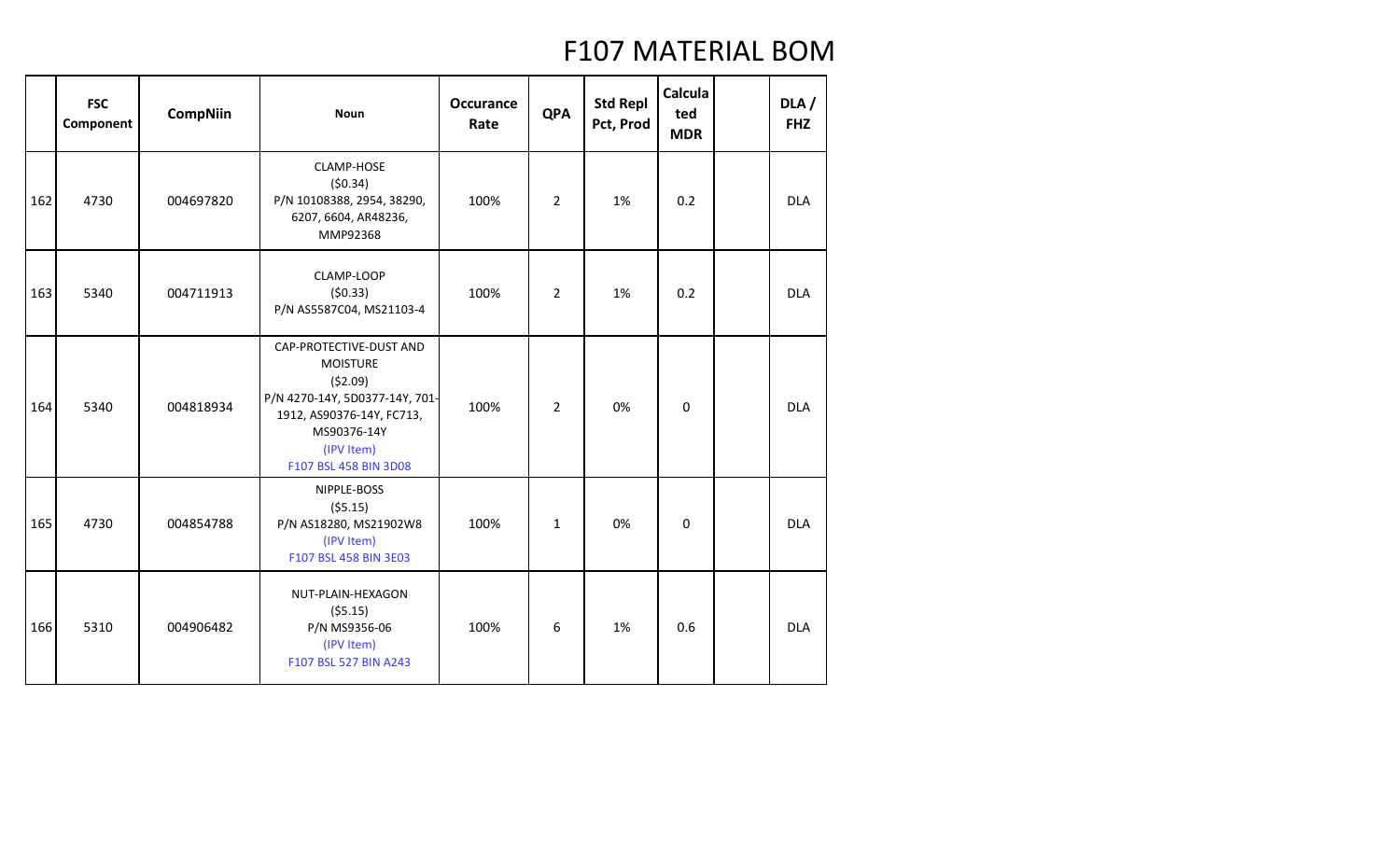# F107 MATERIAL BOM

| | FSC Component | CompNiin | Noun | Occurance Rate | QPA | Std Repl Pct, Prod | Calculated MDR | | DLA / FHZ |
|---|---|---|---|---|---|---|---|---|---|
| 162 | 4730 | 004697820 | CLAMP-HOSE<br>($0.34)<br>P/N 10108388, 2954, 38290, 6207, 6604, AR48236, MMP92368 | 100% | 2 | 1% | 0.2 | | DLA |
| 163 | 5340 | 004711913 | CLAMP-LOOP<br>($0.33)<br>P/N AS5587C04, MS21103-4 | 100% | 2 | 1% | 0.2 | | DLA |
| 164 | 5340 | 004818934 | CAP-PROTECTIVE-DUST AND MOISTURE<br>($2.09)<br>P/N 4270-14Y, 5D0377-14Y, 701-1912, AS90376-14Y, FC713, MS90376-14Y<br>(IPV Item)<br>F107 BSL 458 BIN 3D08 | 100% | 2 | 0% | 0 | | DLA |
| 165 | 4730 | 004854788 | NIPPLE-BOSS<br>($5.15)<br>P/N AS18280, MS21902W8<br>(IPV Item)<br>F107 BSL 458 BIN 3E03 | 100% | 1 | 0% | 0 | | DLA |
| 166 | 5310 | 004906482 | NUT-PLAIN-HEXAGON<br>($5.15)<br>P/N MS9356-06<br>(IPV Item)<br>F107 BSL 527 BIN A243 | 100% | 6 | 1% | 0.6 | | DLA |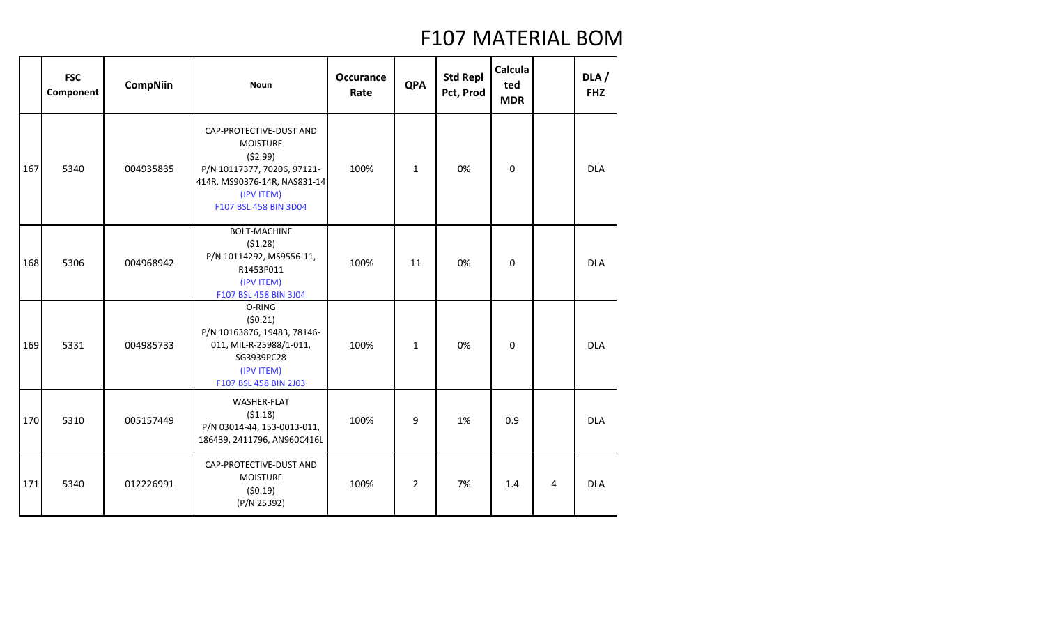# F107 MATERIAL BOM

| | FSC Component | CompNiin | Noun | Occurance Rate | QPA | Std Repl Pct, Prod | Calculated MDR | | DLA / FHZ |
|---|---|---|---|---|---|---|---|---|---|
| 167 | 5340 | 004935835 | CAP-PROTECTIVE-DUST AND MOISTURE ($2.99) P/N 10117377, 70206, 97121-414R, MS90376-14R, NAS831-14 (IPV ITEM) F107 BSL 458 BIN 3D04 | 100% | 1 | 0% | 0 | | DLA |
| 168 | 5306 | 004968942 | BOLT-MACHINE ($1.28) P/N 10114292, MS9556-11, R1453P011 (IPV ITEM) F107 BSL 458 BIN 3J04 | 100% | 11 | 0% | 0 | | DLA |
| 169 | 5331 | 004985733 | O-RING ($0.21) P/N 10163876, 19483, 78146-011, MIL-R-25988/1-011, SG3939PC28 (IPV ITEM) F107 BSL 458 BIN 2J03 | 100% | 1 | 0% | 0 | | DLA |
| 170 | 5310 | 005157449 | WASHER-FLAT ($1.18) P/N 03014-44, 153-0013-011, 186439, 2411796, AN960C416L | 100% | 9 | 1% | 0.9 | | DLA |
| 171 | 5340 | 012226991 | CAP-PROTECTIVE-DUST AND MOISTURE ($0.19) (P/N 25392) | 100% | 2 | 7% | 1.4 | 4 | DLA |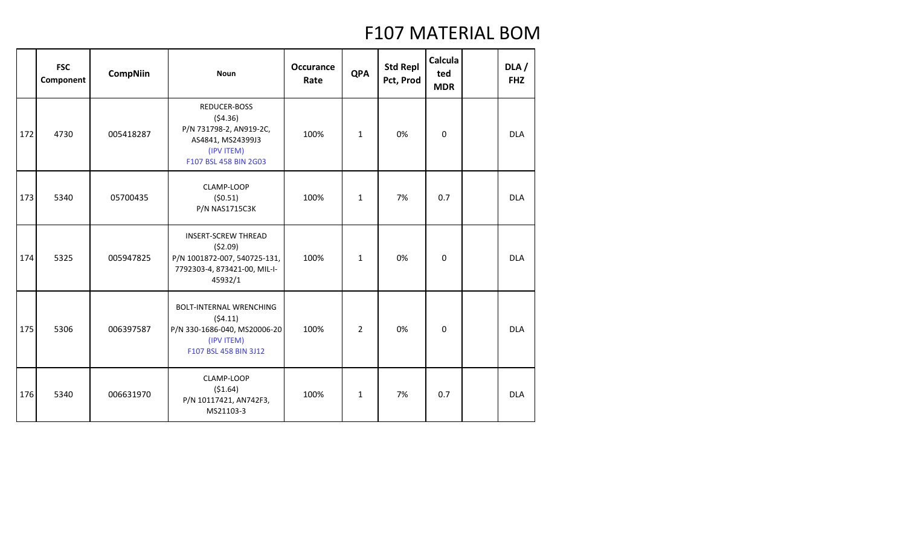# F107 MATERIAL BOM

| | FSC Component | CompNiin | Noun | Occurance Rate | QPA | Std Repl Pct, Prod | Calculated MDR | | DLA / FHZ |
|---|---|---|---|---|---|---|---|---|---|
| 172 | 4730 | 005418287 | REDUCER-BOSS ($4.36) P/N 731798-2, AN919-2C, AS4841, MS24399J3 (IPV ITEM) F107 BSL 458 BIN 2G03 | 100% | 1 | 0% | 0 | | DLA |
| 173 | 5340 | 05700435 | CLAMP-LOOP ($0.51) P/N NAS1715C3K | 100% | 1 | 7% | 0.7 | | DLA |
| 174 | 5325 | 005947825 | INSERT-SCREW THREAD ($2.09) P/N 1001872-007, 540725-131, 7792303-4, 873421-00, MIL-I-45932/1 | 100% | 1 | 0% | 0 | | DLA |
| 175 | 5306 | 006397587 | BOLT-INTERNAL WRENCHING ($4.11) P/N 330-1686-040, MS20006-20 (IPV ITEM) F107 BSL 458 BIN 3J12 | 100% | 2 | 0% | 0 | | DLA |
| 176 | 5340 | 006631970 | CLAMP-LOOP ($1.64) P/N 10117421, AN742F3, MS21103-3 | 100% | 1 | 7% | 0.7 | | DLA |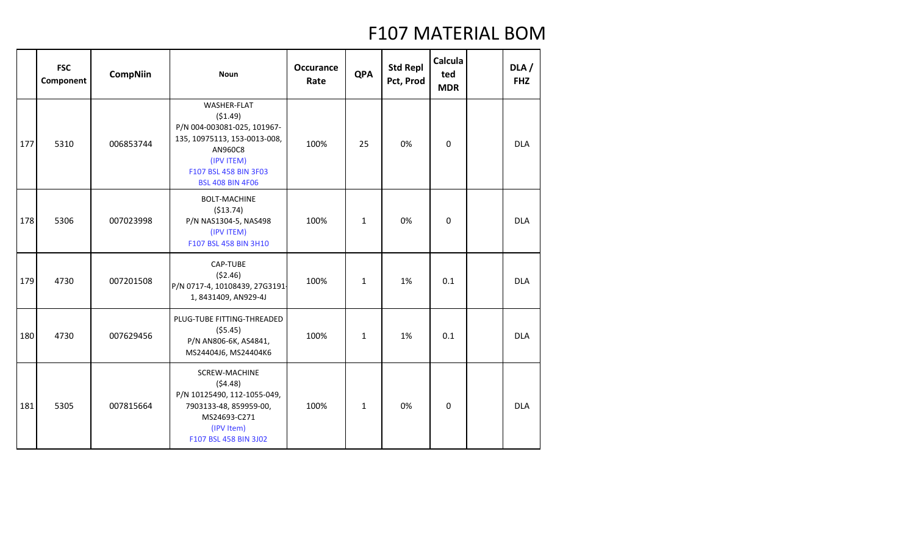# F107 MATERIAL BOM

| | FSC Component | CompNiin | Noun | Occurance Rate | QPA | Std Repl Pct, Prod | Calculated MDR | | DLA / FHZ |
|---|---|---|---|---|---|---|---|---|---|
| 177 | 5310 | 006853744 | WASHER-FLAT<br>($1.49)<br>P/N 004-003081-025, 101967-135, 10975113, 153-0013-008, AN960C8<br>(IPV ITEM)<br>F107 BSL 458 BIN 3F03<br>BSL 408 BIN 4F06 | 100% | 25 | 0% | 0 | | DLA |
| 178 | 5306 | 007023998 | BOLT-MACHINE<br>($13.74)<br>P/N NAS1304-5, NAS498<br>(IPV ITEM)<br>F107 BSL 458 BIN 3H10 | 100% | 1 | 0% | 0 | | DLA |
| 179 | 4730 | 007201508 | CAP-TUBE<br>($2.46)<br>P/N 0717-4, 10108439, 27G3191-1, 8431409, AN929-4J | 100% | 1 | 1% | 0.1 | | DLA |
| 180 | 4730 | 007629456 | PLUG-TUBE FITTING-THREADED<br>($5.45)<br>P/N AN806-6K, AS4841, MS24404J6, MS24404K6 | 100% | 1 | 1% | 0.1 | | DLA |
| 181 | 5305 | 007815664 | SCREW-MACHINE<br>($4.48)<br>P/N 10125490, 112-1055-049, 7903133-48, 859959-00, MS24693-C271<br>(IPV Item)<br>F107 BSL 458 BIN 3J02 | 100% | 1 | 0% | 0 | | DLA |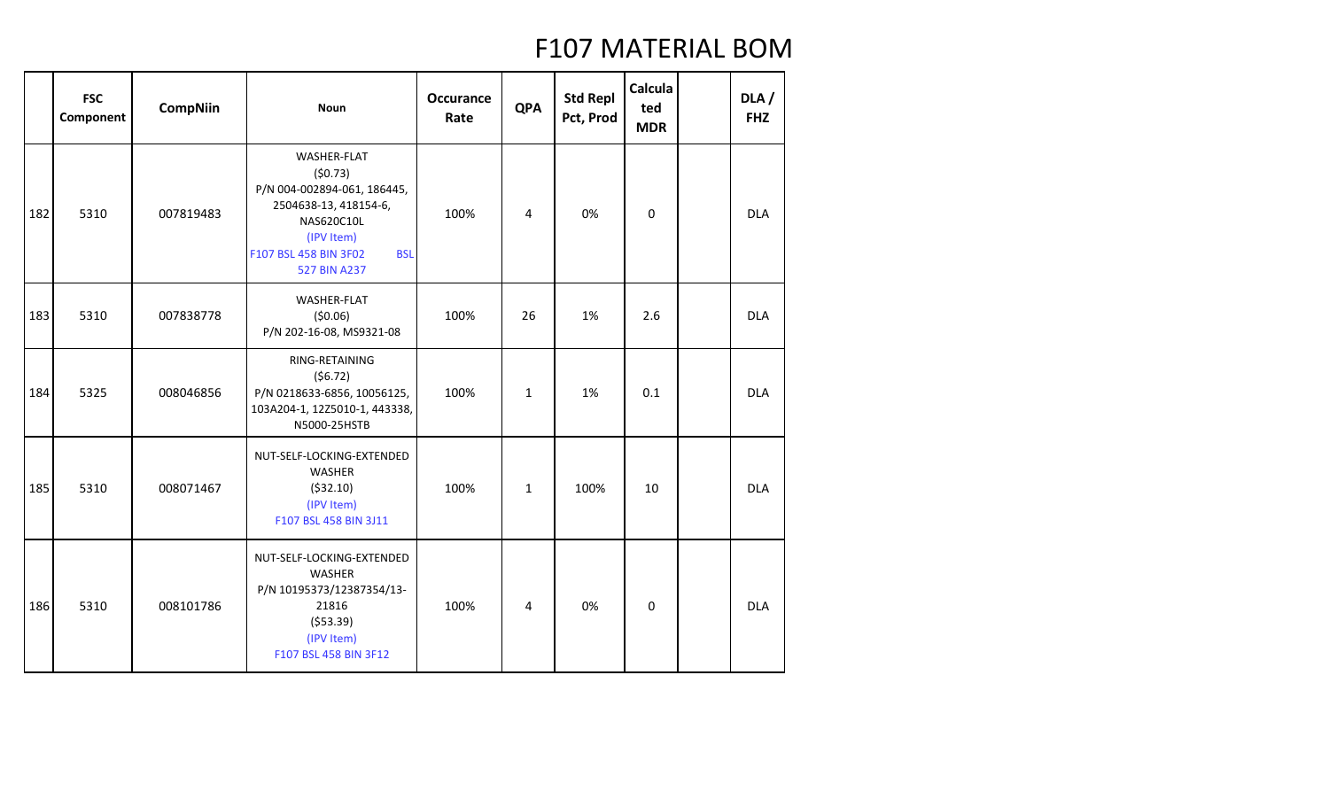# F107 MATERIAL BOM

| | FSC Component | CompNiin | Noun | Occurance Rate | QPA | Std Repl Pct, Prod | Calculated MDR | | DLA / FHZ |
|---|---|---|---|---|---|---|---|---|---|
| 182 | 5310 | 007819483 | WASHER-FLAT ($0.73) P/N 004-002894-061, 186445, 2504638-13, 418154-6, NAS620C10L (IPV Item) F107 BSL 458 BIN 3F02 BSL 527 BIN A237 | 100% | 4 | 0% | 0 | | DLA |
| 183 | 5310 | 007838778 | WASHER-FLAT ($0.06) P/N 202-16-08, MS9321-08 | 100% | 26 | 1% | 2.6 | | DLA |
| 184 | 5325 | 008046856 | RING-RETAINING ($6.72) P/N 0218633-6856, 10056125, 103A204-1, 12Z5010-1, 443338, N5000-25HSTB | 100% | 1 | 1% | 0.1 | | DLA |
| 185 | 5310 | 008071467 | NUT-SELF-LOCKING-EXTENDED WASHER ($32.10) (IPV Item) F107 BSL 458 BIN 3J11 | 100% | 1 | 100% | 10 | | DLA |
| 186 | 5310 | 008101786 | NUT-SELF-LOCKING-EXTENDED WASHER P/N 10195373/12387354/13-21816 ($53.39) (IPV Item) F107 BSL 458 BIN 3F12 | 100% | 4 | 0% | 0 | | DLA |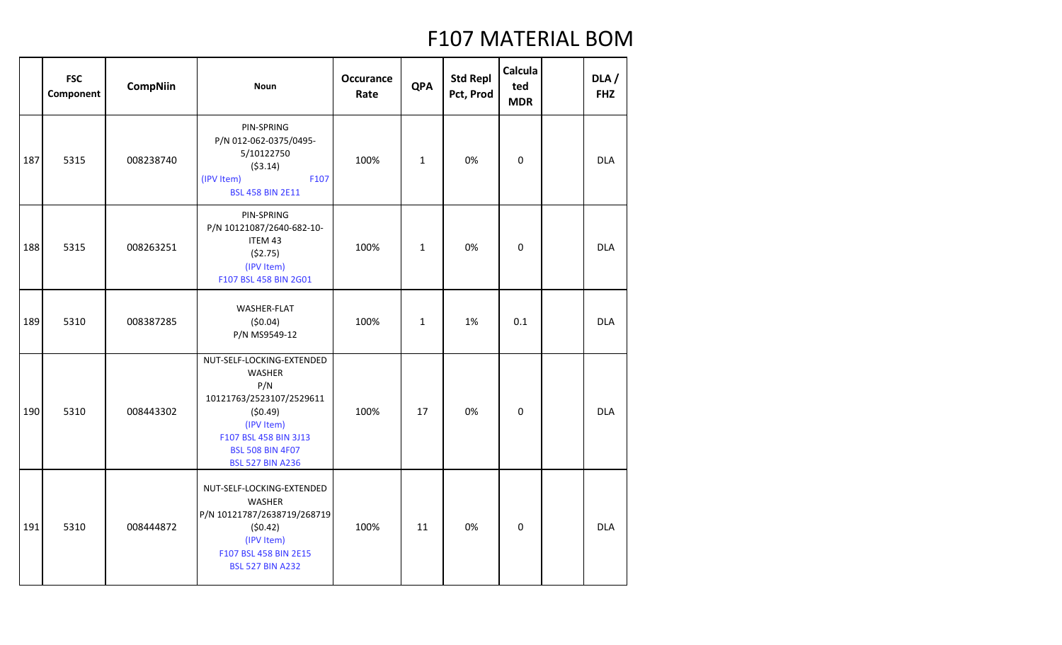# F107 MATERIAL BOM

| | FSC Component | CompNiin | Noun | Occurance Rate | QPA | Std Repl Pct, Prod | Calculated MDR | | DLA / FHZ |
|---|---|---|---|---|---|---|---|---|---|
| 187 | 5315 | 008238740 | PIN-SPRING P/N 012-062-0375/0495-5/10122750 ($3.14) (IPV Item) F107 BSL 458 BIN 2E11 | 100% | 1 | 0% | 0 | | DLA |
| 188 | 5315 | 008263251 | PIN-SPRING P/N 10121087/2640-682-10-ITEM 43 ($2.75) (IPV Item) F107 BSL 458 BIN 2G01 | 100% | 1 | 0% | 0 | | DLA |
| 189 | 5310 | 008387285 | WASHER-FLAT ($0.04) P/N MS9549-12 | 100% | 1 | 1% | 0.1 | | DLA |
| 190 | 5310 | 008443302 | NUT-SELF-LOCKING-EXTENDED WASHER P/N 10121763/2523107/2529611 ($0.49) (IPV Item) F107 BSL 458 BIN 3J13 BSL 508 BIN 4F07 BSL 527 BIN A236 | 100% | 17 | 0% | 0 | | DLA |
| 191 | 5310 | 008444872 | NUT-SELF-LOCKING-EXTENDED WASHER P/N 10121787/2638719/268719 ($0.42) (IPV Item) F107 BSL 458 BIN 2E15 BSL 527 BIN A232 | 100% | 11 | 0% | 0 | | DLA |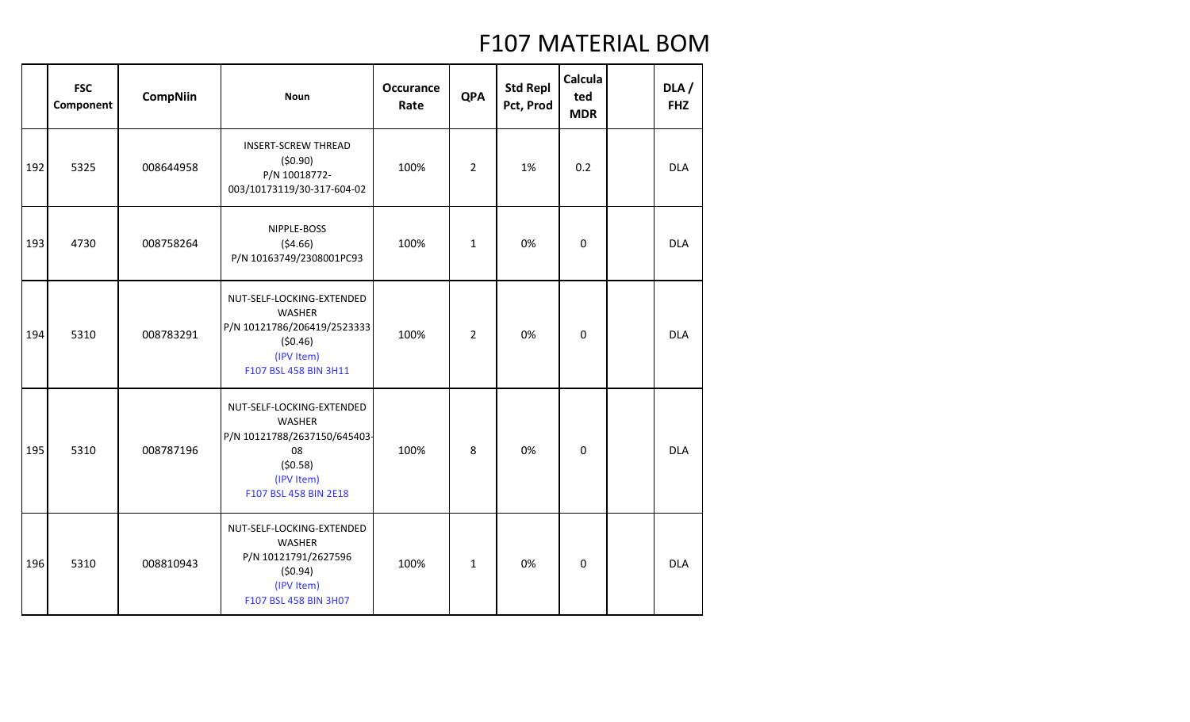# F107 MATERIAL BOM

| | FSC Component | CompNiin | Noun | Occurance Rate | QPA | Std Repl Pct, Prod | Calculated MDR | | DLA / FHZ |
|---|---|---|---|---|---|---|---|---|---|
| 192 | 5325 | 008644958 | INSERT-SCREW THREAD ($0.90) P/N 10018772-003/10173119/30-317-604-02 | 100% | 2 | 1% | 0.2 | | DLA |
| 193 | 4730 | 008758264 | NIPPLE-BOSS ($4.66) P/N 10163749/2308001PC93 | 100% | 1 | 0% | 0 | | DLA |
| 194 | 5310 | 008783291 | NUT-SELF-LOCKING-EXTENDED WASHER P/N 10121786/206419/2523333 ($0.46) (IPV Item) F107 BSL 458 BIN 3H11 | 100% | 2 | 0% | 0 | | DLA |
| 195 | 5310 | 008787196 | NUT-SELF-LOCKING-EXTENDED WASHER P/N 10121788/2637150/645403-08 ($0.58) (IPV Item) F107 BSL 458 BIN 2E18 | 100% | 8 | 0% | 0 | | DLA |
| 196 | 5310 | 008810943 | NUT-SELF-LOCKING-EXTENDED WASHER P/N 10121791/2627596 ($0.94) (IPV Item) F107 BSL 458 BIN 3H07 | 100% | 1 | 0% | 0 | | DLA |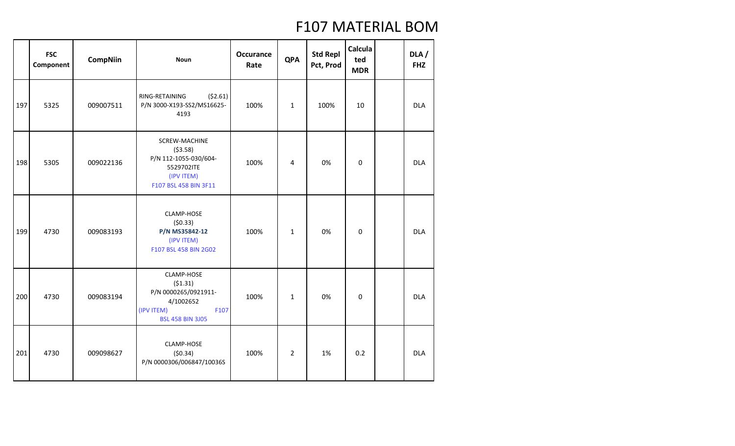# F107 MATERIAL BOM

| | FSC Component | CompNiin | Noun | Occurance Rate | QPA | Std Repl Pct, Prod | Calculated MDR | | DLA / FHZ |
|---|---|---|---|---|---|---|---|---|---|
| 197 | 5325 | 009007511 | RING-RETAINING ($2.61) P/N 3000-X193-SS2/MS16625-4193 | 100% | 1 | 100% | 10 | | DLA |
| 198 | 5305 | 009022136 | SCREW-MACHINE ($3.58) P/N 112-1055-030/604-5529702ITE (IPV ITEM) F107 BSL 458 BIN 3F11 | 100% | 4 | 0% | 0 | | DLA |
| 199 | 4730 | 009083193 | CLAMP-HOSE ($0.33) **P/N MS35842-12** (IPV ITEM) F107 BSL 458 BIN 2G02 | 100% | 1 | 0% | 0 | | DLA |
| 200 | 4730 | 009083194 | CLAMP-HOSE ($1.31) P/N 0000265/0921911-4/1002652 (IPV ITEM) F107 BSL 458 BIN 3J05 | 100% | 1 | 0% | 0 | | DLA |
| 201 | 4730 | 009098627 | CLAMP-HOSE ($0.34) P/N 0000306/006847/10036S | 100% | 2 | 1% | 0.2 | | DLA |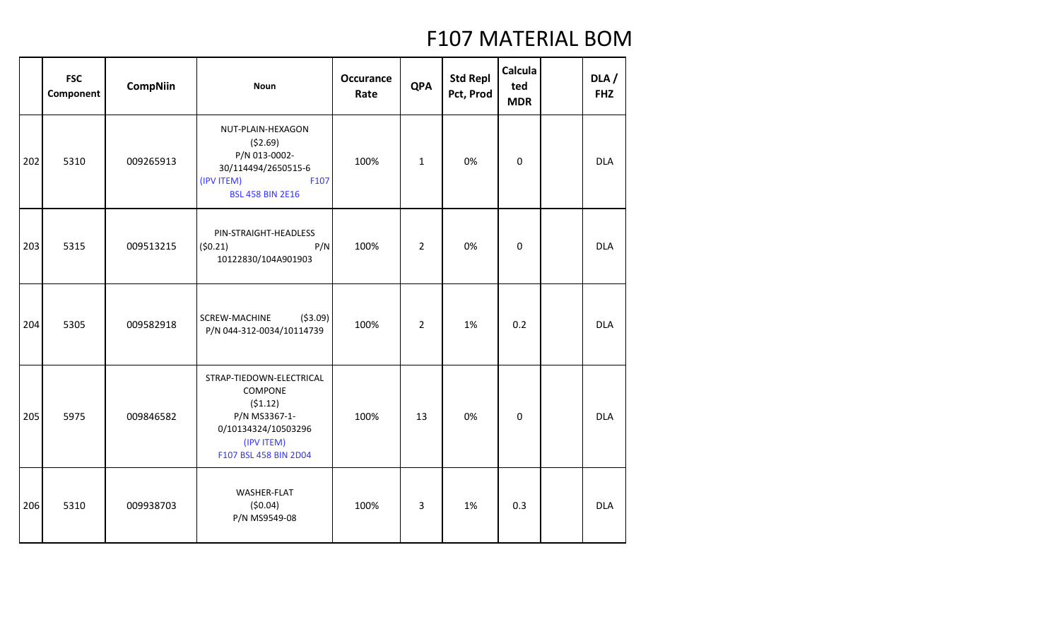# F107 MATERIAL BOM

| | FSC Component | CompNiin | Noun | Occurance Rate | QPA | Std Repl Pct, Prod | Calculated MDR | | DLA / FHZ |
|---|---|---|---|---|---|---|---|---|---|
| 202 | 5310 | 009265913 | NUT-PLAIN-HEXAGON ($2.69) P/N 013-0002-30/114494/2650515-6 (IPV ITEM) F107 BSL 458 BIN 2E16 | 100% | 1 | 0% | 0 | | DLA |
| 203 | 5315 | 009513215 | PIN-STRAIGHT-HEADLESS ($0.21) P/N 10122830/104A901903 | 100% | 2 | 0% | 0 | | DLA |
| 204 | 5305 | 009582918 | SCREW-MACHINE ($3.09) P/N 044-312-0034/10114739 | 100% | 2 | 1% | 0.2 | | DLA |
| 205 | 5975 | 009846582 | STRAP-TIEDOWN-ELECTRICAL COMPONE ($1.12) P/N MS3367-1-0/10134324/10503296 (IPV ITEM) F107 BSL 458 BIN 2D04 | 100% | 13 | 0% | 0 | | DLA |
| 206 | 5310 | 009938703 | WASHER-FLAT ($0.04) P/N MS9549-08 | 100% | 3 | 1% | 0.3 | | DLA |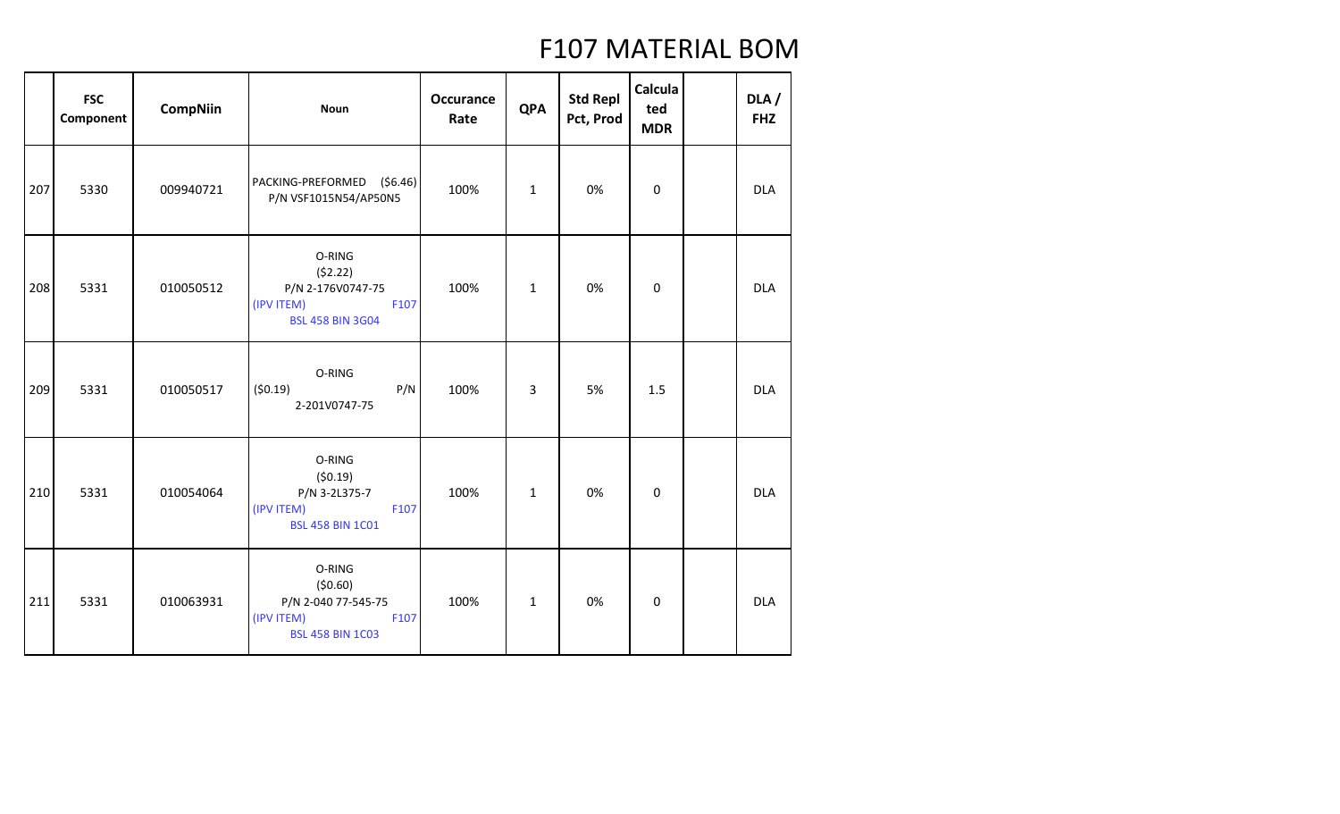# F107 MATERIAL BOM

| | FSC Component | CompNiin | Noun | Occurance Rate | QPA | Std Repl Pct, Prod | Calculated MDR | | DLA / FHZ |
|---|---|---|---|---|---|---|---|---|---|
| 207 | 5330 | 009940721 | PACKING-PREFORMED ($6.46) P/N VSF1015N54/AP50N5 | 100% | 1 | 0% | 0 | | DLA |
| 208 | 5331 | 010050512 | O-RING ($2.22) P/N 2-176V0747-75 (IPV ITEM) F107 BSL 458 BIN 3G04 | 100% | 1 | 0% | 0 | | DLA |
| 209 | 5331 | 010050517 | O-RING ($0.19) P/N 2-201V0747-75 | 100% | 3 | 5% | 1.5 | | DLA |
| 210 | 5331 | 010054064 | O-RING ($0.19) P/N 3-2L375-7 (IPV ITEM) F107 BSL 458 BIN 1C01 | 100% | 1 | 0% | 0 | | DLA |
| 211 | 5331 | 010063931 | O-RING ($0.60) P/N 2-040 77-545-75 (IPV ITEM) F107 BSL 458 BIN 1C03 | 100% | 1 | 0% | 0 | | DLA |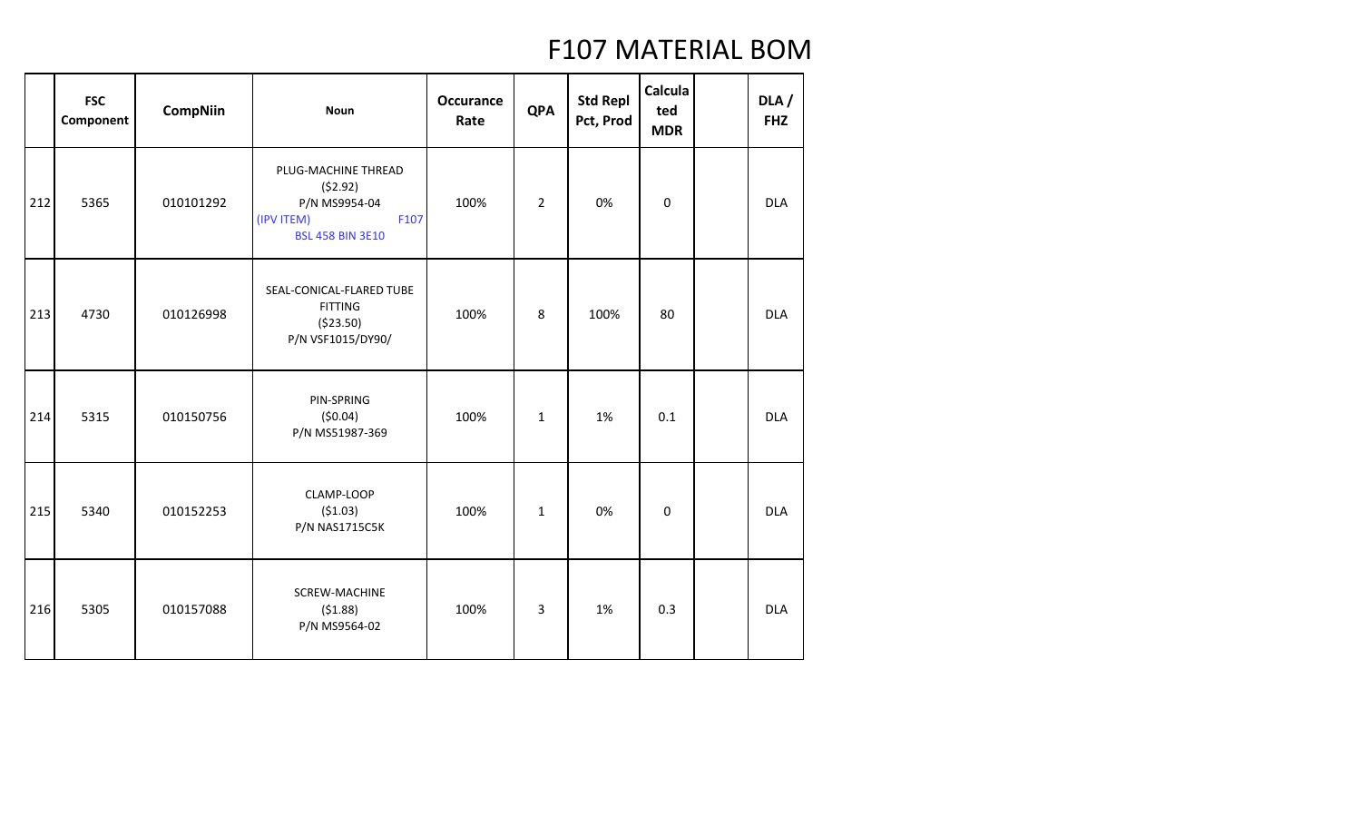# F107 MATERIAL BOM

| | FSC Component | CompNiin | Noun | Occurance Rate | QPA | Std Repl Pct, Prod | Calculated MDR | | DLA / FHZ |
|---|---|---|---|---|---|---|---|---|---|
| 212 | 5365 | 010101292 | PLUG-MACHINE THREAD ($2.92) P/N MS9954-04 (IPV ITEM) F107 BSL 458 BIN 3E10 | 100% | 2 | 0% | 0 | | DLA |
| 213 | 4730 | 010126998 | SEAL-CONICAL-FLARED TUBE FITTING ($23.50) P/N VSF1015/DY90/ | 100% | 8 | 100% | 80 | | DLA |
| 214 | 5315 | 010150756 | PIN-SPRING ($0.04) P/N MS51987-369 | 100% | 1 | 1% | 0.1 | | DLA |
| 215 | 5340 | 010152253 | CLAMP-LOOP ($1.03) P/N NAS1715C5K | 100% | 1 | 0% | 0 | | DLA |
| 216 | 5305 | 010157088 | SCREW-MACHINE ($1.88) P/N MS9564-02 | 100% | 3 | 1% | 0.3 | | DLA |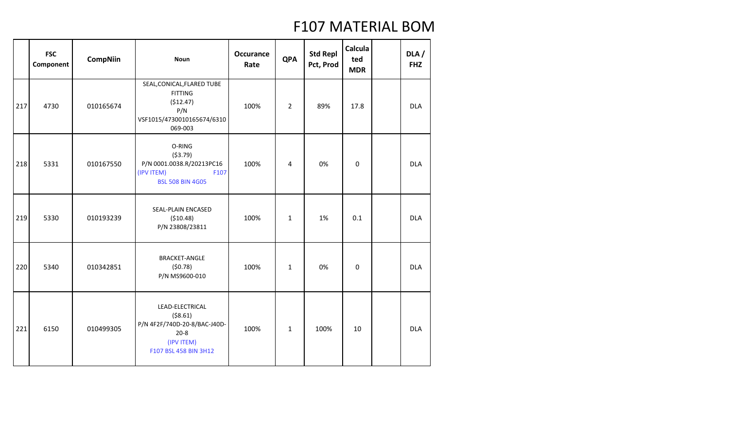# F107 MATERIAL BOM

| | FSC Component | CompNiin | Noun | Occurance Rate | QPA | Std Repl Pct, Prod | Calculated MDR | | DLA / FHZ |
|---|---|---|---|---|---|---|---|---|---|
| 217 | 4730 | 010165674 | SEAL,CONICAL,FLARED TUBE FITTING ($12.47) P/N VSF1015/4730010165674/6310069-003 | 100% | 2 | 89% | 17.8 | | DLA |
| 218 | 5331 | 010167550 | O-RING ($3.79) P/N 0001.0038.R/20213PC16 (IPV ITEM) F107 BSL 508 BIN 4G05 | 100% | 4 | 0% | 0 | | DLA |
| 219 | 5330 | 010193239 | SEAL-PLAIN ENCASED ($10.48) P/N 23808/23811 | 100% | 1 | 1% | 0.1 | | DLA |
| 220 | 5340 | 010342851 | BRACKET-ANGLE ($0.78) P/N MS9600-010 | 100% | 1 | 0% | 0 | | DLA |
| 221 | 6150 | 010499305 | LEAD-ELECTRICAL ($8.61) P/N 4F2F/740D-20-8/BAC-J40D-20-8 (IPV ITEM) F107 BSL 458 BIN 3H12 | 100% | 1 | 100% | 10 | | DLA |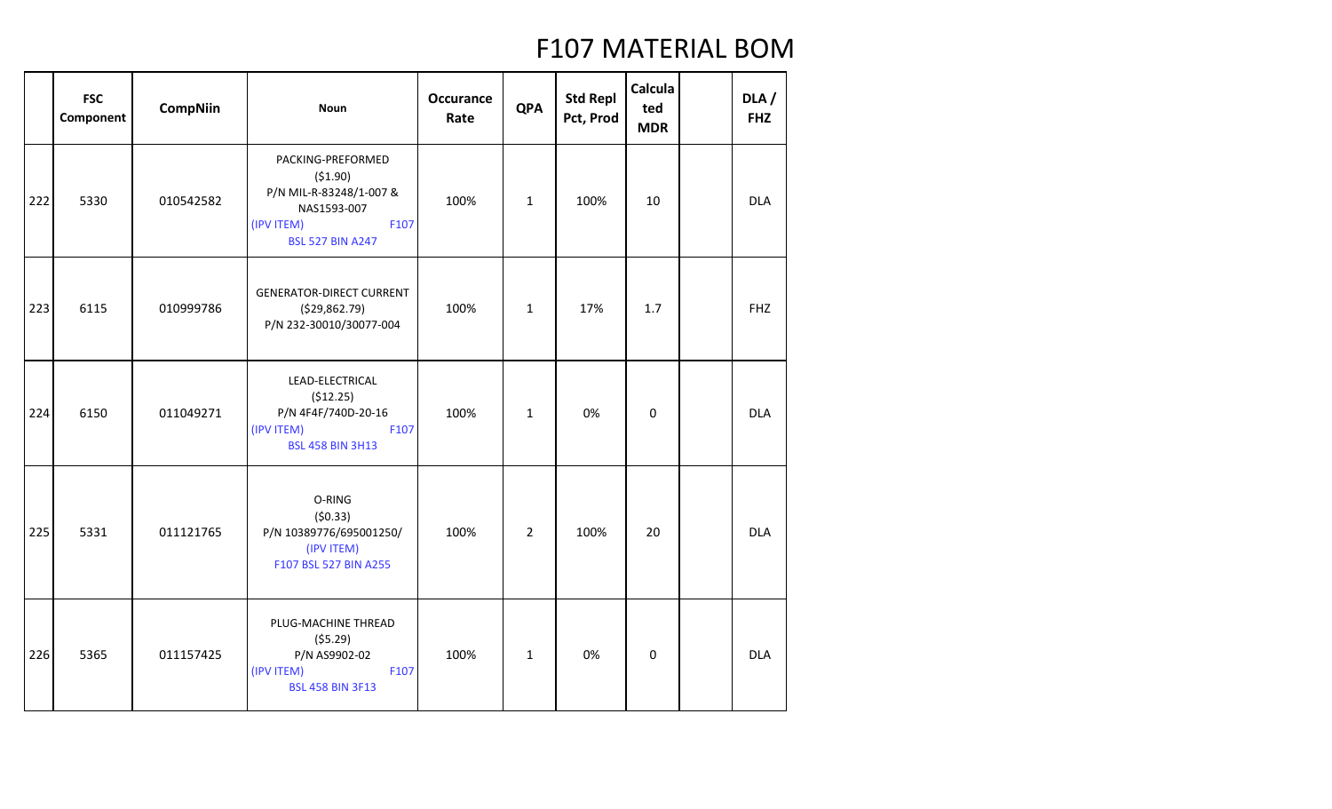# F107 MATERIAL BOM

| | FSC Component | CompNiin | Noun | Occurance Rate | QPA | Std Repl Pct, Prod | Calculated MDR | | DLA / FHZ |
|---|---|---|---|---|---|---|---|---|---|
| 222 | 5330 | 010542582 | PACKING-PREFORMED ($1.90) P/N MIL-R-83248/1-007 & NAS1593-007 (IPV ITEM) F107 BSL 527 BIN A247 | 100% | 1 | 100% | 10 | | DLA |
| 223 | 6115 | 010999786 | GENERATOR-DIRECT CURRENT ($29,862.79) P/N 232-30010/30077-004 | 100% | 1 | 17% | 1.7 | | FHZ |
| 224 | 6150 | 011049271 | LEAD-ELECTRICAL ($12.25) P/N 4F4F/740D-20-16 (IPV ITEM) F107 BSL 458 BIN 3H13 | 100% | 1 | 0% | 0 | | DLA |
| 225 | 5331 | 011121765 | O-RING ($0.33) P/N 10389776/695001250/ (IPV ITEM) F107 BSL 527 BIN A255 | 100% | 2 | 100% | 20 | | DLA |
| 226 | 5365 | 011157425 | PLUG-MACHINE THREAD ($5.29) P/N AS9902-02 (IPV ITEM) F107 BSL 458 BIN 3F13 | 100% | 1 | 0% | 0 | | DLA |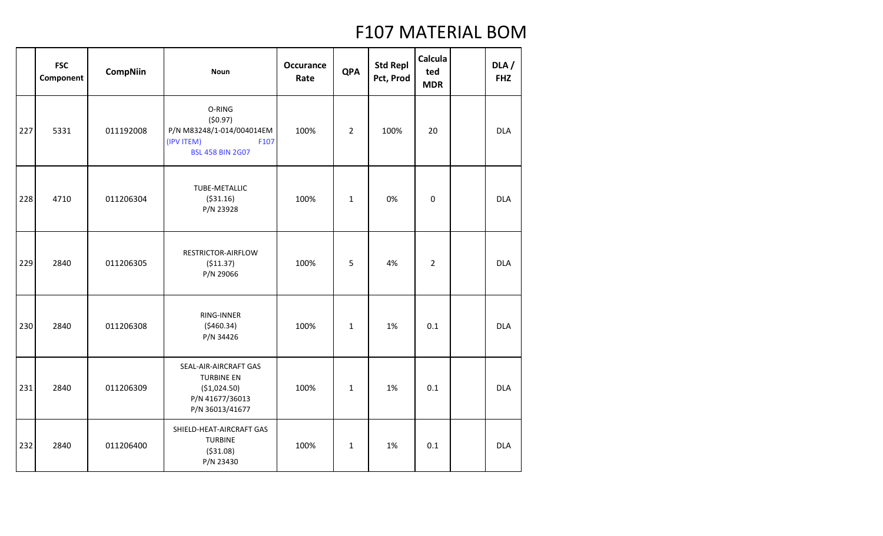# F107 MATERIAL BOM

| | FSC Component | CompNiin | Noun | Occurance Rate | QPA | Std Repl Pct, Prod | Calculated MDR | | DLA / FHZ |
|---|---|---|---|---|---|---|---|---|---|
| 227 | 5331 | 011192008 | O-RING ($0.97) P/N M83248/1-014/004014EM (IPV ITEM) F107 BSL 458 BIN 2G07 | 100% | 2 | 100% | 20 | | DLA |
| 228 | 4710 | 011206304 | TUBE-METALLIC ($31.16) P/N 23928 | 100% | 1 | 0% | 0 | | DLA |
| 229 | 2840 | 011206305 | RESTRICTOR-AIRFLOW ($11.37) P/N 29066 | 100% | 5 | 4% | 2 | | DLA |
| 230 | 2840 | 011206308 | RING-INNER ($460.34) P/N 34426 | 100% | 1 | 1% | 0.1 | | DLA |
| 231 | 2840 | 011206309 | SEAL-AIR-AIRCRAFT GAS TURBINE EN ($1,024.50) P/N 41677/36013 P/N 36013/41677 | 100% | 1 | 1% | 0.1 | | DLA |
| 232 | 2840 | 011206400 | SHIELD-HEAT-AIRCRAFT GAS TURBINE ($31.08) P/N 23430 | 100% | 1 | 1% | 0.1 | | DLA |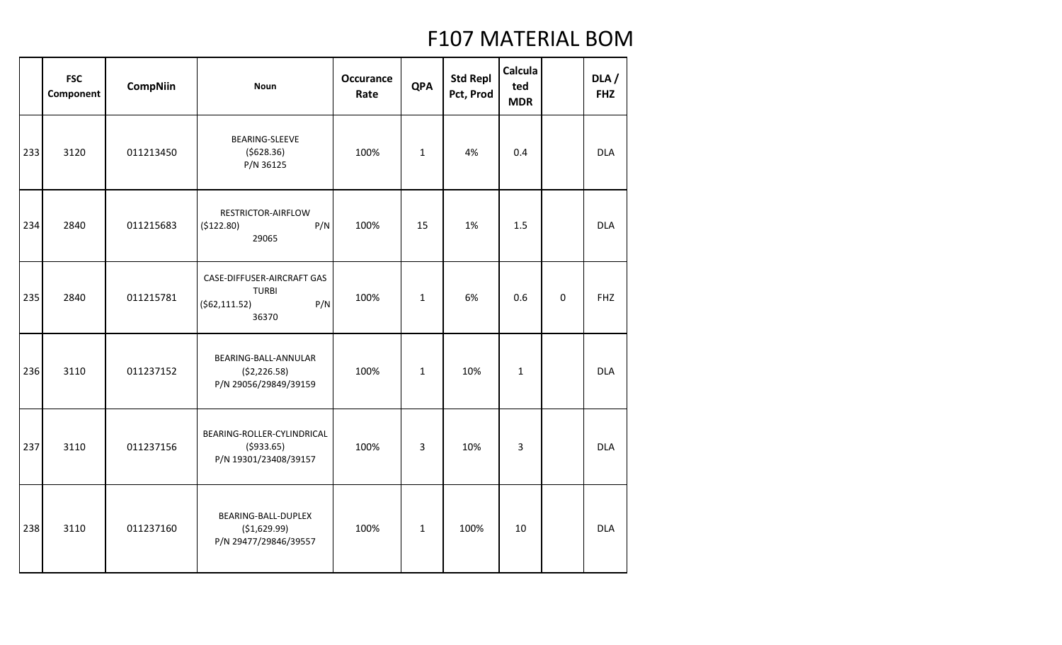# F107 MATERIAL BOM

| | FSC Component | CompNiin | Noun | Occurance Rate | QPA | Std Repl Pct, Prod | Calculated MDR | | DLA / FHZ |
|---|---|---|---|---|---|---|---|---|---|
| 233 | 3120 | 011213450 | BEARING-SLEEVE ($628.36) P/N 36125 | 100% | 1 | 4% | 0.4 | | DLA |
| 234 | 2840 | 011215683 | RESTRICTOR-AIRFLOW ($122.80) P/N 29065 | 100% | 15 | 1% | 1.5 | | DLA |
| 235 | 2840 | 011215781 | CASE-DIFFUSER-AIRCRAFT GAS TURBI ($62,111.52) P/N 36370 | 100% | 1 | 6% | 0.6 | 0 | FHZ |
| 236 | 3110 | 011237152 | BEARING-BALL-ANNULAR ($2,226.58) P/N 29056/29849/39159 | 100% | 1 | 10% | 1 | | DLA |
| 237 | 3110 | 011237156 | BEARING-ROLLER-CYLINDRICAL ($933.65) P/N 19301/23408/39157 | 100% | 3 | 10% | 3 | | DLA |
| 238 | 3110 | 011237160 | BEARING-BALL-DUPLEX ($1,629.99) P/N 29477/29846/39557 | 100% | 1 | 100% | 10 | | DLA |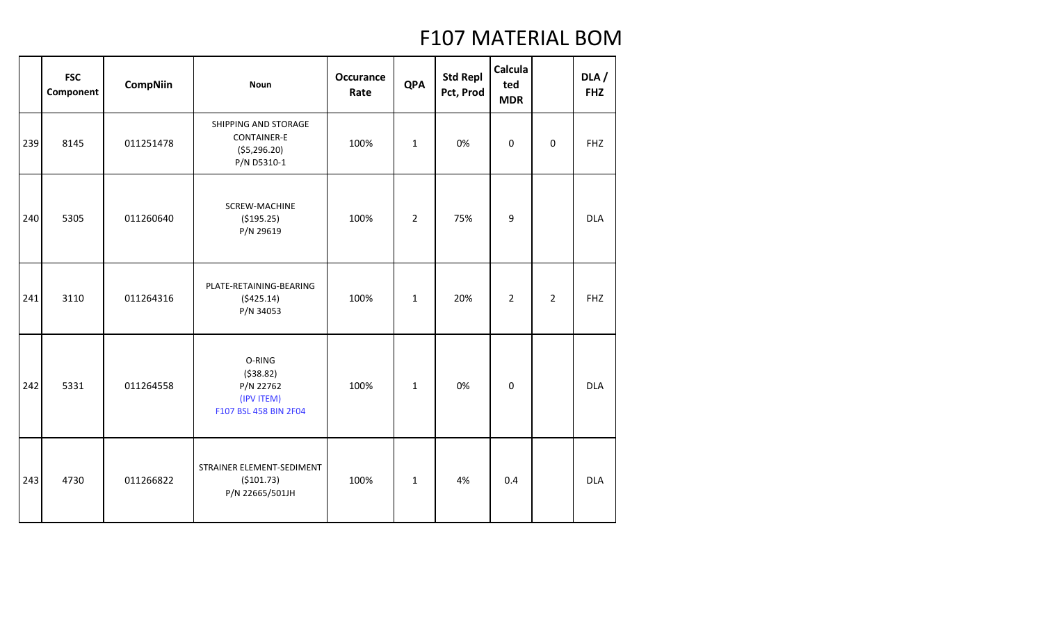# F107 MATERIAL BOM

| | FSC Component | CompNiin | Noun | Occurance Rate | QPA | Std Repl Pct, Prod | Calculated MDR | | DLA / FHZ |
|---|---|---|---|---|---|---|---|---|---|
| 239 | 8145 | 011251478 | SHIPPING AND STORAGE CONTAINER-E ($5,296.20) P/N D5310-1 | 100% | 1 | 0% | 0 | 0 | FHZ |
| 240 | 5305 | 011260640 | SCREW-MACHINE ($195.25) P/N 29619 | 100% | 2 | 75% | 9 | | DLA |
| 241 | 3110 | 011264316 | PLATE-RETAINING-BEARING ($425.14) P/N 34053 | 100% | 1 | 20% | 2 | 2 | FHZ |
| 242 | 5331 | 011264558 | O-RING ($38.82) P/N 22762 (IPV ITEM) F107 BSL 458 BIN 2F04 | 100% | 1 | 0% | 0 | | DLA |
| 243 | 4730 | 011266822 | STRAINER ELEMENT-SEDIMENT ($101.73) P/N 22665/501JH | 100% | 1 | 4% | 0.4 | | DLA |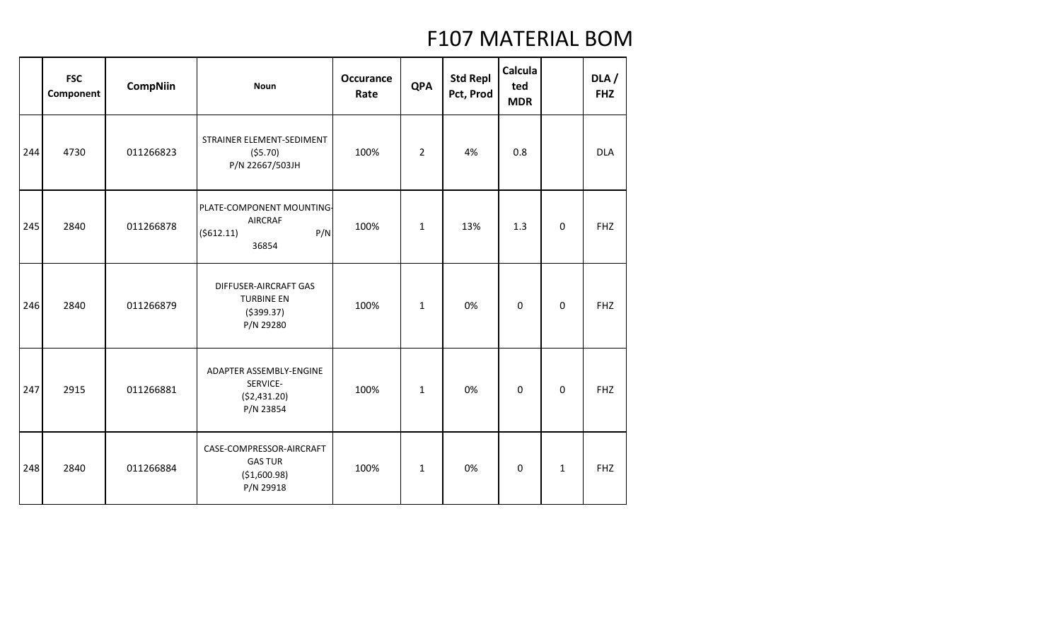# F107 MATERIAL BOM

| | FSC Component | CompNiin | Noun | Occurance Rate | QPA | Std Repl Pct, Prod | Calculated MDR | | DLA / FHZ |
|---|---|---|---|---|---|---|---|---|---|
| 244 | 4730 | 011266823 | STRAINER ELEMENT-SEDIMENT ($5.70) P/N 22667/503JH | 100% | 2 | 4% | 0.8 | | DLA |
| 245 | 2840 | 011266878 | PLATE-COMPONENT MOUNTING-AIRCRAF ($612.11) P/N 36854 | 100% | 1 | 13% | 1.3 | 0 | FHZ |
| 246 | 2840 | 011266879 | DIFFUSER-AIRCRAFT GAS TURBINE EN ($399.37) P/N 29280 | 100% | 1 | 0% | 0 | 0 | FHZ |
| 247 | 2915 | 011266881 | ADAPTER ASSEMBLY-ENGINE SERVICE- ($2,431.20) P/N 23854 | 100% | 1 | 0% | 0 | 0 | FHZ |
| 248 | 2840 | 011266884 | CASE-COMPRESSOR-AIRCRAFT GAS TUR ($1,600.98) P/N 29918 | 100% | 1 | 0% | 0 | 1 | FHZ |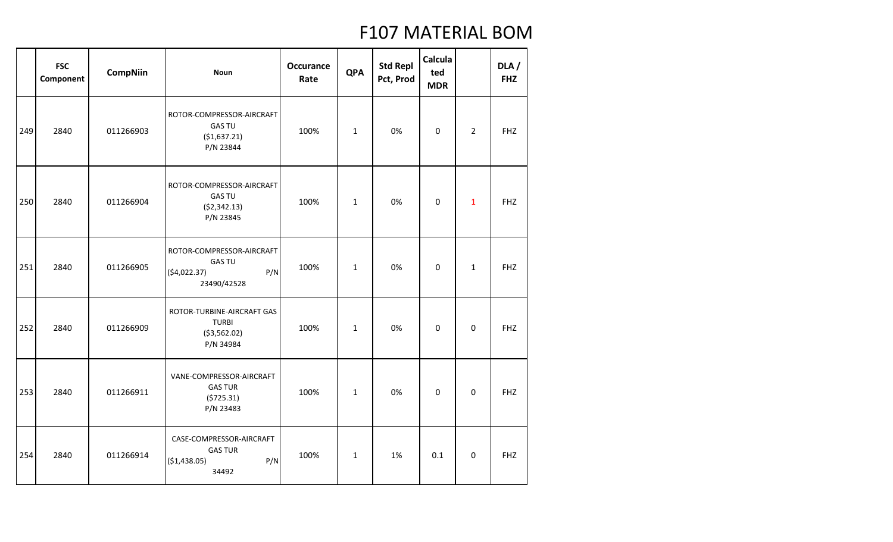# F107 MATERIAL BOM

| | FSC Component | CompNiin | Noun | Occurance Rate | QPA | Std Repl Pct, Prod | Calculated MDR | | DLA / FHZ |
|---|---|---|---|---|---|---|---|---|---|
| 249 | 2840 | 011266903 | ROTOR-COMPRESSOR-AIRCRAFT GAS TU ($1,637.21) P/N 23844 | 100% | 1 | 0% | 0 | 2 | FHZ |
| 250 | 2840 | 011266904 | ROTOR-COMPRESSOR-AIRCRAFT GAS TU ($2,342.13) P/N 23845 | 100% | 1 | 0% | 0 | 1 | FHZ |
| 251 | 2840 | 011266905 | ROTOR-COMPRESSOR-AIRCRAFT GAS TU ($4,022.37) P/N 23490/42528 | 100% | 1 | 0% | 0 | 1 | FHZ |
| 252 | 2840 | 011266909 | ROTOR-TURBINE-AIRCRAFT GAS TURBI ($3,562.02) P/N 34984 | 100% | 1 | 0% | 0 | 0 | FHZ |
| 253 | 2840 | 011266911 | VANE-COMPRESSOR-AIRCRAFT GAS TUR ($725.31) P/N 23483 | 100% | 1 | 0% | 0 | 0 | FHZ |
| 254 | 2840 | 011266914 | CASE-COMPRESSOR-AIRCRAFT GAS TUR ($1,438.05) P/N 34492 | 100% | 1 | 1% | 0.1 | 0 | FHZ |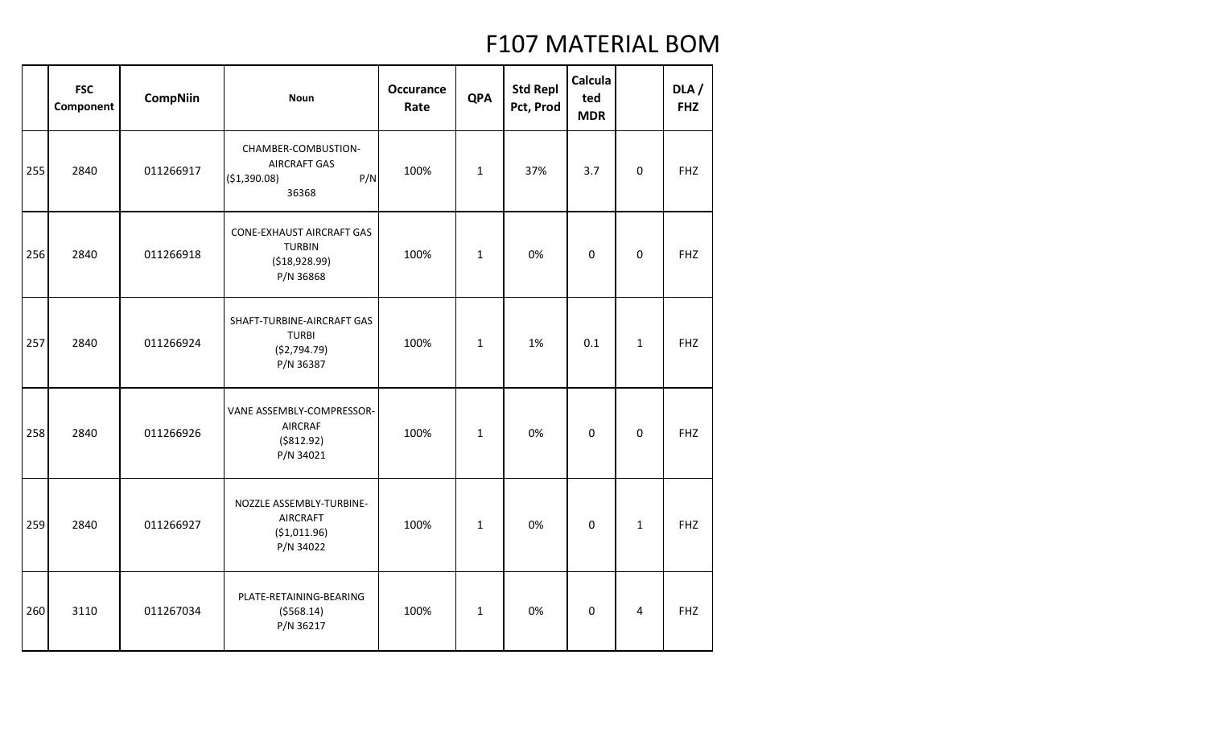# F107 MATERIAL BOM

| | FSC Component | CompNiin | Noun | Occurance Rate | QPA | Std Repl Pct, Prod | Calculated MDR | | DLA / FHZ |
|---|---|---|---|---|---|---|---|---|---|
| 255 | 2840 | 011266917 | CHAMBER-COMBUSTION-AIRCRAFT GAS ($1,390.08) P/N 36368 | 100% | 1 | 37% | 3.7 | 0 | FHZ |
| 256 | 2840 | 011266918 | CONE-EXHAUST AIRCRAFT GAS TURBIN ($18,928.99) P/N 36868 | 100% | 1 | 0% | 0 | 0 | FHZ |
| 257 | 2840 | 011266924 | SHAFT-TURBINE-AIRCRAFT GAS TURBI ($2,794.79) P/N 36387 | 100% | 1 | 1% | 0.1 | 1 | FHZ |
| 258 | 2840 | 011266926 | VANE ASSEMBLY-COMPRESSOR-AIRCRAF ($812.92) P/N 34021 | 100% | 1 | 0% | 0 | 0 | FHZ |
| 259 | 2840 | 011266927 | NOZZLE ASSEMBLY-TURBINE-AIRCRAFT ($1,011.96) P/N 34022 | 100% | 1 | 0% | 0 | 1 | FHZ |
| 260 | 3110 | 011267034 | PLATE-RETAINING-BEARING ($568.14) P/N 36217 | 100% | 1 | 0% | 0 | 4 | FHZ |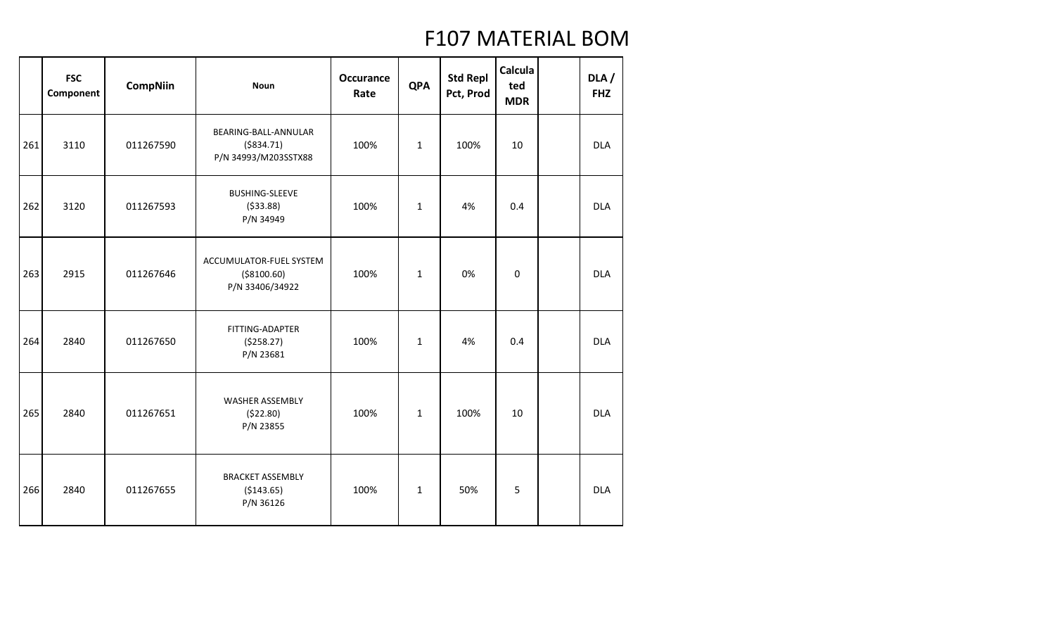# F107 MATERIAL BOM

| | FSC Component | CompNiin | Noun | Occurance Rate | QPA | Std Repl Pct, Prod | Calculated MDR | | DLA / FHZ |
|---|---|---|---|---|---|---|---|---|---|
| 261 | 3110 | 011267590 | BEARING-BALL-ANNULAR ($834.71) P/N 34993/M203SSTX88 | 100% | 1 | 100% | 10 | | DLA |
| 262 | 3120 | 011267593 | BUSHING-SLEEVE ($33.88) P/N 34949 | 100% | 1 | 4% | 0.4 | | DLA |
| 263 | 2915 | 011267646 | ACCUMULATOR-FUEL SYSTEM ($8100.60) P/N 33406/34922 | 100% | 1 | 0% | 0 | | DLA |
| 264 | 2840 | 011267650 | FITTING-ADAPTER ($258.27) P/N 23681 | 100% | 1 | 4% | 0.4 | | DLA |
| 265 | 2840 | 011267651 | WASHER ASSEMBLY ($22.80) P/N 23855 | 100% | 1 | 100% | 10 | | DLA |
| 266 | 2840 | 011267655 | BRACKET ASSEMBLY ($143.65) P/N 36126 | 100% | 1 | 50% | 5 | | DLA |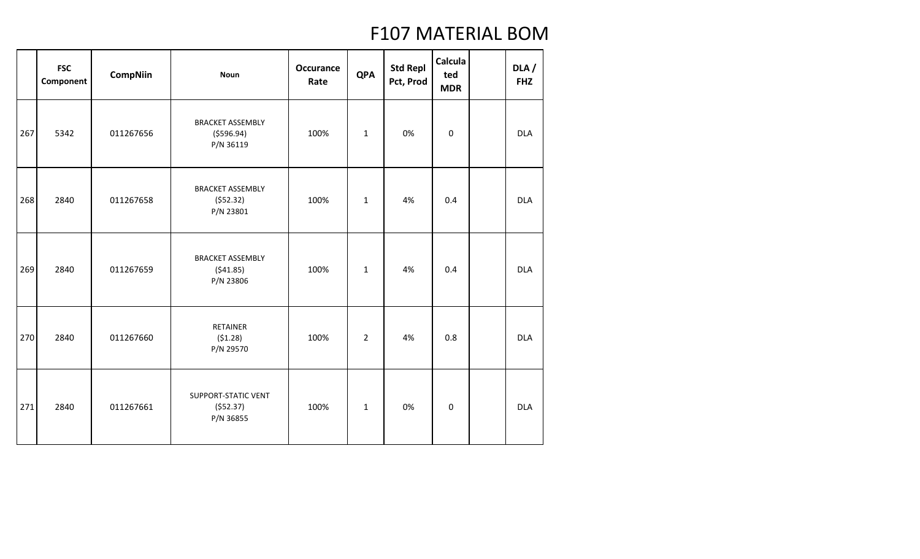# F107 MATERIAL BOM

| | FSC Component | CompNiin | Noun | Occurance Rate | QPA | Std Repl Pct, Prod | Calculated MDR | | DLA / FHZ |
|---|---|---|---|---|---|---|---|---|---|
| 267 | 5342 | 011267656 | BRACKET ASSEMBLY ($596.94) P/N 36119 | 100% | 1 | 0% | 0 | | DLA |
| 268 | 2840 | 011267658 | BRACKET ASSEMBLY ($52.32) P/N 23801 | 100% | 1 | 4% | 0.4 | | DLA |
| 269 | 2840 | 011267659 | BRACKET ASSEMBLY ($41.85) P/N 23806 | 100% | 1 | 4% | 0.4 | | DLA |
| 270 | 2840 | 011267660 | RETAINER ($1.28) P/N 29570 | 100% | 2 | 4% | 0.8 | | DLA |
| 271 | 2840 | 011267661 | SUPPORT-STATIC VENT ($52.37) P/N 36855 | 100% | 1 | 0% | 0 | | DLA |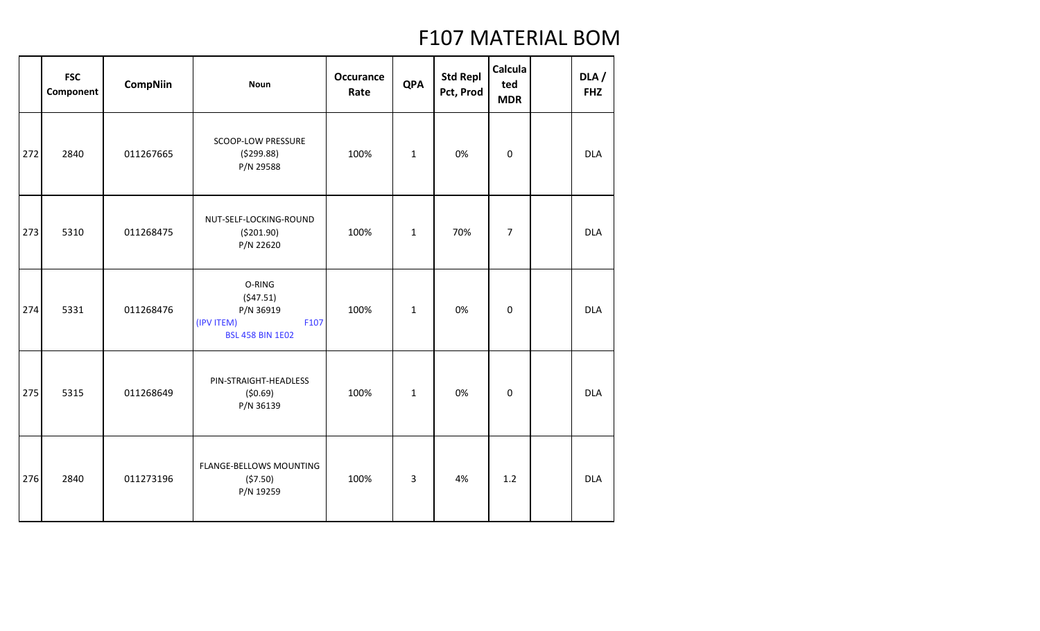# F107 MATERIAL BOM

| | FSC Component | CompNiin | Noun | Occurance Rate | QPA | Std Repl Pct, Prod | Calculated MDR | | DLA / FHZ |
|---|---|---|---|---|---|---|---|---|---|
| 272 | 2840 | 011267665 | SCOOP-LOW PRESSURE ($299.88) P/N 29588 | 100% | 1 | 0% | 0 | | DLA |
| 273 | 5310 | 011268475 | NUT-SELF-LOCKING-ROUND ($201.90) P/N 22620 | 100% | 1 | 70% | 7 | | DLA |
| 274 | 5331 | 011268476 | O-RING ($47.51) P/N 36919 (IPV ITEM) F107 BSL 458 BIN 1E02 | 100% | 1 | 0% | 0 | | DLA |
| 275 | 5315 | 011268649 | PIN-STRAIGHT-HEADLESS ($0.69) P/N 36139 | 100% | 1 | 0% | 0 | | DLA |
| 276 | 2840 | 011273196 | FLANGE-BELLOWS MOUNTING ($7.50) P/N 19259 | 100% | 3 | 4% | 1.2 | | DLA |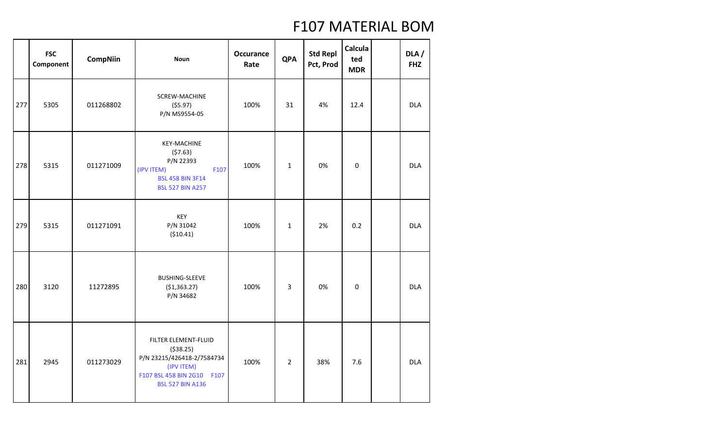# F107 MATERIAL BOM

| | FSC Component | CompNiin | Noun | Occurance Rate | QPA | Std Repl Pct, Prod | Calculated MDR | | DLA / FHZ |
|---|---|---|---|---|---|---|---|---|---|
| 277 | 5305 | 011268802 | SCREW-MACHINE ($5.97) P/N MS9554-05 | 100% | 31 | 4% | 12.4 | | DLA |
| 278 | 5315 | 011271009 | KEY-MACHINE ($7.63) P/N 22393 (IPV ITEM) F107 BSL 458 BIN 3F14 BSL 527 BIN A257 | 100% | 1 | 0% | 0 | | DLA |
| 279 | 5315 | 011271091 | KEY P/N 31042 ($10.41) | 100% | 1 | 2% | 0.2 | | DLA |
| 280 | 3120 | 11272895 | BUSHING-SLEEVE ($1,363.27) P/N 34682 | 100% | 3 | 0% | 0 | | DLA |
| 281 | 2945 | 011273029 | FILTER ELEMENT-FLUID ($38.25) P/N 23215/426418-2/7584734 (IPV ITEM) F107 BSL 458 BIN 2G10 F107 BSL 527 BIN A136 | 100% | 2 | 38% | 7.6 | | DLA |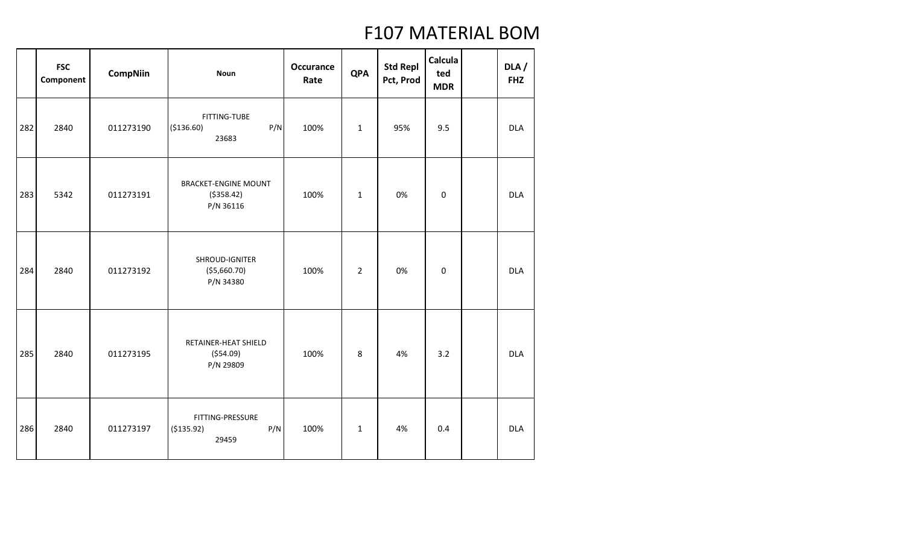# F107 MATERIAL BOM

| | FSC Component | CompNiin | Noun | Occurance Rate | QPA | Std Repl Pct, Prod | Calculated MDR | | DLA / FHZ |
|---|---|---|---|---|---|---|---|---|---|
| 282 | 2840 | 011273190 | FITTING-TUBE ($136.60) P/N 23683 | 100% | 1 | 95% | 9.5 | | DLA |
| 283 | 5342 | 011273191 | BRACKET-ENGINE MOUNT ($358.42) P/N 36116 | 100% | 1 | 0% | 0 | | DLA |
| 284 | 2840 | 011273192 | SHROUD-IGNITER ($5,660.70) P/N 34380 | 100% | 2 | 0% | 0 | | DLA |
| 285 | 2840 | 011273195 | RETAINER-HEAT SHIELD ($54.09) P/N 29809 | 100% | 8 | 4% | 3.2 | | DLA |
| 286 | 2840 | 011273197 | FITTING-PRESSURE ($135.92) P/N 29459 | 100% | 1 | 4% | 0.4 | | DLA |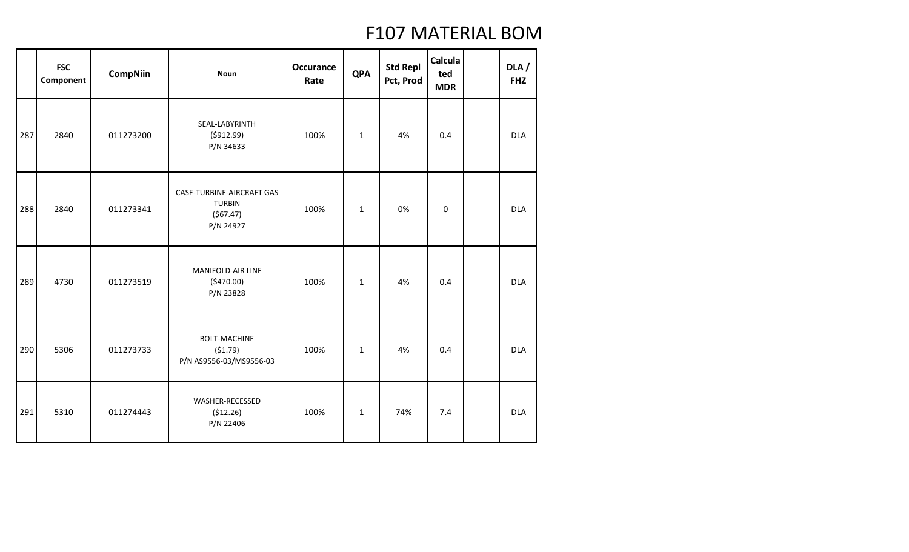# F107 MATERIAL BOM

| | FSC Component | CompNiin | Noun | Occurance Rate | QPA | Std Repl Pct, Prod | Calculated MDR | | DLA / FHZ |
|---|---|---|---|---|---|---|---|---|---|
| 287 | 2840 | 011273200 | SEAL-LABYRINTH ($912.99) P/N 34633 | 100% | 1 | 4% | 0.4 | | DLA |
| 288 | 2840 | 011273341 | CASE-TURBINE-AIRCRAFT GAS TURBIN ($67.47) P/N 24927 | 100% | 1 | 0% | 0 | | DLA |
| 289 | 4730 | 011273519 | MANIFOLD-AIR LINE ($470.00) P/N 23828 | 100% | 1 | 4% | 0.4 | | DLA |
| 290 | 5306 | 011273733 | BOLT-MACHINE ($1.79) P/N AS9556-03/MS9556-03 | 100% | 1 | 4% | 0.4 | | DLA |
| 291 | 5310 | 011274443 | WASHER-RECESSED ($12.26) P/N 22406 | 100% | 1 | 74% | 7.4 | | DLA |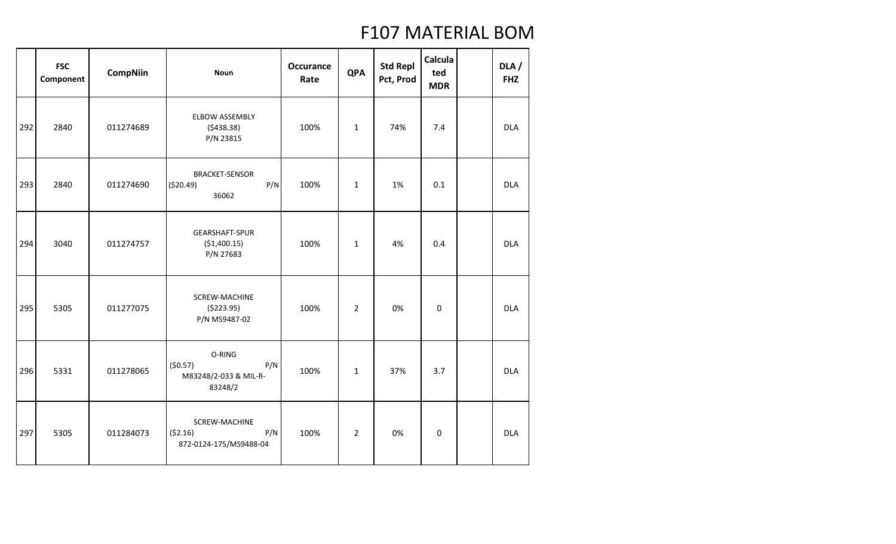# F107 MATERIAL BOM

| | FSC Component | CompNiin | Noun | Occurance Rate | QPA | Std Repl Pct, Prod | Calculated MDR | | DLA / FHZ |
|---|---|---|---|---|---|---|---|---|---|
| 292 | 2840 | 011274689 | ELBOW ASSEMBLY ($438.38) P/N 23815 | 100% | 1 | 74% | 7.4 | | DLA |
| 293 | 2840 | 011274690 | BRACKET-SENSOR ($20.49) P/N 36062 | 100% | 1 | 1% | 0.1 | | DLA |
| 294 | 3040 | 011274757 | GEARSHAFT-SPUR ($1,400.15) P/N 27683 | 100% | 1 | 4% | 0.4 | | DLA |
| 295 | 5305 | 011277075 | SCREW-MACHINE ($223.95) P/N MS9487-02 | 100% | 2 | 0% | 0 | | DLA |
| 296 | 5331 | 011278065 | O-RING ($0.57) P/N M83248/2-033 & MIL-R-83248/2 | 100% | 1 | 37% | 3.7 | | DLA |
| 297 | 5305 | 011284073 | SCREW-MACHINE ($2.16) P/N 872-0124-175/MS9488-04 | 100% | 2 | 0% | 0 | | DLA |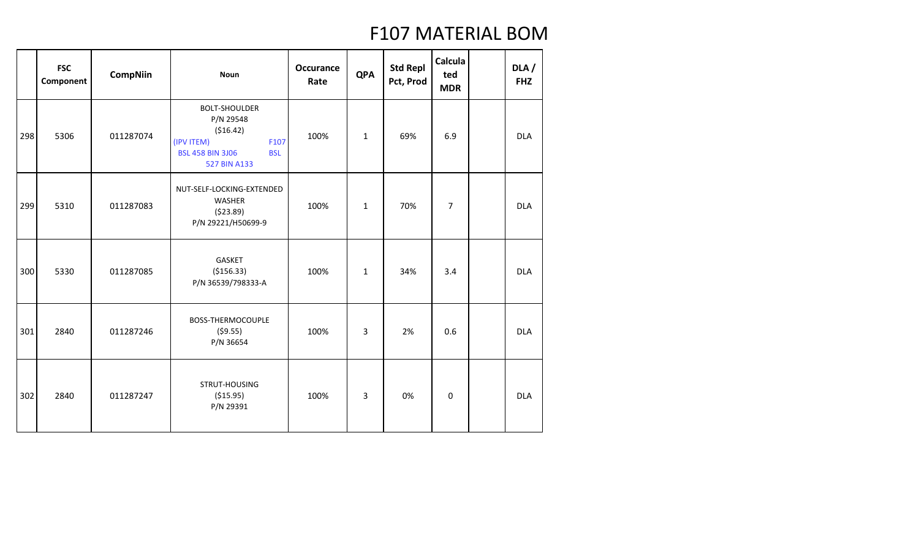# F107 MATERIAL BOM

| | FSC Component | CompNiin | Noun | Occurance Rate | QPA | Std Repl Pct, Prod | Calculated MDR | | DLA / FHZ |
|---|---|---|---|---|---|---|---|---|---|
| 298 | 5306 | 011287074 | BOLT-SHOULDER P/N 29548 ($16.42) (IPV ITEM) F107 BSL 458 BIN 3J06 BSL 527 BIN A133 | 100% | 1 | 69% | 6.9 | | DLA |
| 299 | 5310 | 011287083 | NUT-SELF-LOCKING-EXTENDED WASHER ($23.89) P/N 29221/H50699-9 | 100% | 1 | 70% | 7 | | DLA |
| 300 | 5330 | 011287085 | GASKET ($156.33) P/N 36539/798333-A | 100% | 1 | 34% | 3.4 | | DLA |
| 301 | 2840 | 011287246 | BOSS-THERMOCOUPLE ($9.55) P/N 36654 | 100% | 3 | 2% | 0.6 | | DLA |
| 302 | 2840 | 011287247 | STRUT-HOUSING ($15.95) P/N 29391 | 100% | 3 | 0% | 0 | | DLA |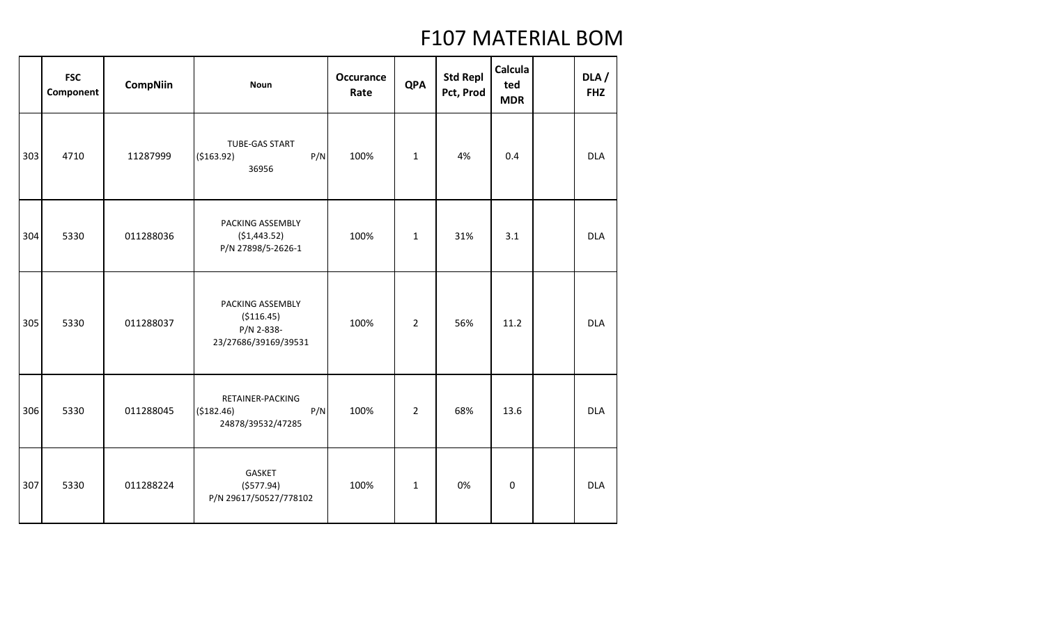# F107 MATERIAL BOM

| | FSC Component | CompNiin | Noun | Occurance Rate | QPA | Std Repl Pct, Prod | Calculated MDR | | DLA / FHZ |
|---|---|---|---|---|---|---|---|---|---|
| 303 | 4710 | 11287999 | TUBE-GAS START ($163.92) P/N 36956 | 100% | 1 | 4% | 0.4 | | DLA |
| 304 | 5330 | 011288036 | PACKING ASSEMBLY ($1,443.52) P/N 27898/5-2626-1 | 100% | 1 | 31% | 3.1 | | DLA |
| 305 | 5330 | 011288037 | PACKING ASSEMBLY ($116.45) P/N 2-838-23/27686/39169/39531 | 100% | 2 | 56% | 11.2 | | DLA |
| 306 | 5330 | 011288045 | RETAINER-PACKING ($182.46) P/N 24878/39532/47285 | 100% | 2 | 68% | 13.6 | | DLA |
| 307 | 5330 | 011288224 | GASKET ($577.94) P/N 29617/50527/778102 | 100% | 1 | 0% | 0 | | DLA |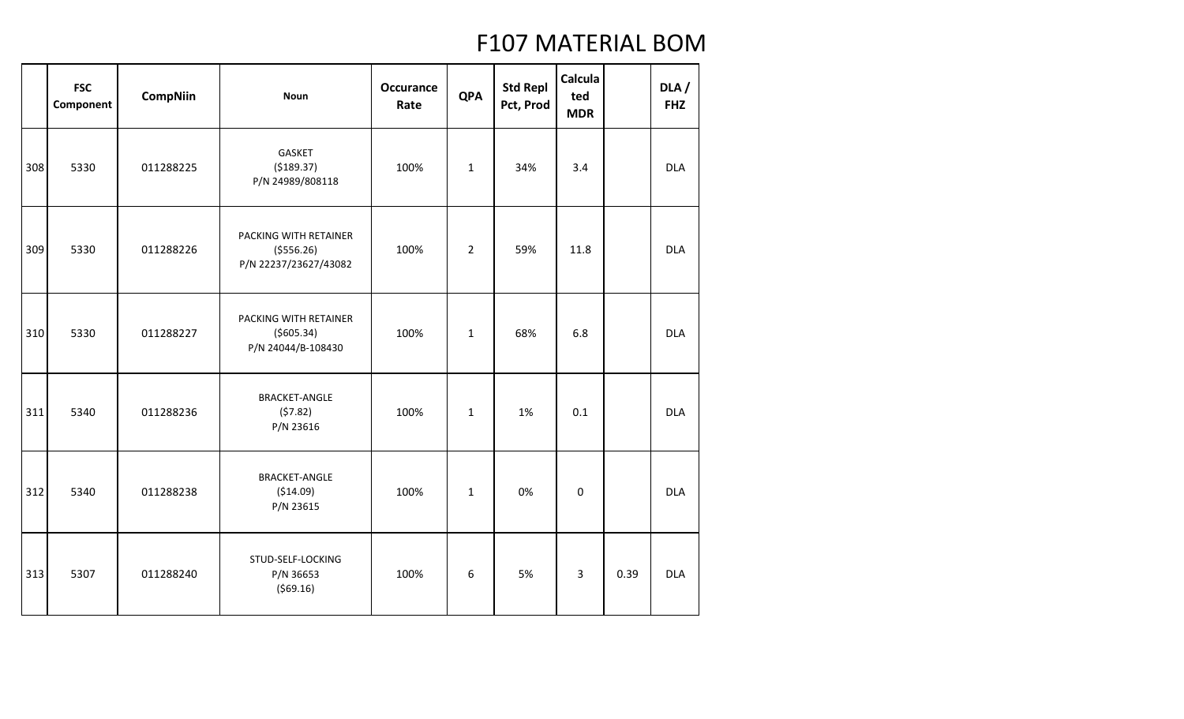# F107 MATERIAL BOM

| | FSC Component | CompNiin | Noun | Occurance Rate | QPA | Std Repl Pct, Prod | Calculated MDR | | DLA / FHZ |
|---|---|---|---|---|---|---|---|---|---|
| 308 | 5330 | 011288225 | GASKET ($189.37) P/N 24989/808118 | 100% | 1 | 34% | 3.4 | | DLA |
| 309 | 5330 | 011288226 | PACKING WITH RETAINER ($556.26) P/N 22237/23627/43082 | 100% | 2 | 59% | 11.8 | | DLA |
| 310 | 5330 | 011288227 | PACKING WITH RETAINER ($605.34) P/N 24044/B-108430 | 100% | 1 | 68% | 6.8 | | DLA |
| 311 | 5340 | 011288236 | BRACKET-ANGLE ($7.82) P/N 23616 | 100% | 1 | 1% | 0.1 | | DLA |
| 312 | 5340 | 011288238 | BRACKET-ANGLE ($14.09) P/N 23615 | 100% | 1 | 0% | 0 | | DLA |
| 313 | 5307 | 011288240 | STUD-SELF-LOCKING P/N 36653 ($69.16) | 100% | 6 | 5% | 3 | 0.39 | DLA |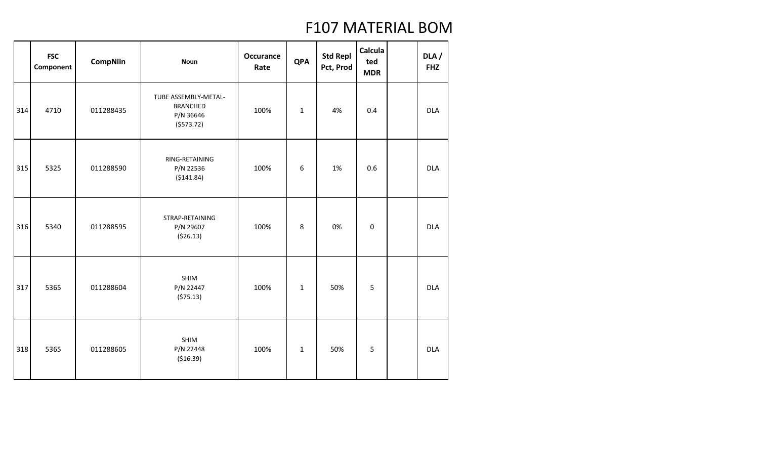# F107 MATERIAL BOM

| | FSC Component | CompNiin | Noun | Occurance Rate | QPA | Std Repl Pct, Prod | Calculated MDR | | DLA / FHZ |
|---|---|---|---|---|---|---|---|---|---|
| 314 | 4710 | 011288435 | TUBE ASSEMBLY-METAL-BRANCHED P/N 36646 ($573.72) | 100% | 1 | 4% | 0.4 | | DLA |
| 315 | 5325 | 011288590 | RING-RETAINING P/N 22536 ($141.84) | 100% | 6 | 1% | 0.6 | | DLA |
| 316 | 5340 | 011288595 | STRAP-RETAINING P/N 29607 ($26.13) | 100% | 8 | 0% | 0 | | DLA |
| 317 | 5365 | 011288604 | SHIM P/N 22447 ($75.13) | 100% | 1 | 50% | 5 | | DLA |
| 318 | 5365 | 011288605 | SHIM P/N 22448 ($16.39) | 100% | 1 | 50% | 5 | | DLA |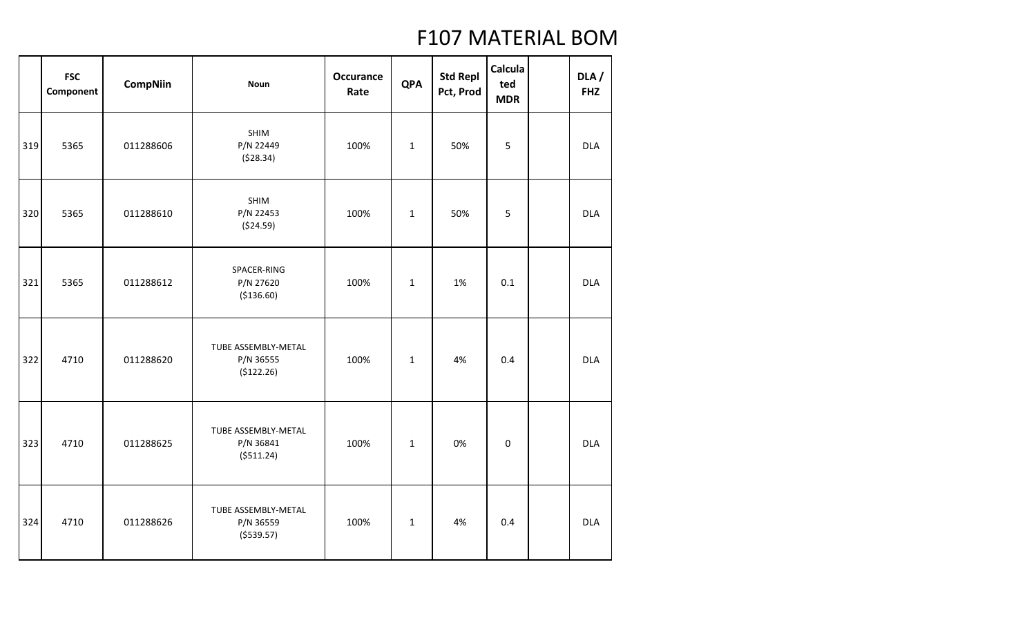# F107 MATERIAL BOM

| | FSC Component | CompNiin | Noun | Occurance Rate | QPA | Std Repl Pct, Prod | Calculated MDR | | DLA / FHZ |
|---|---|---|---|---|---|---|---|---|---|
| 319 | 5365 | 011288606 | SHIM P/N 22449 ($28.34) | 100% | 1 | 50% | 5 | | DLA |
| 320 | 5365 | 011288610 | SHIM P/N 22453 ($24.59) | 100% | 1 | 50% | 5 | | DLA |
| 321 | 5365 | 011288612 | SPACER-RING P/N 27620 ($136.60) | 100% | 1 | 1% | 0.1 | | DLA |
| 322 | 4710 | 011288620 | TUBE ASSEMBLY-METAL P/N 36555 ($122.26) | 100% | 1 | 4% | 0.4 | | DLA |
| 323 | 4710 | 011288625 | TUBE ASSEMBLY-METAL P/N 36841 ($511.24) | 100% | 1 | 0% | 0 | | DLA |
| 324 | 4710 | 011288626 | TUBE ASSEMBLY-METAL P/N 36559 ($539.57) | 100% | 1 | 4% | 0.4 | | DLA |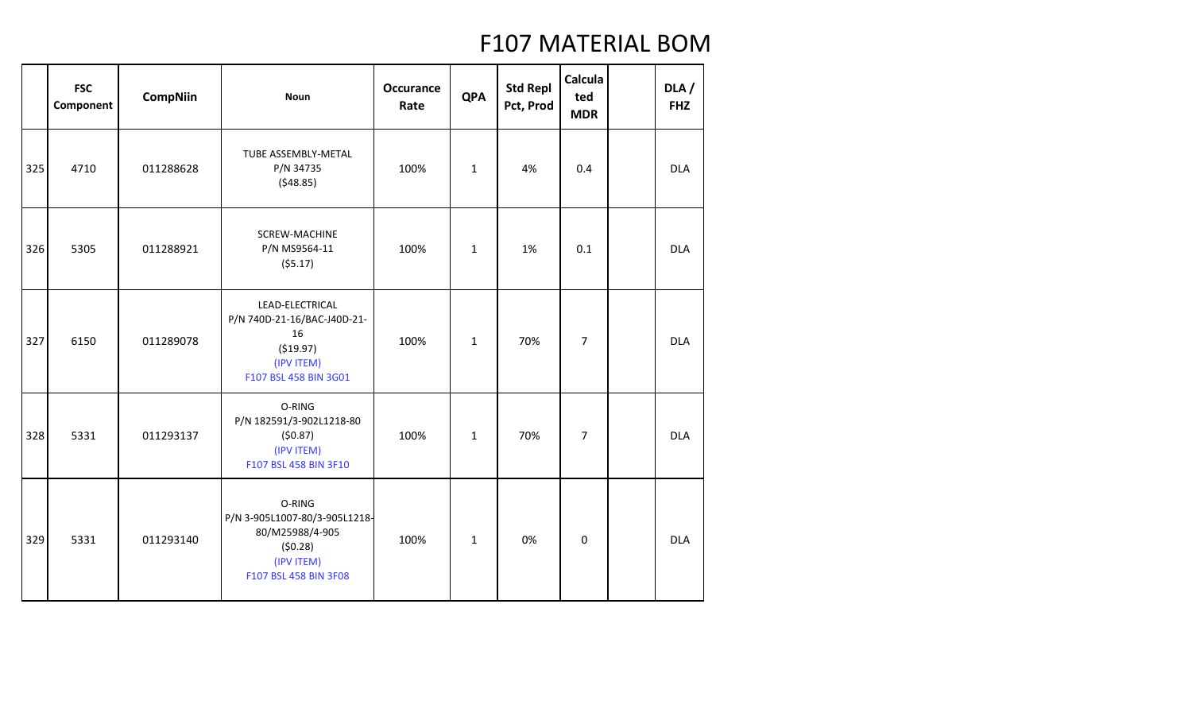# F107 MATERIAL BOM

| | FSC Component | CompNiin | Noun | Occurance Rate | QPA | Std Repl Pct, Prod | Calculated MDR | | DLA / FHZ |
|---|---|---|---|---|---|---|---|---|---|
| 325 | 4710 | 011288628 | TUBE ASSEMBLY-METAL<br>P/N 34735<br>($48.85) | 100% | 1 | 4% | 0.4 | | DLA |
| 326 | 5305 | 011288921 | SCREW-MACHINE<br>P/N MS9564-11<br>($5.17) | 100% | 1 | 1% | 0.1 | | DLA |
| 327 | 6150 | 011289078 | LEAD-ELECTRICAL<br>P/N 740D-21-16/BAC-J40D-21-16<br>($19.97)<br>(IPV ITEM)<br>F107 BSL 458 BIN 3G01 | 100% | 1 | 70% | 7 | | DLA |
| 328 | 5331 | 011293137 | O-RING<br>P/N 182591/3-902L1218-80<br>($0.87)<br>(IPV ITEM)<br>F107 BSL 458 BIN 3F10 | 100% | 1 | 70% | 7 | | DLA |
| 329 | 5331 | 011293140 | O-RING<br>P/N 3-905L1007-80/3-905L1218-80/M25988/4-905<br>($0.28)<br>(IPV ITEM)<br>F107 BSL 458 BIN 3F08 | 100% | 1 | 0% | 0 | | DLA |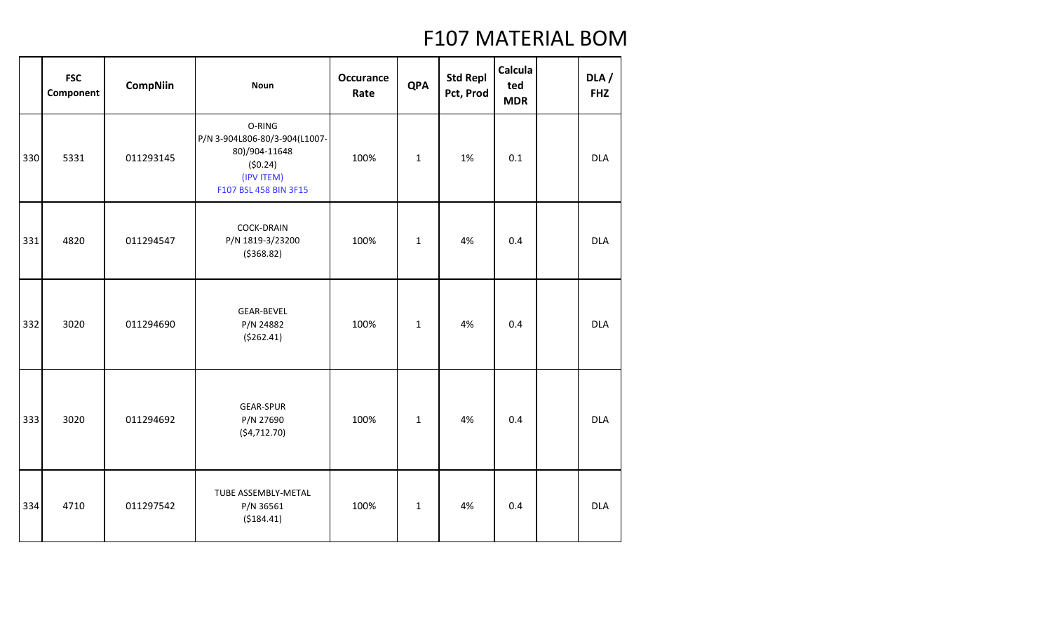# F107 MATERIAL BOM

| | FSC Component | CompNiin | Noun | Occurance Rate | QPA | Std Repl Pct, Prod | Calculated MDR | | DLA / FHZ |
|---|---|---|---|---|---|---|---|---|---|
| 330 | 5331 | 011293145 | O-RING P/N 3-904L806-80/3-904(L1007-80)/904-11648 ($0.24) (IPV ITEM) F107 BSL 458 BIN 3F15 | 100% | 1 | 1% | 0.1 | | DLA |
| 331 | 4820 | 011294547 | COCK-DRAIN P/N 1819-3/23200 ($368.82) | 100% | 1 | 4% | 0.4 | | DLA |
| 332 | 3020 | 011294690 | GEAR-BEVEL P/N 24882 ($262.41) | 100% | 1 | 4% | 0.4 | | DLA |
| 333 | 3020 | 011294692 | GEAR-SPUR P/N 27690 ($4,712.70) | 100% | 1 | 4% | 0.4 | | DLA |
| 334 | 4710 | 011297542 | TUBE ASSEMBLY-METAL P/N 36561 ($184.41) | 100% | 1 | 4% | 0.4 | | DLA |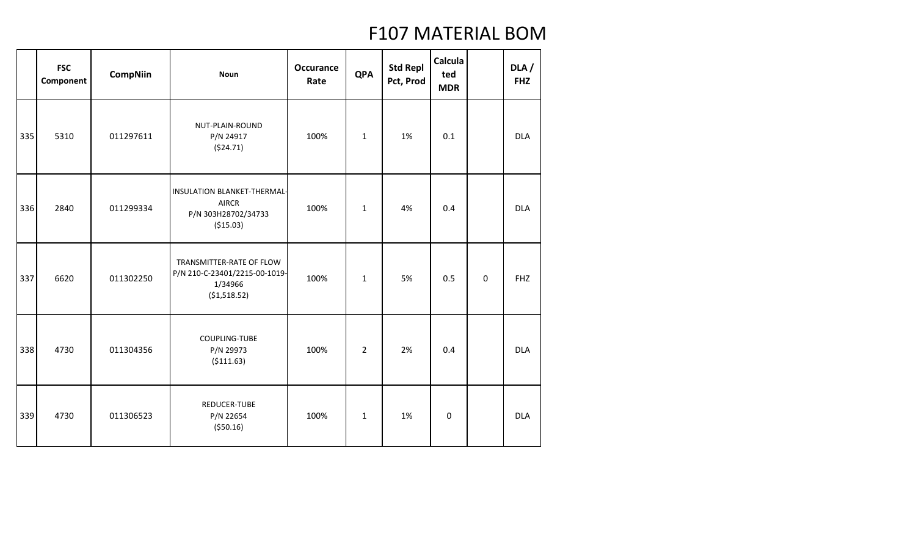# F107 MATERIAL BOM

| | FSC Component | CompNiin | Noun | Occurance Rate | QPA | Std Repl Pct, Prod | Calculated MDR | | DLA / FHZ |
|---|---|---|---|---|---|---|---|---|---|
| 335 | 5310 | 011297611 | NUT-PLAIN-ROUND P/N 24917 ($24.71) | 100% | 1 | 1% | 0.1 | | DLA |
| 336 | 2840 | 011299334 | INSULATION BLANKET-THERMAL-AIRCR P/N 303H28702/34733 ($15.03) | 100% | 1 | 4% | 0.4 | | DLA |
| 337 | 6620 | 011302250 | TRANSMITTER-RATE OF FLOW P/N 210-C-23401/2215-00-1019-1/34966 ($1,518.52) | 100% | 1 | 5% | 0.5 | 0 | FHZ |
| 338 | 4730 | 011304356 | COUPLING-TUBE P/N 29973 ($111.63) | 100% | 2 | 2% | 0.4 | | DLA |
| 339 | 4730 | 011306523 | REDUCER-TUBE P/N 22654 ($50.16) | 100% | 1 | 1% | 0 | | DLA |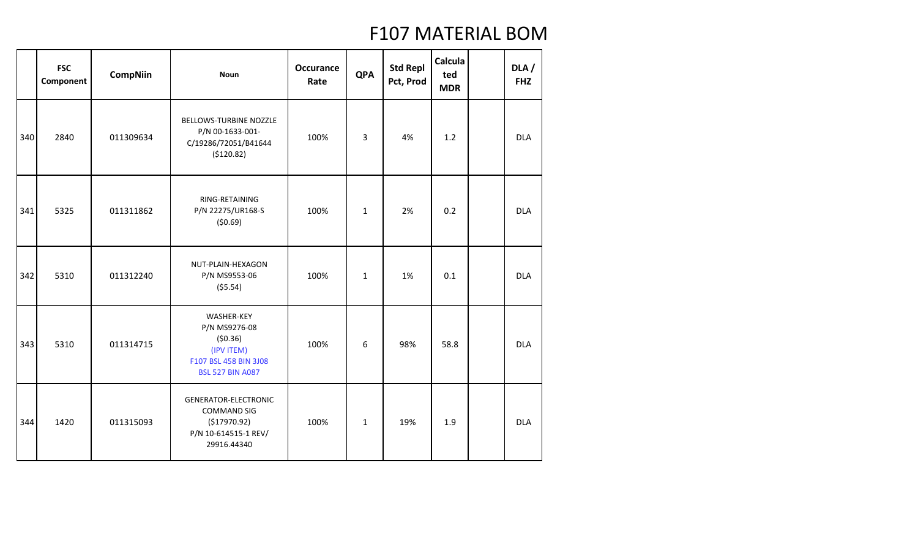# F107 MATERIAL BOM

| | FSC Component | CompNiin | Noun | Occurance Rate | QPA | Std Repl Pct, Prod | Calculated MDR | | DLA / FHZ |
|---|---|---|---|---|---|---|---|---|---|
| 340 | 2840 | 011309634 | BELLOWS-TURBINE NOZZLE P/N 00-1633-001-C/19286/72051/B41644 ($120.82) | 100% | 3 | 4% | 1.2 | | DLA |
| 341 | 5325 | 011311862 | RING-RETAINING P/N 22275/UR168-S ($0.69) | 100% | 1 | 2% | 0.2 | | DLA |
| 342 | 5310 | 011312240 | NUT-PLAIN-HEXAGON P/N MS9553-06 ($5.54) | 100% | 1 | 1% | 0.1 | | DLA |
| 343 | 5310 | 011314715 | WASHER-KEY P/N MS9276-08 ($0.36) (IPV ITEM) F107 BSL 458 BIN 3J08 BSL 527 BIN A087 | 100% | 6 | 98% | 58.8 | | DLA |
| 344 | 1420 | 011315093 | GENERATOR-ELECTRONIC COMMAND SIG ($17970.92) P/N 10-614515-1 REV/ 29916.44340 | 100% | 1 | 19% | 1.9 | | DLA |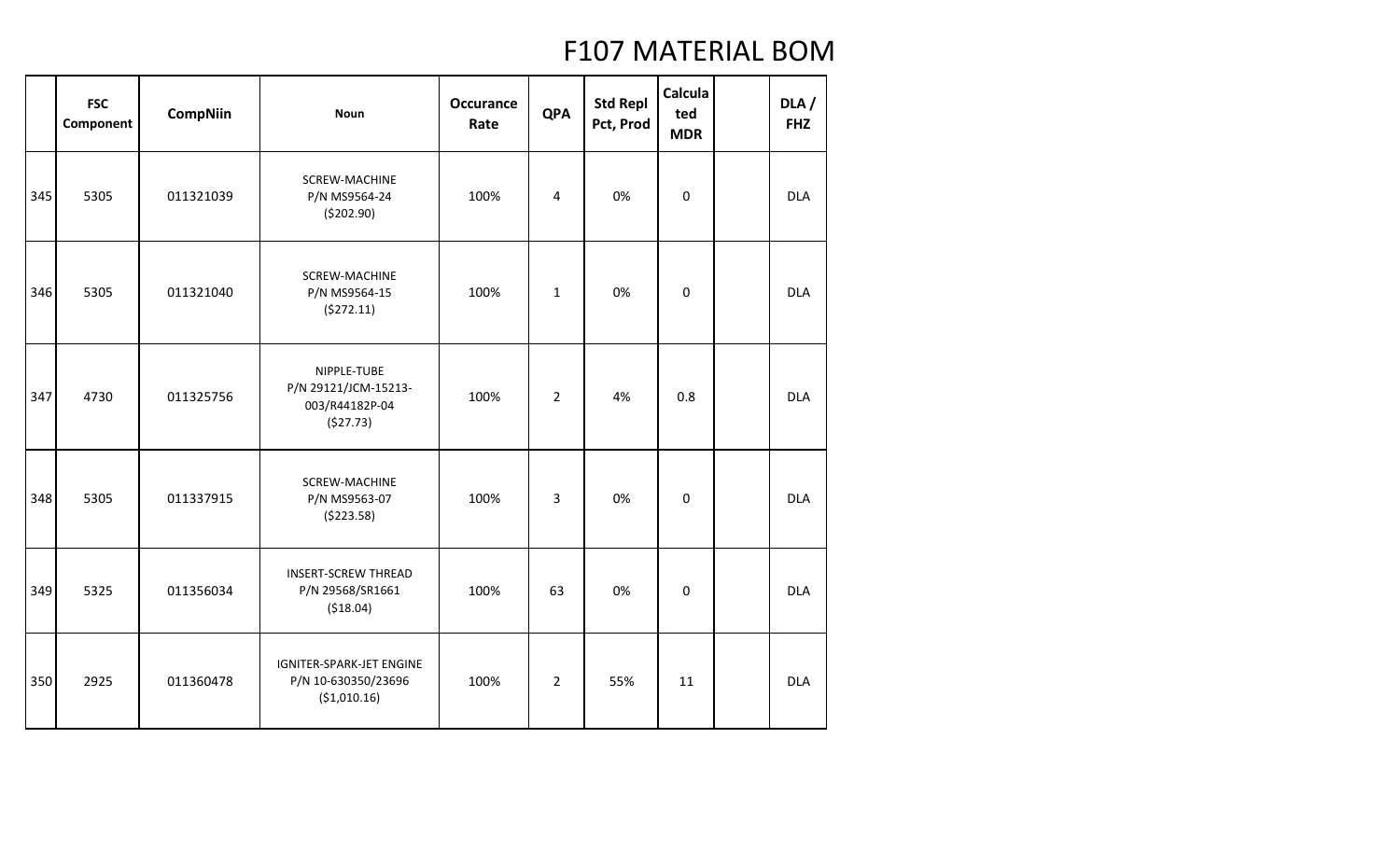# F107 MATERIAL BOM

| | FSC Component | CompNiin | Noun | Occurance Rate | QPA | Std Repl Pct, Prod | Calculated MDR | | DLA / FHZ |
|---|---|---|---|---|---|---|---|---|---|
| 345 | 5305 | 011321039 | SCREW-MACHINE P/N MS9564-24 ($202.90) | 100% | 4 | 0% | 0 | | DLA |
| 346 | 5305 | 011321040 | SCREW-MACHINE P/N MS9564-15 ($272.11) | 100% | 1 | 0% | 0 | | DLA |
| 347 | 4730 | 011325756 | NIPPLE-TUBE P/N 29121/JCM-15213-003/R44182P-04 ($27.73) | 100% | 2 | 4% | 0.8 | | DLA |
| 348 | 5305 | 011337915 | SCREW-MACHINE P/N MS9563-07 ($223.58) | 100% | 3 | 0% | 0 | | DLA |
| 349 | 5325 | 011356034 | INSERT-SCREW THREAD P/N 29568/SR1661 ($18.04) | 100% | 63 | 0% | 0 | | DLA |
| 350 | 2925 | 011360478 | IGNITER-SPARK-JET ENGINE P/N 10-630350/23696 ($1,010.16) | 100% | 2 | 55% | 11 | | DLA |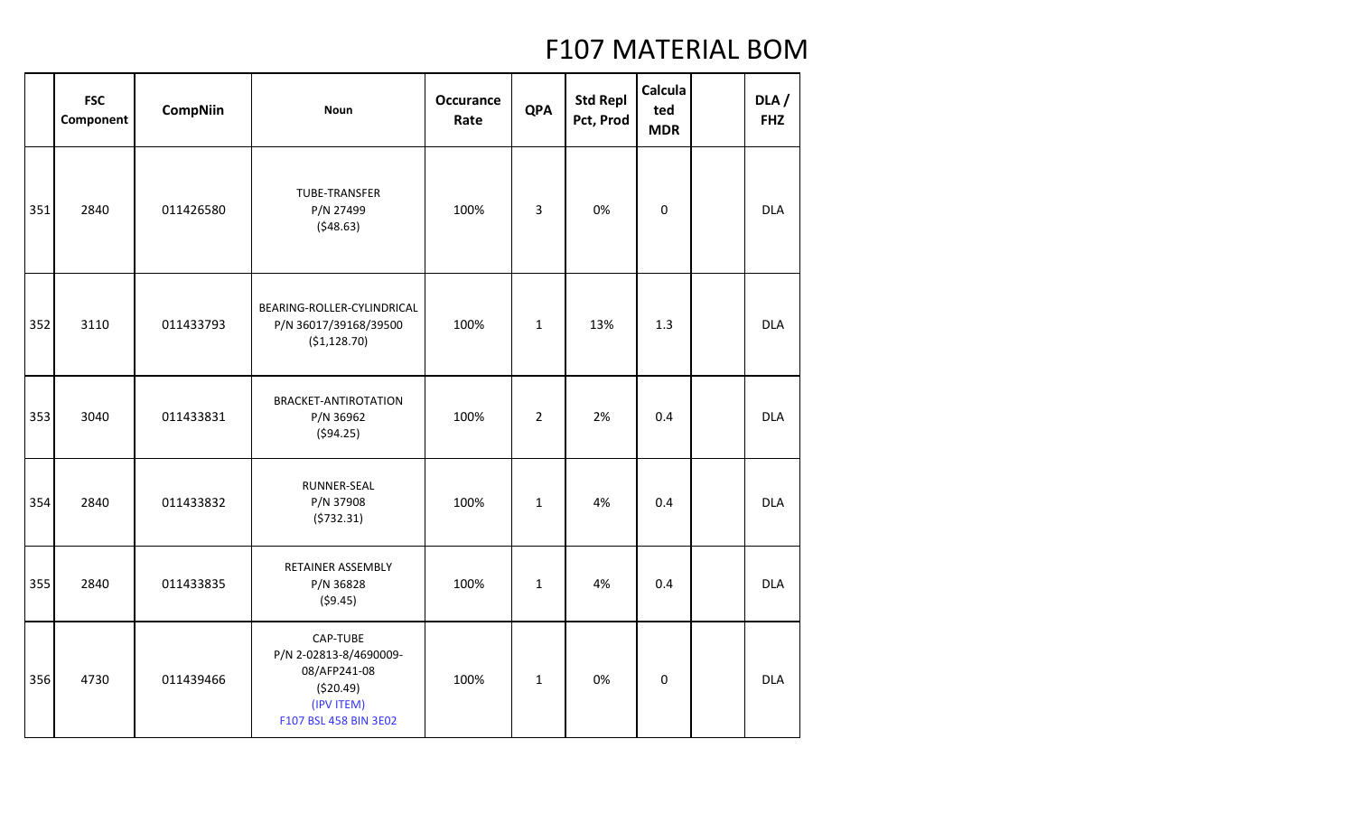# F107 MATERIAL BOM

| | FSC Component | CompNiin | Noun | Occurance Rate | QPA | Std Repl Pct, Prod | Calculated MDR | | DLA / FHZ |
|---|---|---|---|---|---|---|---|---|---|
| 351 | 2840 | 011426580 | TUBE-TRANSFER<br>P/N 27499<br>($48.63) | 100% | 3 | 0% | 0 | | DLA |
| 352 | 3110 | 011433793 | BEARING-ROLLER-CYLINDRICAL<br>P/N 36017/39168/39500<br>($1,128.70) | 100% | 1 | 13% | 1.3 | | DLA |
| 353 | 3040 | 011433831 | BRACKET-ANTIROTATION<br>P/N 36962<br>($94.25) | 100% | 2 | 2% | 0.4 | | DLA |
| 354 | 2840 | 011433832 | RUNNER-SEAL<br>P/N 37908<br>($732.31) | 100% | 1 | 4% | 0.4 | | DLA |
| 355 | 2840 | 011433835 | RETAINER ASSEMBLY<br>P/N 36828<br>($9.45) | 100% | 1 | 4% | 0.4 | | DLA |
| 356 | 4730 | 011439466 | CAP-TUBE<br>P/N 2-02813-8/4690009-08/AFP241-08<br>($20.49)<br>(IPV ITEM)<br>F107 BSL 458 BIN 3E02 | 100% | 1 | 0% | 0 | | DLA |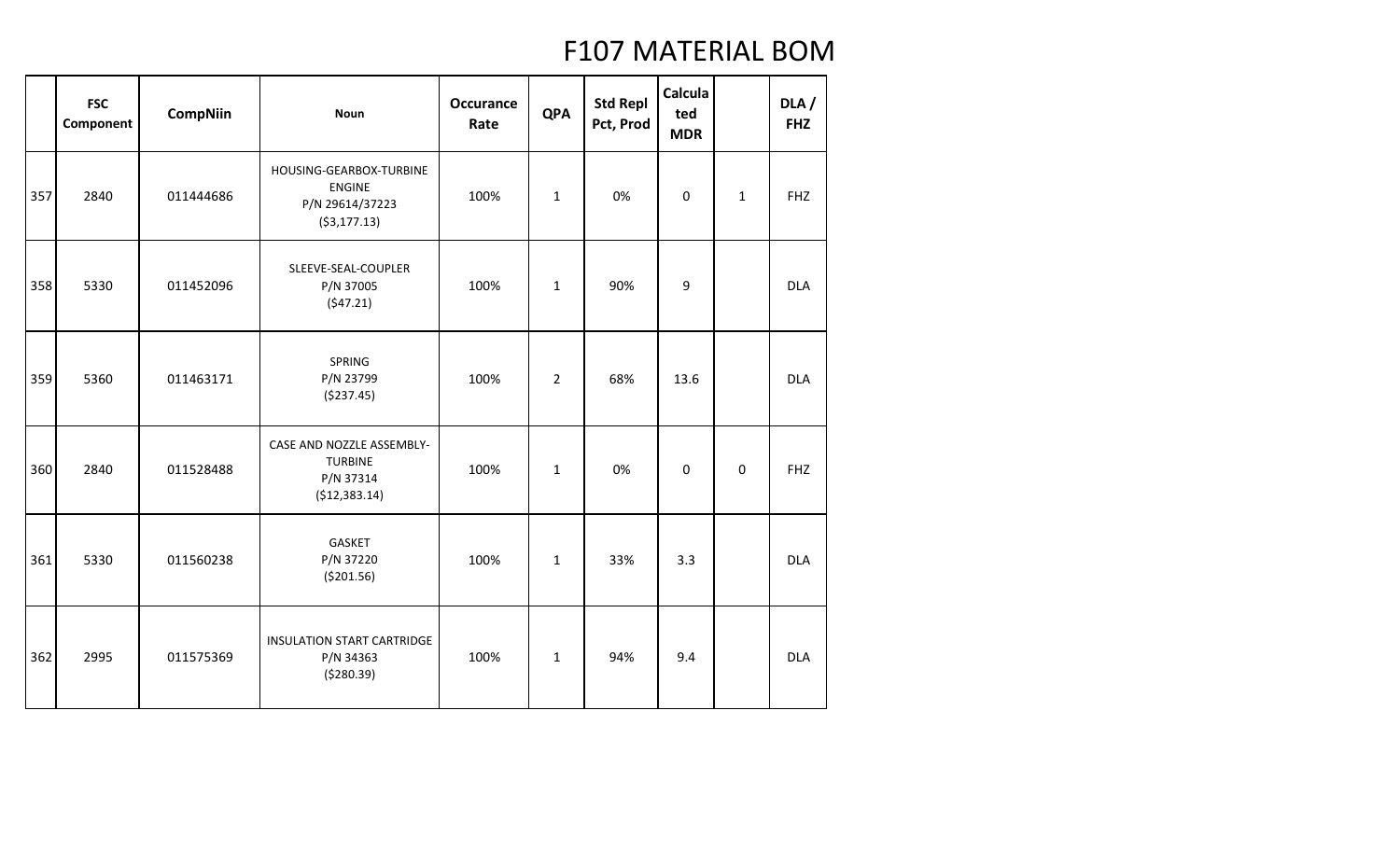# F107 MATERIAL BOM

| | FSC Component | CompNiin | Noun | Occurance Rate | QPA | Std Repl Pct, Prod | Calculated MDR | | DLA / FHZ |
|---|---|---|---|---|---|---|---|---|---|
| 357 | 2840 | 011444686 | HOUSING-GEARBOX-TURBINE ENGINE P/N 29614/37223 ($3,177.13) | 100% | 1 | 0% | 0 | 1 | FHZ |
| 358 | 5330 | 011452096 | SLEEVE-SEAL-COUPLER P/N 37005 ($47.21) | 100% | 1 | 90% | 9 | | DLA |
| 359 | 5360 | 011463171 | SPRING P/N 23799 ($237.45) | 100% | 2 | 68% | 13.6 | | DLA |
| 360 | 2840 | 011528488 | CASE AND NOZZLE ASSEMBLY-TURBINE P/N 37314 ($12,383.14) | 100% | 1 | 0% | 0 | 0 | FHZ |
| 361 | 5330 | 011560238 | GASKET P/N 37220 ($201.56) | 100% | 1 | 33% | 3.3 | | DLA |
| 362 | 2995 | 011575369 | INSULATION START CARTRIDGE P/N 34363 ($280.39) | 100% | 1 | 94% | 9.4 | | DLA |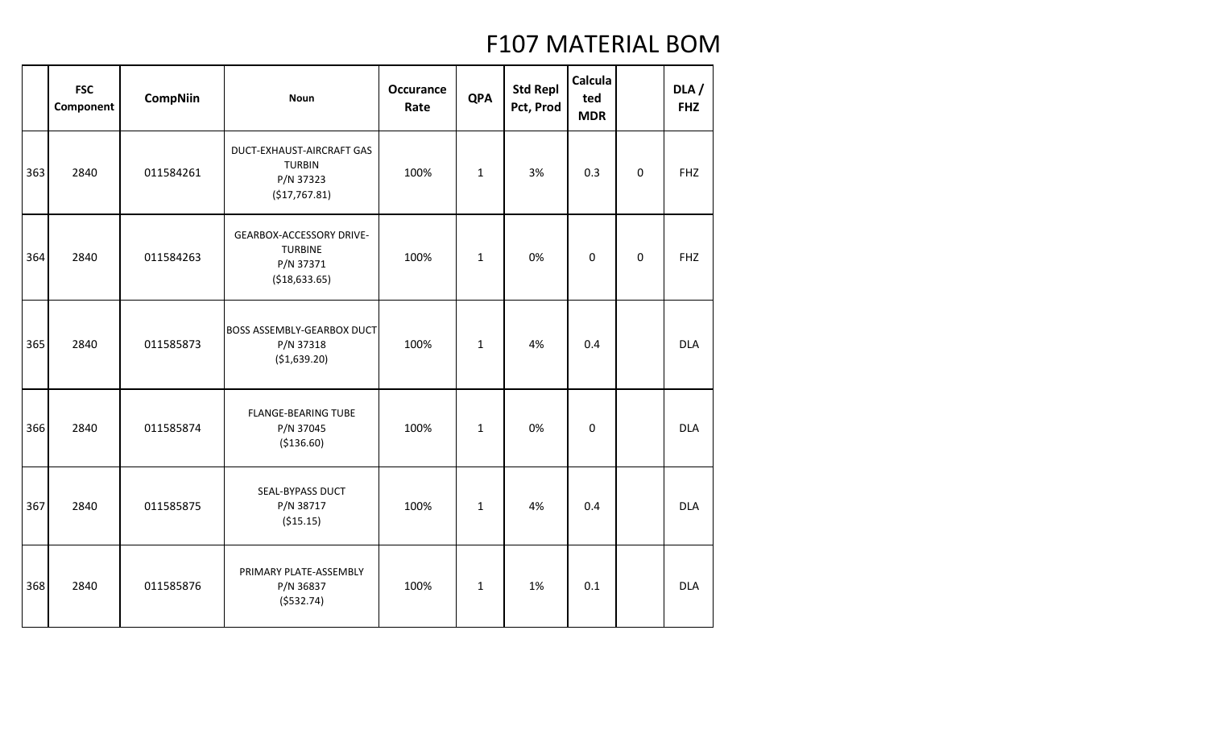# F107 MATERIAL BOM

| | FSC Component | CompNiin | Noun | Occurance Rate | QPA | Std Repl Pct, Prod | Calculated MDR | | DLA / FHZ |
|---|---|---|---|---|---|---|---|---|---|
| 363 | 2840 | 011584261 | DUCT-EXHAUST-AIRCRAFT GAS TURBIN P/N 37323 ($17,767.81) | 100% | 1 | 3% | 0.3 | 0 | FHZ |
| 364 | 2840 | 011584263 | GEARBOX-ACCESSORY DRIVE-TURBINE P/N 37371 ($18,633.65) | 100% | 1 | 0% | 0 | 0 | FHZ |
| 365 | 2840 | 011585873 | BOSS ASSEMBLY-GEARBOX DUCT P/N 37318 ($1,639.20) | 100% | 1 | 4% | 0.4 | | DLA |
| 366 | 2840 | 011585874 | FLANGE-BEARING TUBE P/N 37045 ($136.60) | 100% | 1 | 0% | 0 | | DLA |
| 367 | 2840 | 011585875 | SEAL-BYPASS DUCT P/N 38717 ($15.15) | 100% | 1 | 4% | 0.4 | | DLA |
| 368 | 2840 | 011585876 | PRIMARY PLATE-ASSEMBLY P/N 36837 ($532.74) | 100% | 1 | 1% | 0.1 | | DLA |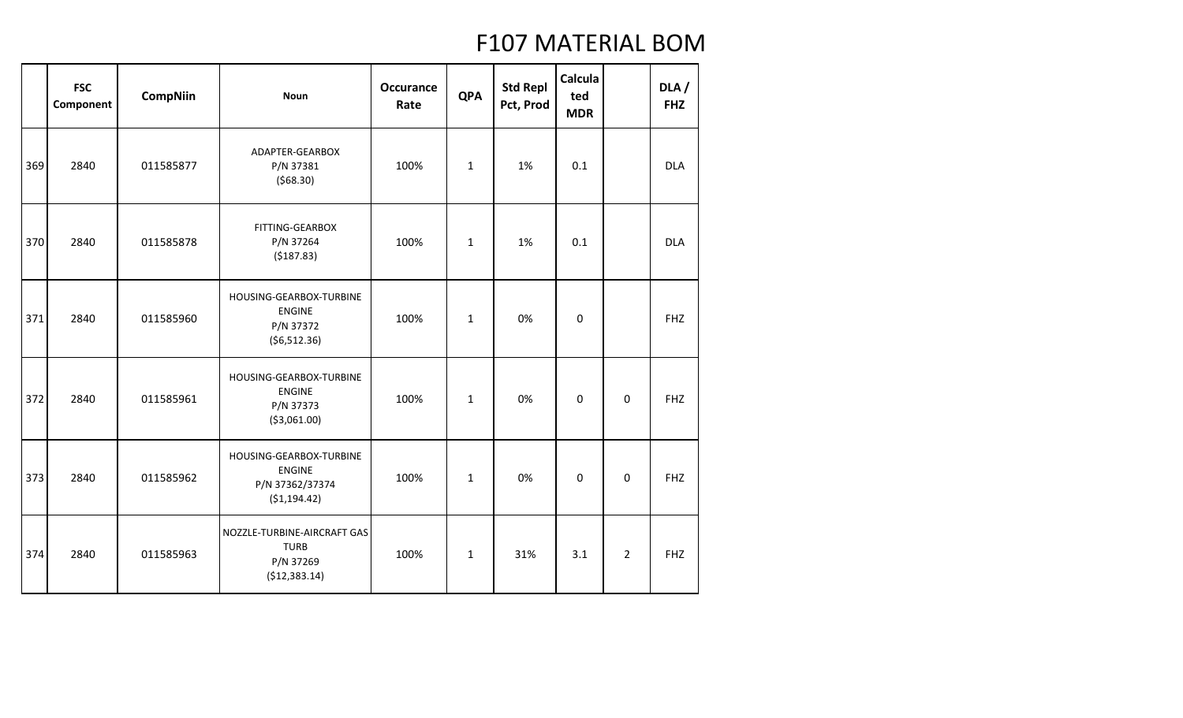# F107 MATERIAL BOM

| | FSC Component | CompNiin | Noun | Occurance Rate | QPA | Std Repl Pct, Prod | Calculated MDR | | DLA / FHZ |
|---|---|---|---|---|---|---|---|---|---|
| 369 | 2840 | 011585877 | ADAPTER-GEARBOX P/N 37381 ($68.30) | 100% | 1 | 1% | 0.1 | | DLA |
| 370 | 2840 | 011585878 | FITTING-GEARBOX P/N 37264 ($187.83) | 100% | 1 | 1% | 0.1 | | DLA |
| 371 | 2840 | 011585960 | HOUSING-GEARBOX-TURBINE ENGINE P/N 37372 ($6,512.36) | 100% | 1 | 0% | 0 | | FHZ |
| 372 | 2840 | 011585961 | HOUSING-GEARBOX-TURBINE ENGINE P/N 37373 ($3,061.00) | 100% | 1 | 0% | 0 | 0 | FHZ |
| 373 | 2840 | 011585962 | HOUSING-GEARBOX-TURBINE ENGINE P/N 37362/37374 ($1,194.42) | 100% | 1 | 0% | 0 | 0 | FHZ |
| 374 | 2840 | 011585963 | NOZZLE-TURBINE-AIRCRAFT GAS TURB P/N 37269 ($12,383.14) | 100% | 1 | 31% | 3.1 | 2 | FHZ |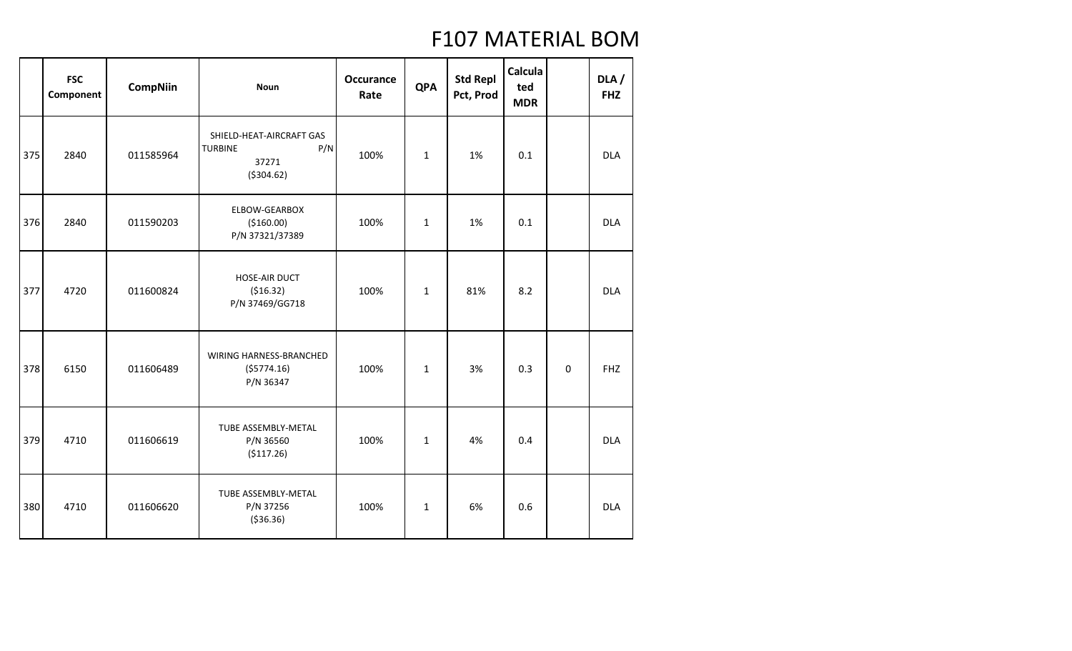# F107 MATERIAL BOM

| | FSC Component | CompNiin | Noun | Occurance Rate | QPA | Std Repl Pct, Prod | Calculated MDR | | DLA / FHZ |
|---|---|---|---|---|---|---|---|---|---|
| 375 | 2840 | 011585964 | SHIELD-HEAT-AIRCRAFT GAS TURBINE P/N 37271 ($304.62) | 100% | 1 | 1% | 0.1 | | DLA |
| 376 | 2840 | 011590203 | ELBOW-GEARBOX ($160.00) P/N 37321/37389 | 100% | 1 | 1% | 0.1 | | DLA |
| 377 | 4720 | 011600824 | HOSE-AIR DUCT ($16.32) P/N 37469/GG718 | 100% | 1 | 81% | 8.2 | | DLA |
| 378 | 6150 | 011606489 | WIRING HARNESS-BRANCHED ($5774.16) P/N 36347 | 100% | 1 | 3% | 0.3 | 0 | FHZ |
| 379 | 4710 | 011606619 | TUBE ASSEMBLY-METAL P/N 36560 ($117.26) | 100% | 1 | 4% | 0.4 | | DLA |
| 380 | 4710 | 011606620 | TUBE ASSEMBLY-METAL P/N 37256 ($36.36) | 100% | 1 | 6% | 0.6 | | DLA |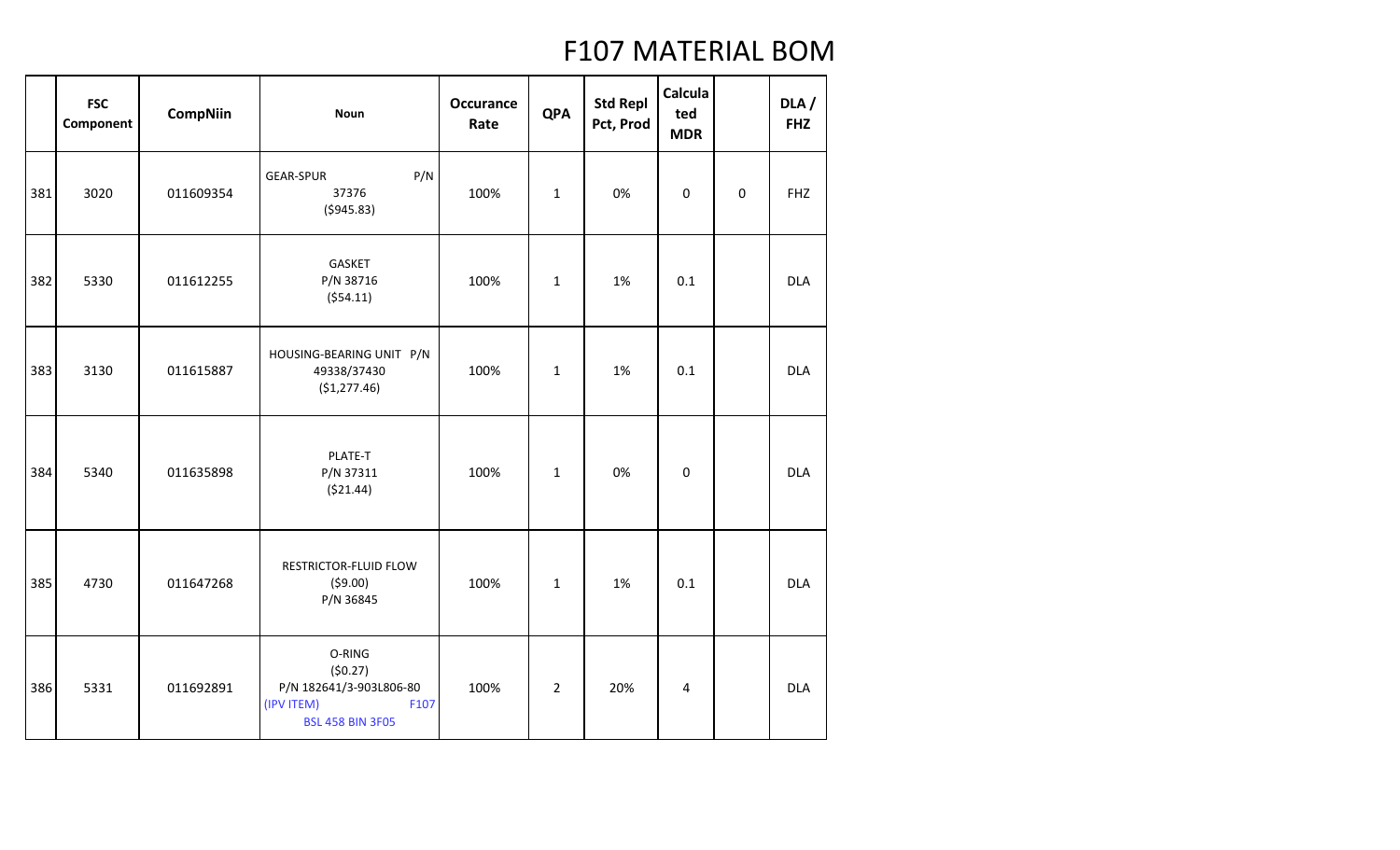# F107 MATERIAL BOM

| | FSC Component | CompNiin | Noun | Occurance Rate | QPA | Std Repl Pct, Prod | Calculated MDR | | DLA / FHZ |
|---|---|---|---|---|---|---|---|---|---|
| 381 | 3020 | 011609354 | GEAR-SPUR P/N 37376 ($945.83) | 100% | 1 | 0% | 0 | 0 | FHZ |
| 382 | 5330 | 011612255 | GASKET P/N 38716 ($54.11) | 100% | 1 | 1% | 0.1 | | DLA |
| 383 | 3130 | 011615887 | HOUSING-BEARING UNIT P/N 49338/37430 ($1,277.46) | 100% | 1 | 1% | 0.1 | | DLA |
| 384 | 5340 | 011635898 | PLATE-T P/N 37311 ($21.44) | 100% | 1 | 0% | 0 | | DLA |
| 385 | 4730 | 011647268 | RESTRICTOR-FLUID FLOW ($9.00) P/N 36845 | 100% | 1 | 1% | 0.1 | | DLA |
| 386 | 5331 | 011692891 | O-RING ($0.27) P/N 182641/3-903L806-80 (IPV ITEM) F107 BSL 458 BIN 3F05 | 100% | 2 | 20% | 4 | | DLA |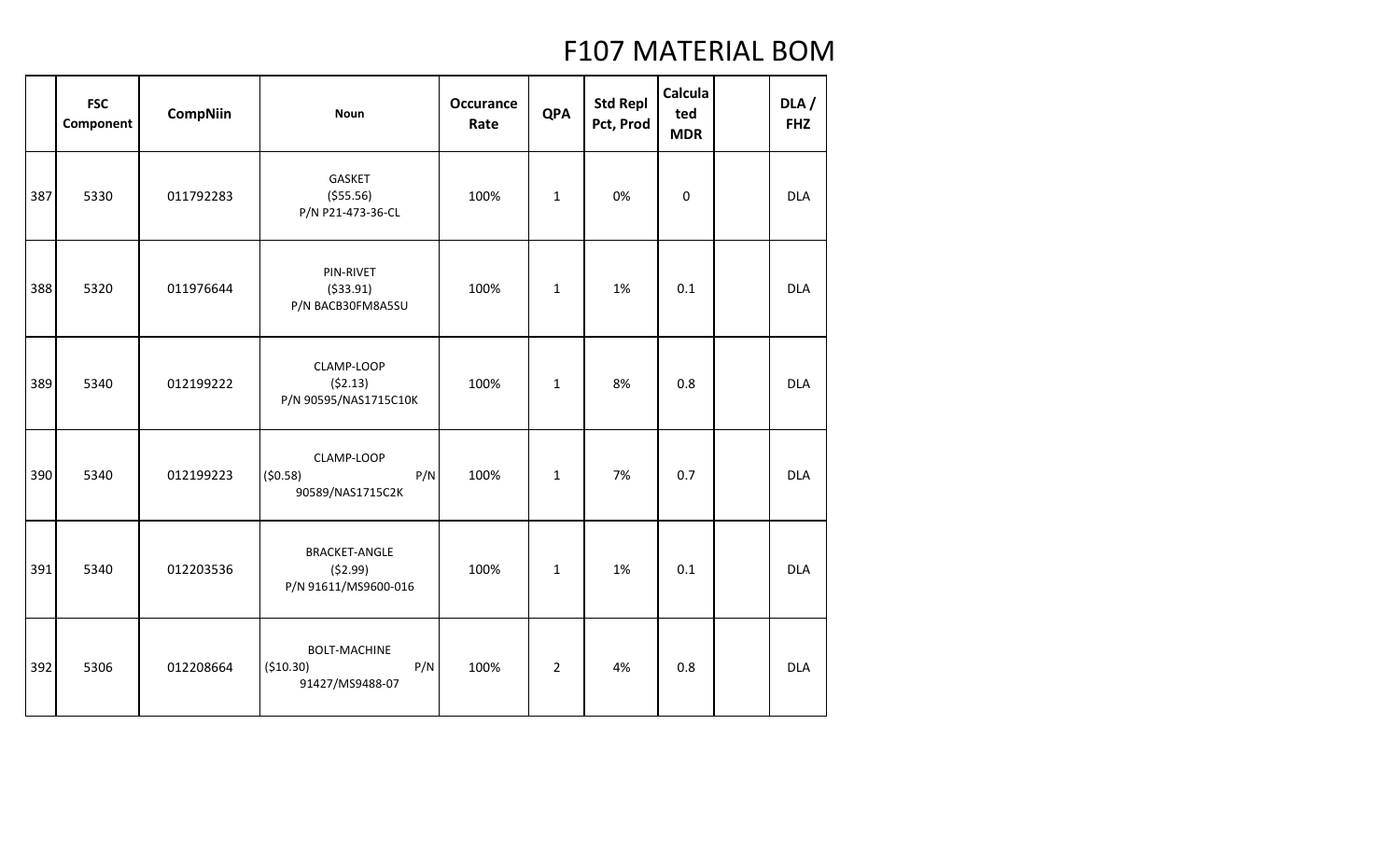# F107 MATERIAL BOM

| | FSC Component | CompNiin | Noun | Occurance Rate | QPA | Std Repl Pct, Prod | Calculated MDR | | DLA / FHZ |
|---|---|---|---|---|---|---|---|---|---|
| 387 | 5330 | 011792283 | GASKET ($55.56) P/N P21-473-36-CL | 100% | 1 | 0% | 0 | | DLA |
| 388 | 5320 | 011976644 | PIN-RIVET ($33.91) P/N BACB30FM8A5SU | 100% | 1 | 1% | 0.1 | | DLA |
| 389 | 5340 | 012199222 | CLAMP-LOOP ($2.13) P/N 90595/NAS1715C10K | 100% | 1 | 8% | 0.8 | | DLA |
| 390 | 5340 | 012199223 | CLAMP-LOOP ($0.58) P/N 90589/NAS1715C2K | 100% | 1 | 7% | 0.7 | | DLA |
| 391 | 5340 | 012203536 | BRACKET-ANGLE ($2.99) P/N 91611/MS9600-016 | 100% | 1 | 1% | 0.1 | | DLA |
| 392 | 5306 | 012208664 | BOLT-MACHINE ($10.30) P/N 91427/MS9488-07 | 100% | 2 | 4% | 0.8 | | DLA |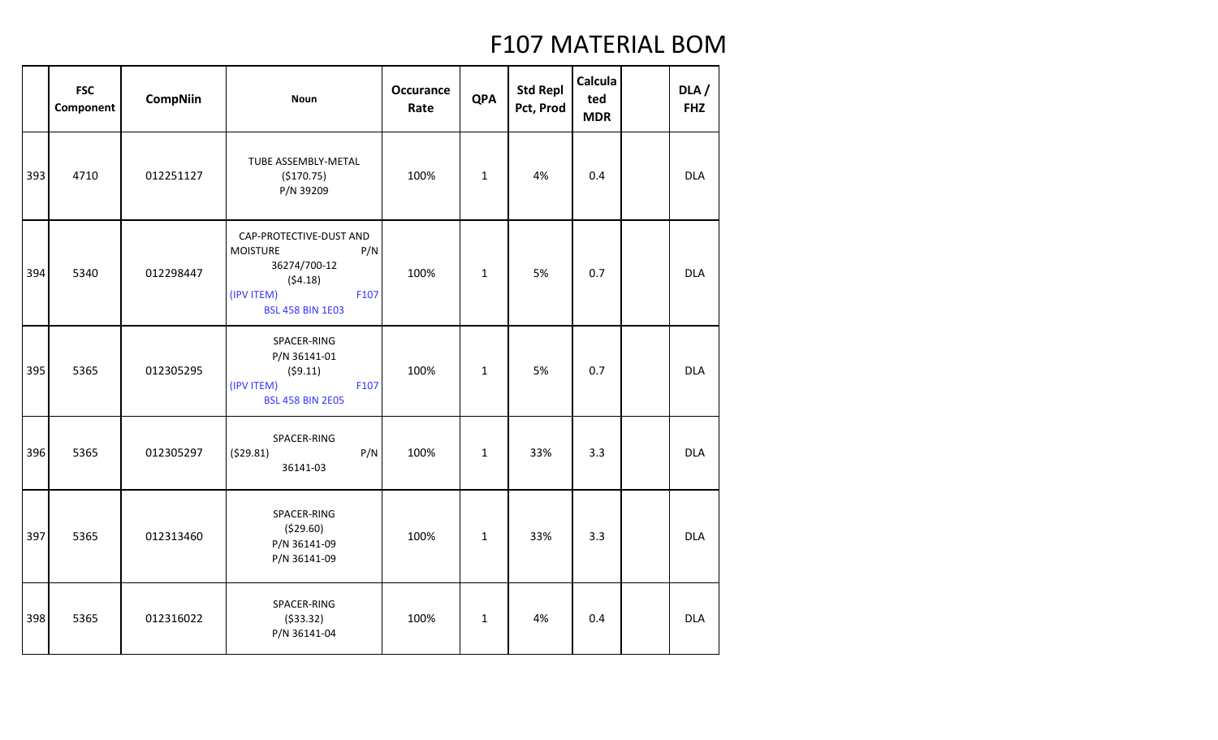# F107 MATERIAL BOM

| | FSC Component | CompNiin | Noun | Occurance Rate | QPA | Std Repl Pct, Prod | Calculated MDR | | DLA / FHZ |
|---|---|---|---|---|---|---|---|---|---|
| 393 | 4710 | 012251127 | TUBE ASSEMBLY-METAL ($170.75) P/N 39209 | 100% | 1 | 4% | 0.4 | | DLA |
| 394 | 5340 | 012298447 | CAP-PROTECTIVE-DUST AND MOISTURE P/N 36274/700-12 ($4.18) (IPV ITEM) F107 BSL 458 BIN 1E03 | 100% | 1 | 5% | 0.7 | | DLA |
| 395 | 5365 | 012305295 | SPACER-RING P/N 36141-01 ($9.11) (IPV ITEM) F107 BSL 458 BIN 2E05 | 100% | 1 | 5% | 0.7 | | DLA |
| 396 | 5365 | 012305297 | SPACER-RING ($29.81) P/N 36141-03 | 100% | 1 | 33% | 3.3 | | DLA |
| 397 | 5365 | 012313460 | SPACER-RING ($29.60) P/N 36141-09 P/N 36141-09 | 100% | 1 | 33% | 3.3 | | DLA |
| 398 | 5365 | 012316022 | SPACER-RING ($33.32) P/N 36141-04 | 100% | 1 | 4% | 0.4 | | DLA |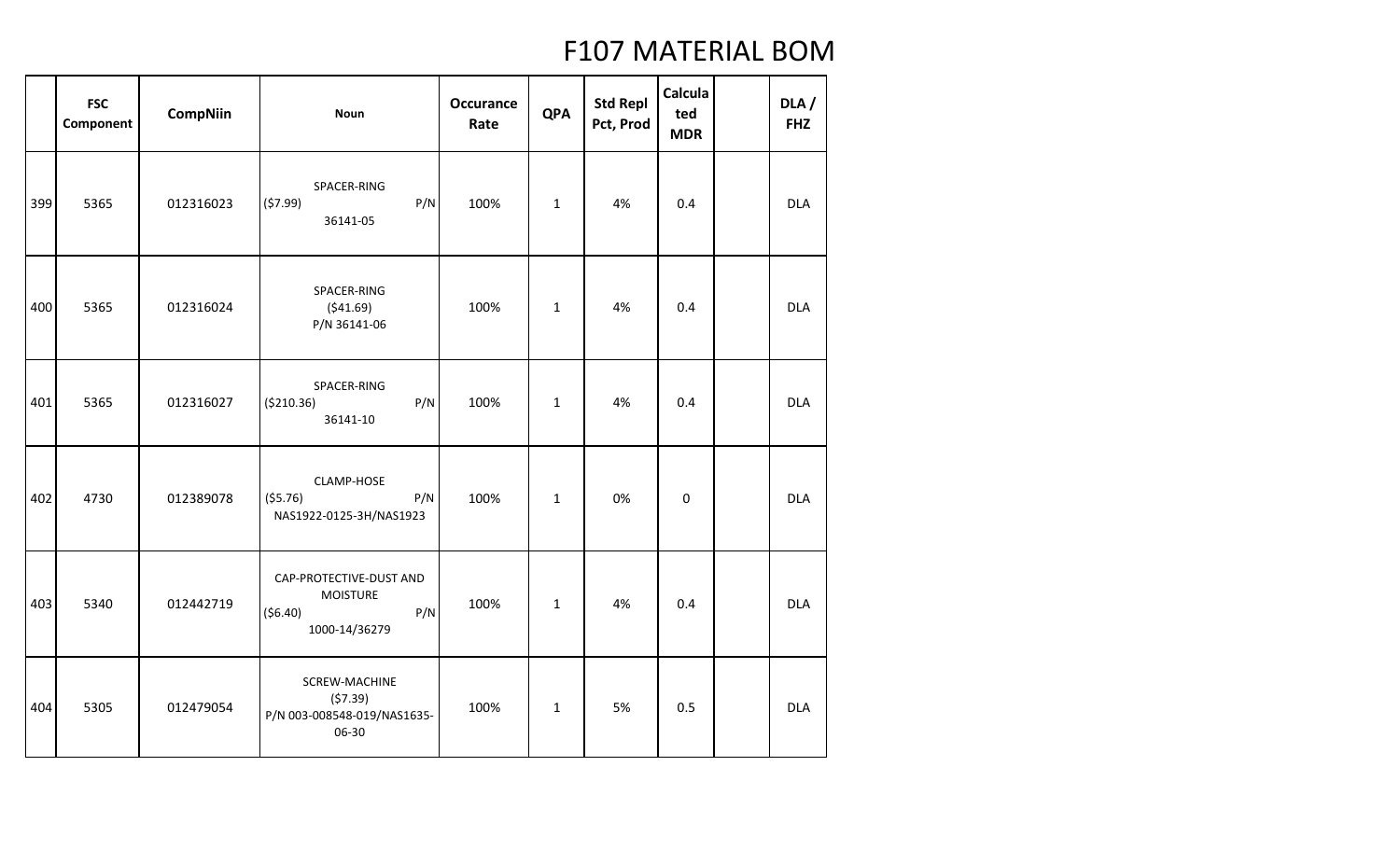# F107 MATERIAL BOM

| | FSC Component | CompNiin | Noun | Occurance Rate | QPA | Std Repl Pct, Prod | Calculated MDR | | DLA / FHZ |
|---|---|---|---|---|---|---|---|---|---|
| 399 | 5365 | 012316023 | SPACER-RING ($7.99) P/N 36141-05 | 100% | 1 | 4% | 0.4 | | DLA |
| 400 | 5365 | 012316024 | SPACER-RING ($41.69) P/N 36141-06 | 100% | 1 | 4% | 0.4 | | DLA |
| 401 | 5365 | 012316027 | SPACER-RING ($210.36) P/N 36141-10 | 100% | 1 | 4% | 0.4 | | DLA |
| 402 | 4730 | 012389078 | CLAMP-HOSE ($5.76) P/N NAS1922-0125-3H/NAS1923 | 100% | 1 | 0% | 0 | | DLA |
| 403 | 5340 | 012442719 | CAP-PROTECTIVE-DUST AND MOISTURE ($6.40) P/N 1000-14/36279 | 100% | 1 | 4% | 0.4 | | DLA |
| 404 | 5305 | 012479054 | SCREW-MACHINE ($7.39) P/N 003-008548-019/NAS1635-06-30 | 100% | 1 | 5% | 0.5 | | DLA |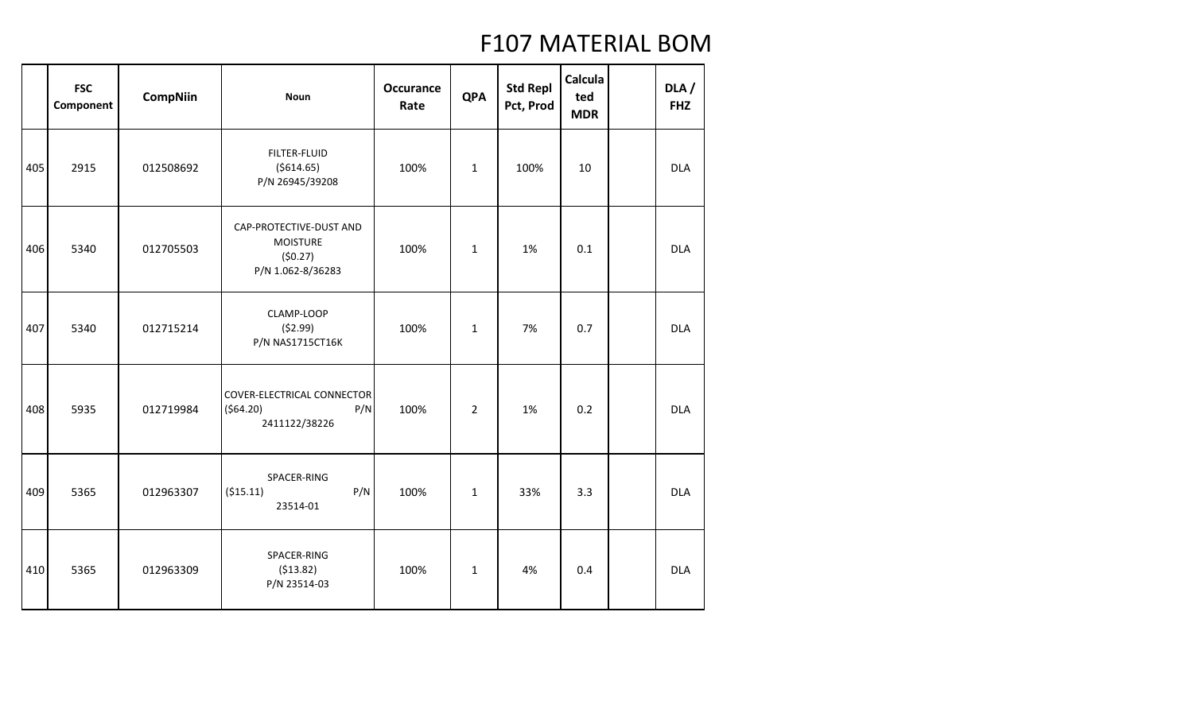# F107 MATERIAL BOM

| | FSC Component | CompNiin | Noun | Occurance Rate | QPA | Std Repl Pct, Prod | Calculated MDR | | DLA / FHZ |
|---|---|---|---|---|---|---|---|---|---|
| 405 | 2915 | 012508692 | FILTER-FLUID ($614.65) P/N 26945/39208 | 100% | 1 | 100% | 10 | | DLA |
| 406 | 5340 | 012705503 | CAP-PROTECTIVE-DUST AND MOISTURE ($0.27) P/N 1.062-8/36283 | 100% | 1 | 1% | 0.1 | | DLA |
| 407 | 5340 | 012715214 | CLAMP-LOOP ($2.99) P/N NAS1715CT16K | 100% | 1 | 7% | 0.7 | | DLA |
| 408 | 5935 | 012719984 | COVER-ELECTRICAL CONNECTOR ($64.20) P/N 2411122/38226 | 100% | 2 | 1% | 0.2 | | DLA |
| 409 | 5365 | 012963307 | SPACER-RING ($15.11) P/N 23514-01 | 100% | 1 | 33% | 3.3 | | DLA |
| 410 | 5365 | 012963309 | SPACER-RING ($13.82) P/N 23514-03 | 100% | 1 | 4% | 0.4 | | DLA |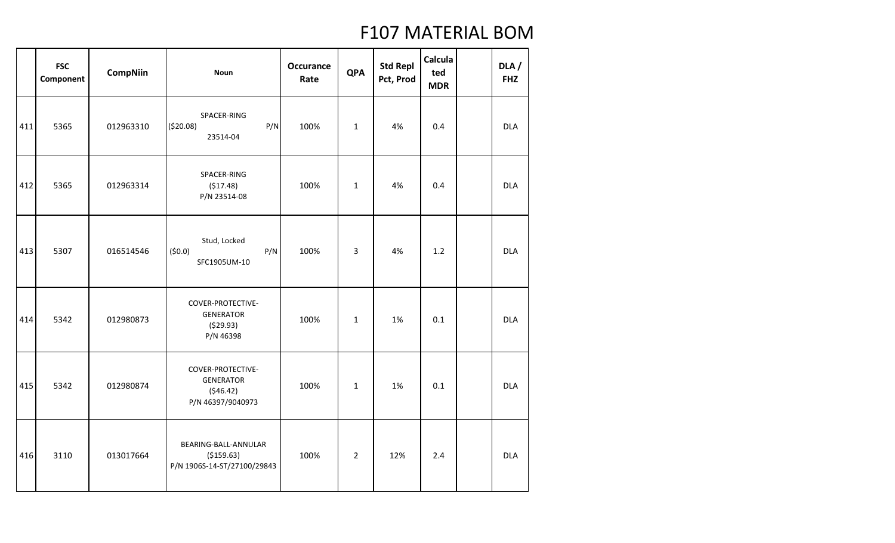# F107 MATERIAL BOM

| | FSC Component | CompNiin | Noun | Occurance Rate | QPA | Std Repl Pct, Prod | Calculated MDR | | DLA / FHZ |
|---|---|---|---|---|---|---|---|---|---|
| 411 | 5365 | 012963310 | SPACER-RING ($20.08) P/N 23514-04 | 100% | 1 | 4% | 0.4 | | DLA |
| 412 | 5365 | 012963314 | SPACER-RING ($17.48) P/N 23514-08 | 100% | 1 | 4% | 0.4 | | DLA |
| 413 | 5307 | 016514546 | Stud, Locked ($0.0) P/N SFC1905UM-10 | 100% | 3 | 4% | 1.2 | | DLA |
| 414 | 5342 | 012980873 | COVER-PROTECTIVE-GENERATOR ($29.93) P/N 46398 | 100% | 1 | 1% | 0.1 | | DLA |
| 415 | 5342 | 012980874 | COVER-PROTECTIVE-GENERATOR ($46.42) P/N 46397/9040973 | 100% | 1 | 1% | 0.1 | | DLA |
| 416 | 3110 | 013017664 | BEARING-BALL-ANNULAR ($159.63) P/N 1906S-14-ST/27100/29843 | 100% | 2 | 12% | 2.4 | | DLA |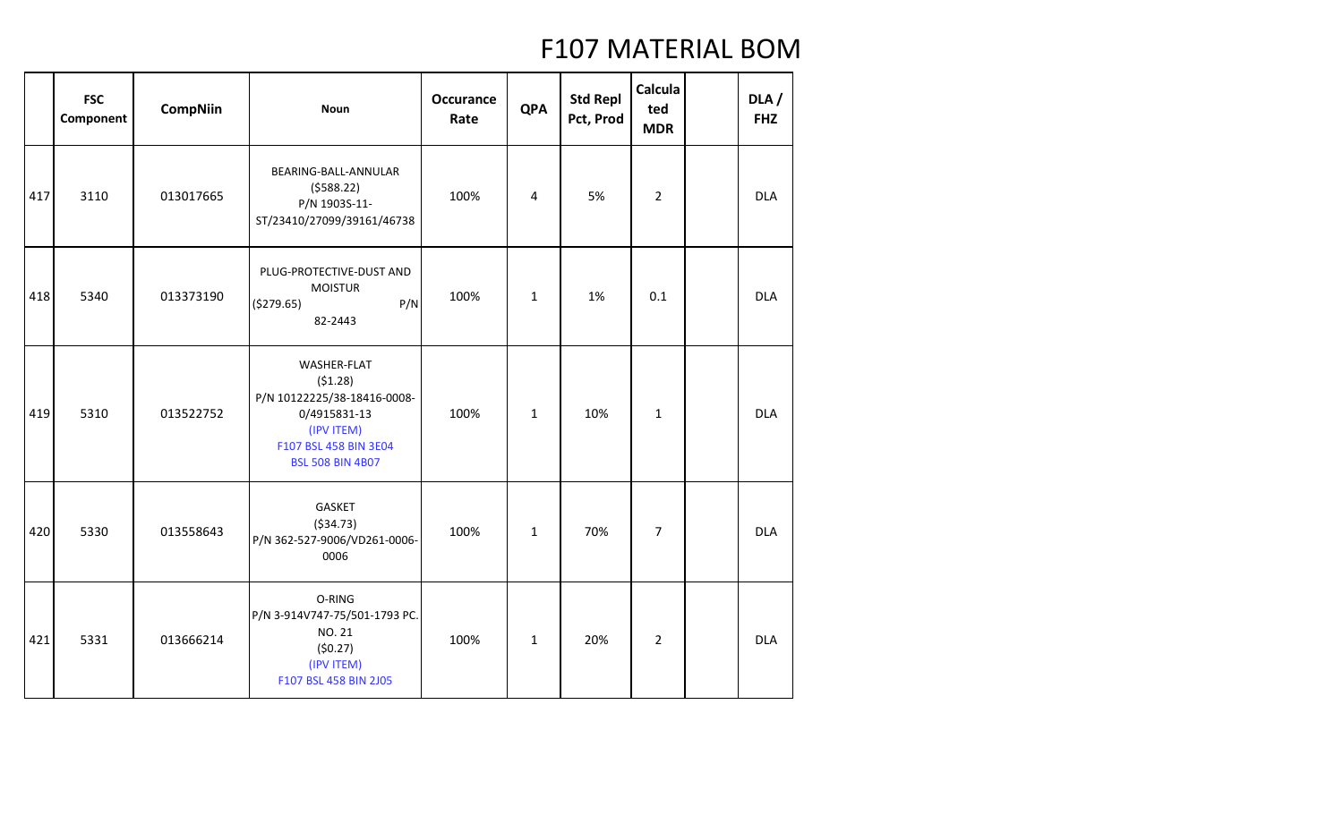# F107 MATERIAL BOM

| | FSC Component | CompNiin | Noun | Occurance Rate | QPA | Std Repl Pct, Prod | Calculated MDR | | DLA / FHZ |
|---|---|---|---|---|---|---|---|---|---|
| 417 | 3110 | 013017665 | BEARING-BALL-ANNULAR ($588.22) P/N 1903S-11-ST/23410/27099/39161/46738 | 100% | 4 | 5% | 2 | | DLA |
| 418 | 5340 | 013373190 | PLUG-PROTECTIVE-DUST AND MOISTUR ($279.65) P/N 82-2443 | 100% | 1 | 1% | 0.1 | | DLA |
| 419 | 5310 | 013522752 | WASHER-FLAT ($1.28) P/N 10122225/38-18416-0008-0/4915831-13 (IPV ITEM) F107 BSL 458 BIN 3E04 BSL 508 BIN 4B07 | 100% | 1 | 10% | 1 | | DLA |
| 420 | 5330 | 013558643 | GASKET ($34.73) P/N 362-527-9006/VD261-0006-0006 | 100% | 1 | 70% | 7 | | DLA |
| 421 | 5331 | 013666214 | O-RING P/N 3-914V747-75/501-1793 PC. NO. 21 ($0.27) (IPV ITEM) F107 BSL 458 BIN 2J05 | 100% | 1 | 20% | 2 | | DLA |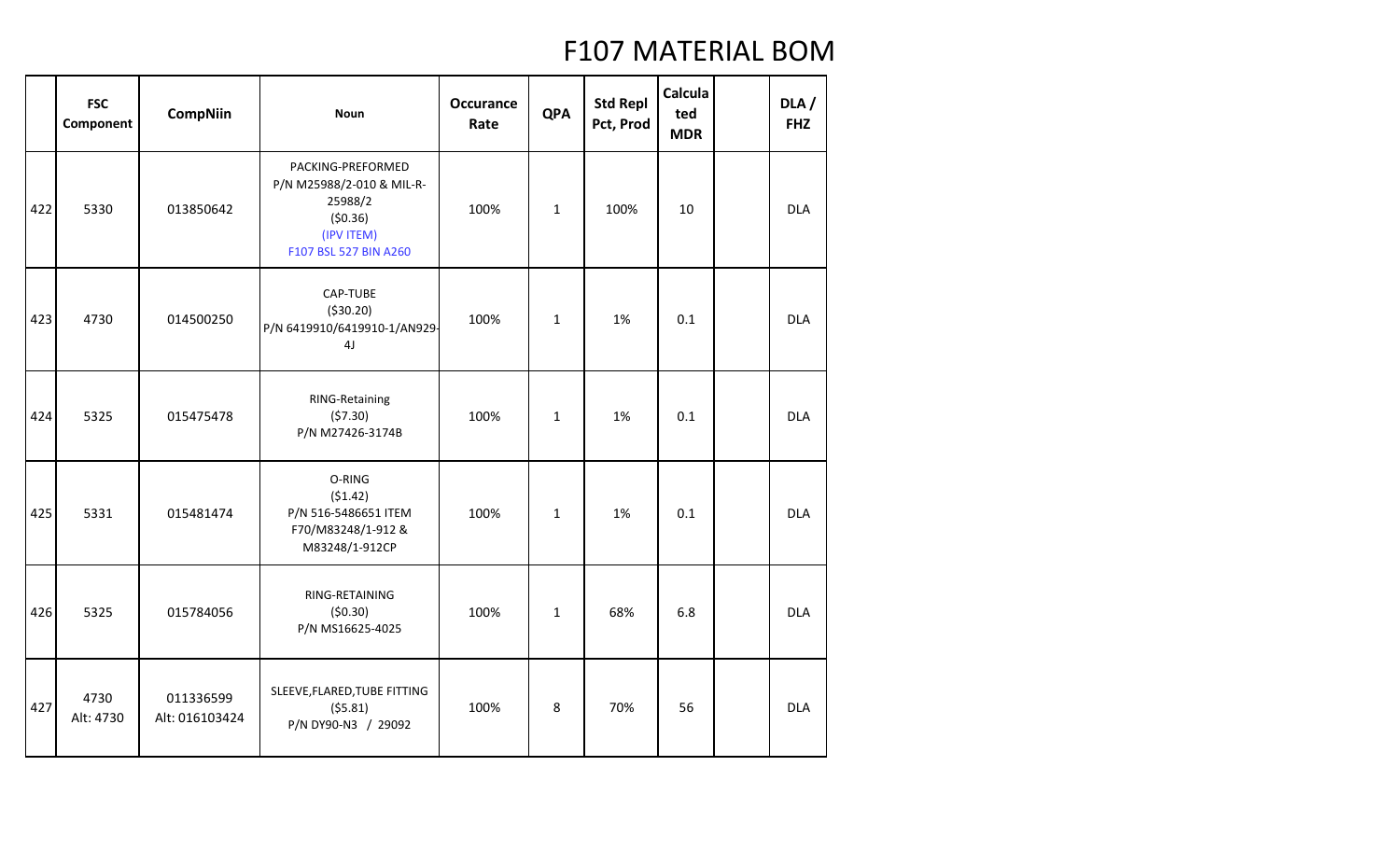# F107 MATERIAL BOM

| | FSC Component | CompNiin | Noun | Occurance Rate | QPA | Std Repl Pct, Prod | Calculated MDR | | DLA / FHZ |
|---|---|---|---|---|---|---|---|---|---|
| 422 | 5330 | 013850642 | PACKING-PREFORMED P/N M25988/2-010 & MIL-R-25988/2 ($0.36) (IPV ITEM) F107 BSL 527 BIN A260 | 100% | 1 | 100% | 10 | | DLA |
| 423 | 4730 | 014500250 | CAP-TUBE ($30.20) P/N 6419910/6419910-1/AN929-4J | 100% | 1 | 1% | 0.1 | | DLA |
| 424 | 5325 | 015475478 | RING-Retaining ($7.30) P/N M27426-3174B | 100% | 1 | 1% | 0.1 | | DLA |
| 425 | 5331 | 015481474 | O-RING ($1.42) P/N 516-5486651 ITEM F70/M83248/1-912 & M83248/1-912CP | 100% | 1 | 1% | 0.1 | | DLA |
| 426 | 5325 | 015784056 | RING-RETAINING ($0.30) P/N MS16625-4025 | 100% | 1 | 68% | 6.8 | | DLA |
| 427 | 4730 Alt: 4730 | 011336599 Alt: 016103424 | SLEEVE,FLARED,TUBE FITTING ($5.81) P/N DY90-N3 / 29092 | 100% | 8 | 70% | 56 | | DLA |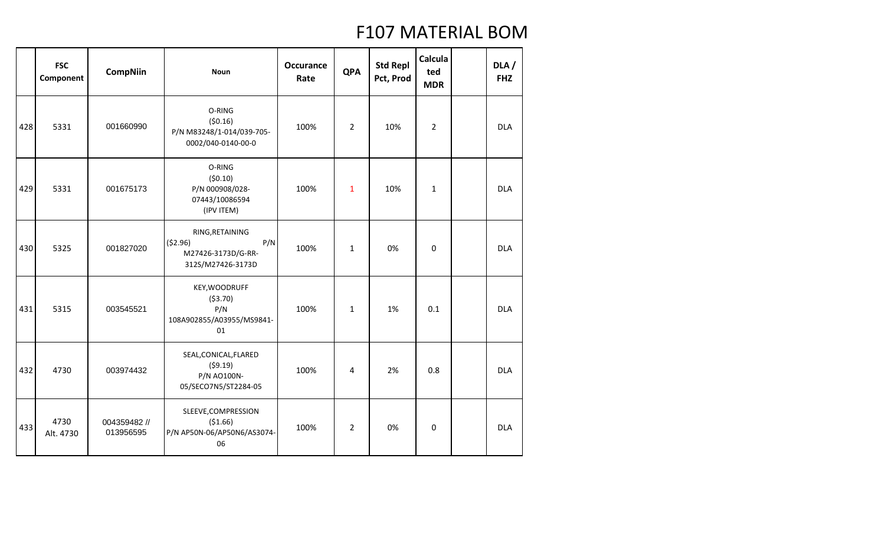# F107 MATERIAL BOM

| | FSC Component | CompNiin | Noun | Occurance Rate | QPA | Std Repl Pct, Prod | Calculated MDR | | DLA / FHZ |
|---|---|---|---|---|---|---|---|---|---|
| 428 | 5331 | 001660990 | O-RING ($0.16) P/N M83248/1-014/039-705-0002/040-0140-00-0 | 100% | 2 | 10% | 2 | | DLA |
| 429 | 5331 | 001675173 | O-RING ($0.10) P/N 000908/028-07443/10086594 (IPV ITEM) | 100% | 1 | 10% | 1 | | DLA |
| 430 | 5325 | 001827020 | RING,RETAINING ($2.96) P/N M27426-3173D/G-RR-312S/M27426-3173D | 100% | 1 | 0% | 0 | | DLA |
| 431 | 5315 | 003545521 | KEY,WOODRUFF ($3.70) P/N 108A902855/A03955/MS9841-01 | 100% | 1 | 1% | 0.1 | | DLA |
| 432 | 4730 | 003974432 | SEAL,CONICAL,FLARED ($9.19) P/N AO100N-05/SECO7N5/ST2284-05 | 100% | 4 | 2% | 0.8 | | DLA |
| 433 | 4730 Alt. 4730 | 004359482 // 013956595 | SLEEVE,COMPRESSION ($1.66) P/N AP50N-06/AP50N6/AS3074-06 | 100% | 2 | 0% | 0 | | DLA |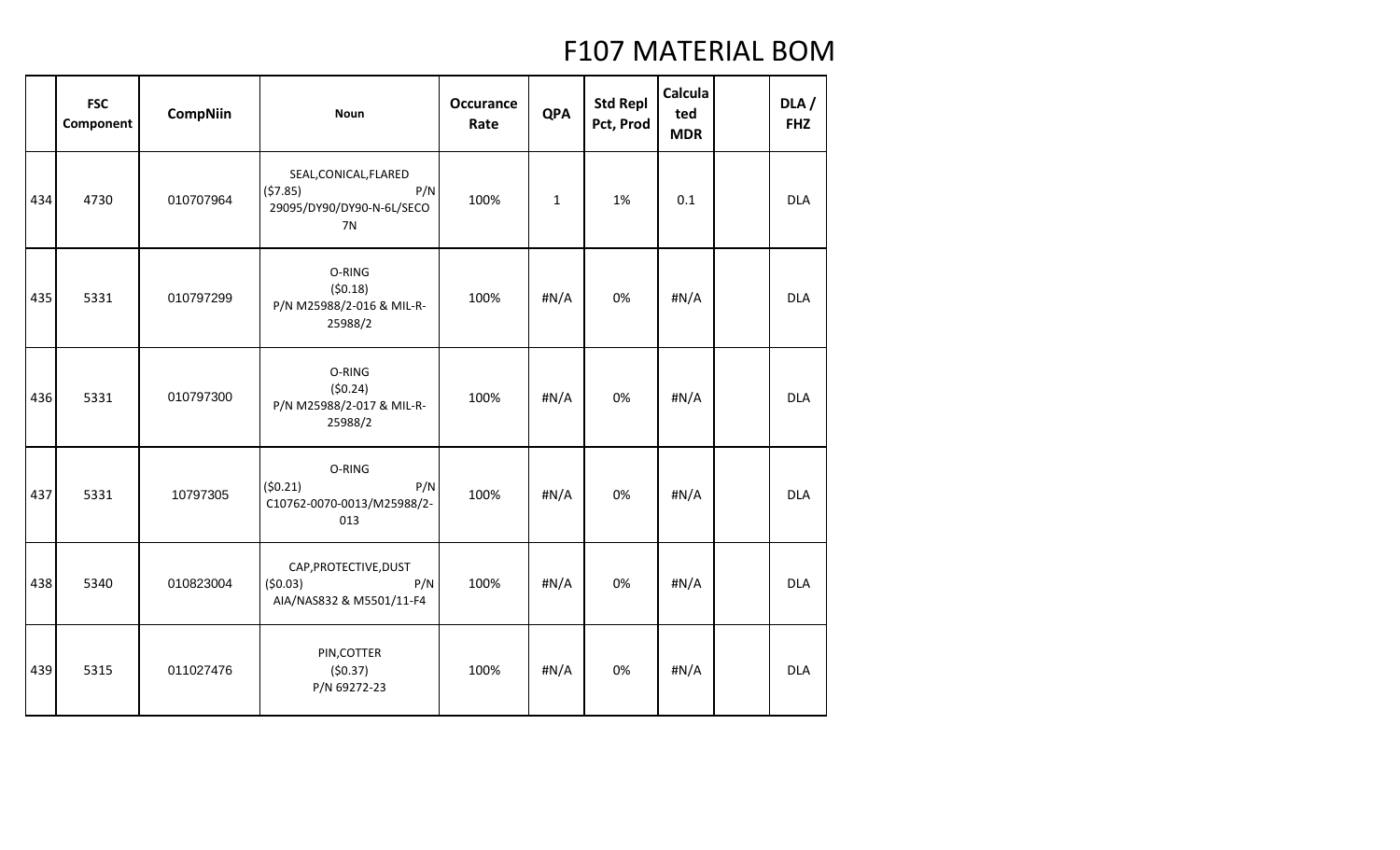# F107 MATERIAL BOM

| | FSC Component | CompNiin | Noun | Occurance Rate | QPA | Std Repl Pct, Prod | Calculated MDR | | DLA / FHZ |
|---|---|---|---|---|---|---|---|---|---|
| 434 | 4730 | 010707964 | SEAL,CONICAL,FLARED ($7.85) P/N 29095/DY90/DY90-N-6L/SECO 7N | 100% | 1 | 1% | 0.1 | | DLA |
| 435 | 5331 | 010797299 | O-RING ($0.18) P/N M25988/2-016 & MIL-R-25988/2 | 100% | #N/A | 0% | #N/A | | DLA |
| 436 | 5331 | 010797300 | O-RING ($0.24) P/N M25988/2-017 & MIL-R-25988/2 | 100% | #N/A | 0% | #N/A | | DLA |
| 437 | 5331 | 10797305 | O-RING ($0.21) P/N C10762-0070-0013/M25988/2-013 | 100% | #N/A | 0% | #N/A | | DLA |
| 438 | 5340 | 010823004 | CAP,PROTECTIVE,DUST ($0.03) P/N AIA/NAS832 & M5501/11-F4 | 100% | #N/A | 0% | #N/A | | DLA |
| 439 | 5315 | 011027476 | PIN,COTTER ($0.37) P/N 69272-23 | 100% | #N/A | 0% | #N/A | | DLA |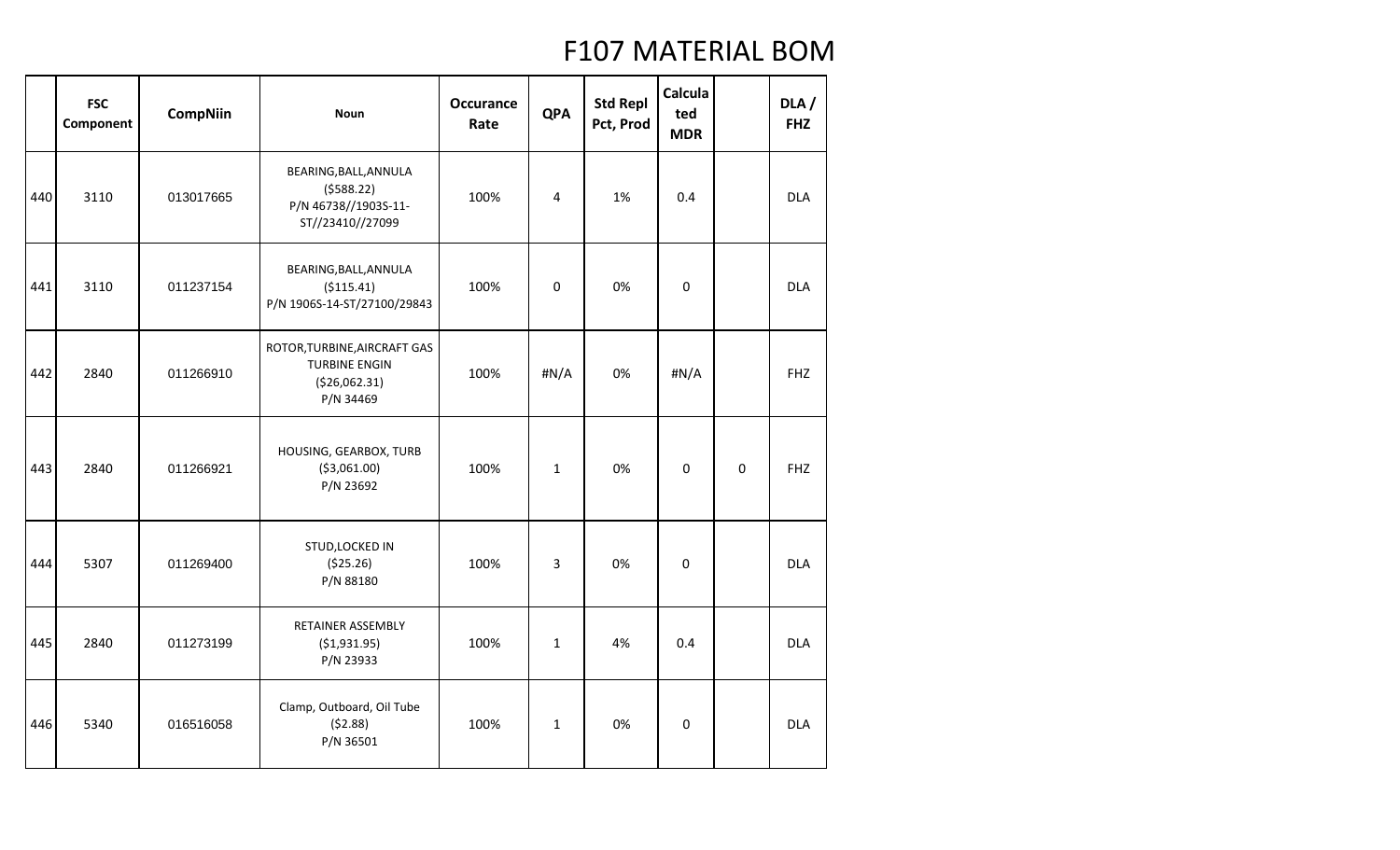# F107 MATERIAL BOM

| | FSC Component | CompNiin | Noun | Occurance Rate | QPA | Std Repl Pct, Prod | Calculated MDR | | DLA / FHZ |
|---|---|---|---|---|---|---|---|---|---|
| 440 | 3110 | 013017665 | BEARING,BALL,ANNULA ($588.22) P/N 46738//1903S-11-ST//23410//27099 | 100% | 4 | 1% | 0.4 | | DLA |
| 441 | 3110 | 011237154 | BEARING,BALL,ANNULA ($115.41) P/N 1906S-14-ST/27100/29843 | 100% | 0 | 0% | 0 | | DLA |
| 442 | 2840 | 011266910 | ROTOR,TURBINE,AIRCRAFT GAS TURBINE ENGIN ($26,062.31) P/N 34469 | 100% | #N/A | 0% | #N/A | | FHZ |
| 443 | 2840 | 011266921 | HOUSING, GEARBOX, TURB ($3,061.00) P/N 23692 | 100% | 1 | 0% | 0 | 0 | FHZ |
| 444 | 5307 | 011269400 | STUD,LOCKED IN ($25.26) P/N 88180 | 100% | 3 | 0% | 0 | | DLA |
| 445 | 2840 | 011273199 | RETAINER ASSEMBLY ($1,931.95) P/N 23933 | 100% | 1 | 4% | 0.4 | | DLA |
| 446 | 5340 | 016516058 | Clamp, Outboard, Oil Tube ($2.88) P/N 36501 | 100% | 1 | 0% | 0 | | DLA |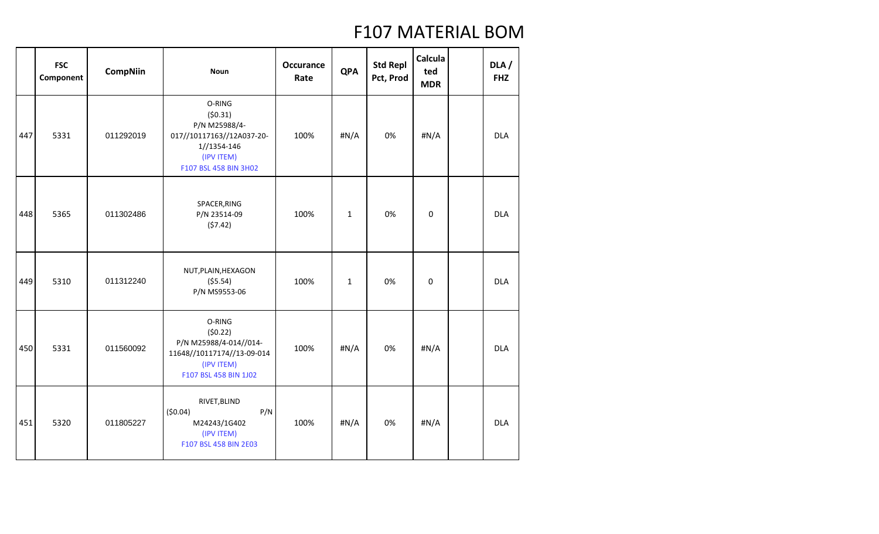# F107 MATERIAL BOM

| | FSC Component | CompNiin | Noun | Occurance Rate | QPA | Std Repl Pct, Prod | Calculated MDR | | DLA / FHZ |
|---|---|---|---|---|---|---|---|---|---|
| 447 | 5331 | 011292019 | O-RING ($0.31) P/N M25988/4-017//10117163//12A037-20-1//1354-146 (IPV ITEM) F107 BSL 458 BIN 3H02 | 100% | #N/A | 0% | #N/A | | DLA |
| 448 | 5365 | 011302486 | SPACER,RING P/N 23514-09 ($7.42) | 100% | 1 | 0% | 0 | | DLA |
| 449 | 5310 | 011312240 | NUT,PLAIN,HEXAGON ($5.54) P/N MS9553-06 | 100% | 1 | 0% | 0 | | DLA |
| 450 | 5331 | 011560092 | O-RING ($0.22) P/N M25988/4-014//014-11648//10117174//13-09-014 (IPV ITEM) F107 BSL 458 BIN 1J02 | 100% | #N/A | 0% | #N/A | | DLA |
| 451 | 5320 | 011805227 | RIVET,BLIND ($0.04) P/N M24243/1G402 (IPV ITEM) F107 BSL 458 BIN 2E03 | 100% | #N/A | 0% | #N/A | | DLA |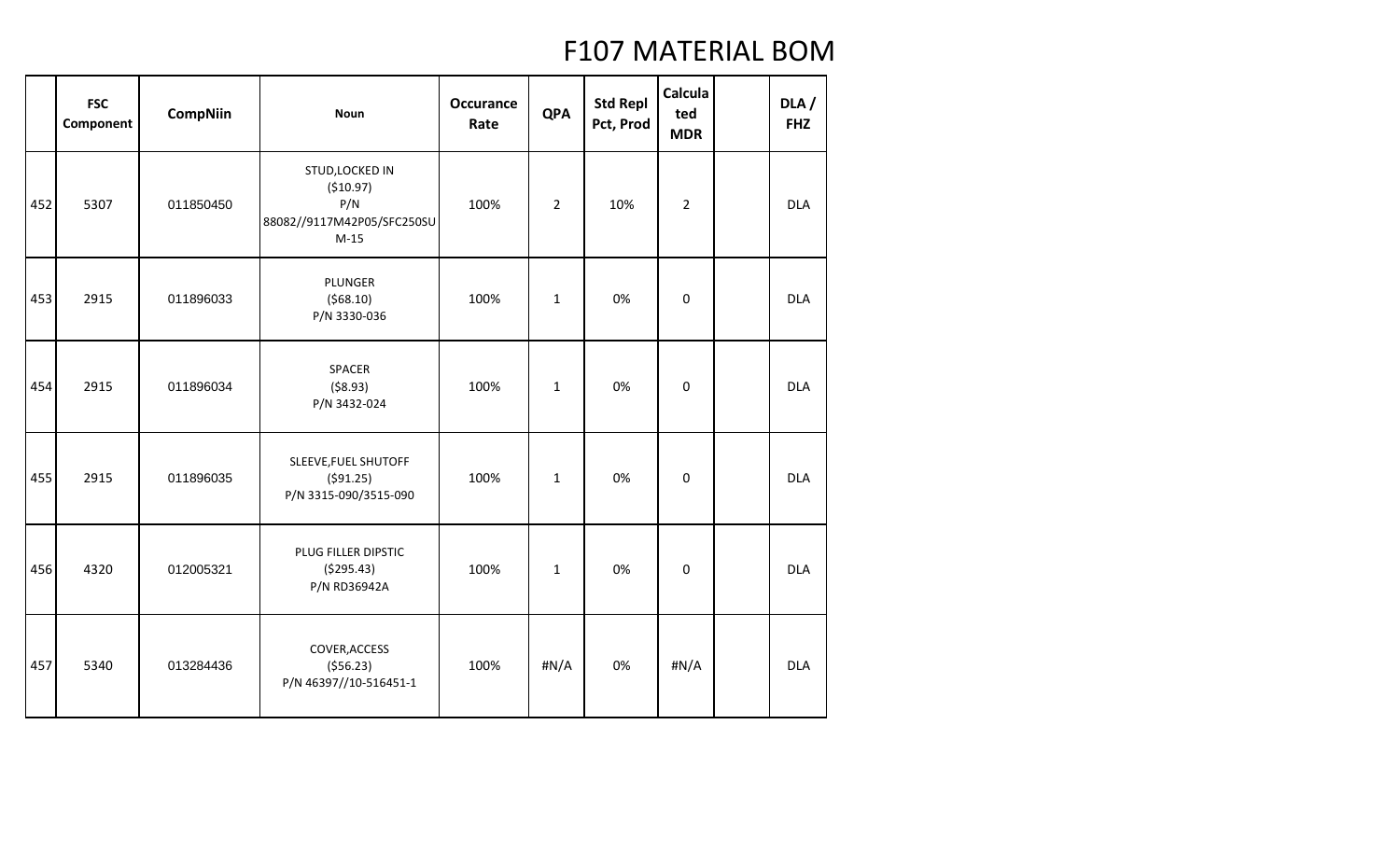# F107 MATERIAL BOM

| | FSC Component | CompNiin | Noun | Occurance Rate | QPA | Std Repl Pct, Prod | Calculated MDR | | DLA / FHZ |
|---|---|---|---|---|---|---|---|---|---|
| 452 | 5307 | 011850450 | STUD,LOCKED IN ($10.97) P/N 88082//9117M42P05/SFC250SUM-15 | 100% | 2 | 10% | 2 | | DLA |
| 453 | 2915 | 011896033 | PLUNGER ($68.10) P/N 3330-036 | 100% | 1 | 0% | 0 | | DLA |
| 454 | 2915 | 011896034 | SPACER ($8.93) P/N 3432-024 | 100% | 1 | 0% | 0 | | DLA |
| 455 | 2915 | 011896035 | SLEEVE,FUEL SHUTOFF ($91.25) P/N 3315-090/3515-090 | 100% | 1 | 0% | 0 | | DLA |
| 456 | 4320 | 012005321 | PLUG FILLER DIPSTIC ($295.43) P/N RD36942A | 100% | 1 | 0% | 0 | | DLA |
| 457 | 5340 | 013284436 | COVER,ACCESS ($56.23) P/N 46397//10-516451-1 | 100% | #N/A | 0% | #N/A | | DLA |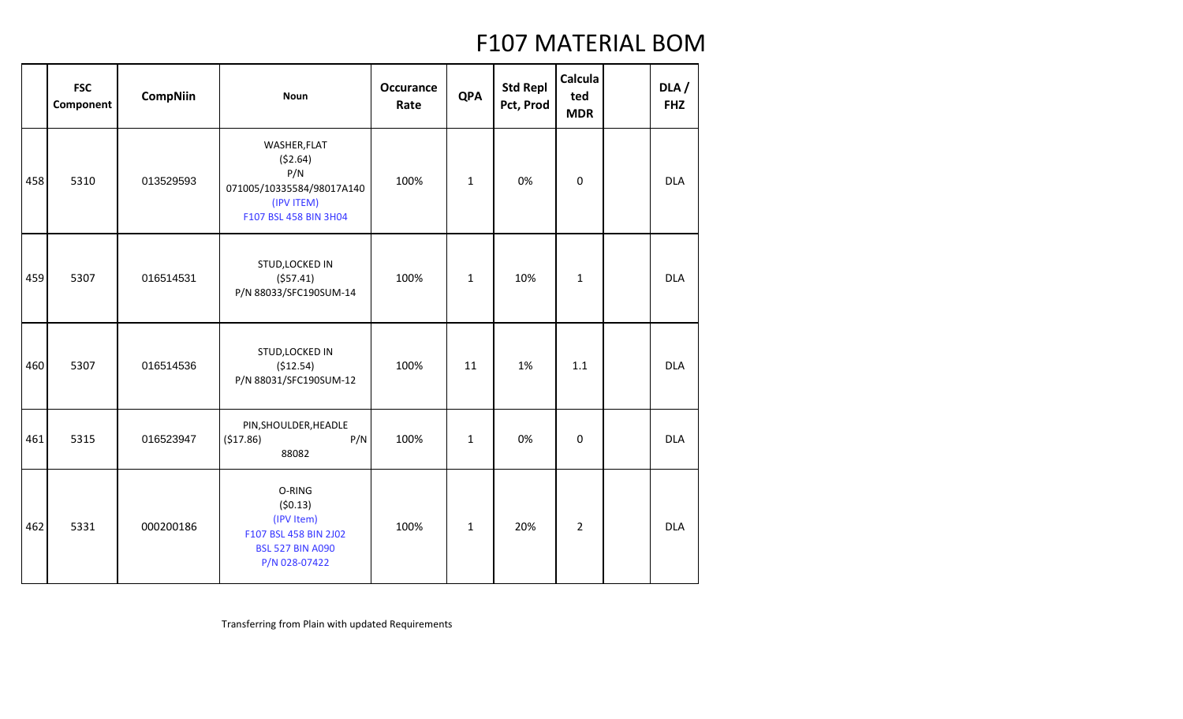# F107 MATERIAL BOM

| | FSC Component | CompNiin | Noun | Occurance Rate | QPA | Std Repl Pct, Prod | Calculated MDR | | DLA / FHZ |
|---|---|---|---|---|---|---|---|---|---|
| 458 | 5310 | 013529593 | WASHER,FLAT ($2.64) P/N 071005/10335584/98017A140 (IPV ITEM) F107 BSL 458 BIN 3H04 | 100% | 1 | 0% | 0 | | DLA |
| 459 | 5307 | 016514531 | STUD,LOCKED IN ($57.41) P/N 88033/SFC190SUM-14 | 100% | 1 | 10% | 1 | | DLA |
| 460 | 5307 | 016514536 | STUD,LOCKED IN ($12.54) P/N 88031/SFC190SUM-12 | 100% | 11 | 1% | 1.1 | | DLA |
| 461 | 5315 | 016523947 | PIN,SHOULDER,HEADLE ($17.86) P/N 88082 | 100% | 1 | 0% | 0 | | DLA |
| 462 | 5331 | 000200186 | O-RING ($0.13) (IPV Item) F107 BSL 458 BIN 2J02 BSL 527 BIN A090 P/N 028-07422 | 100% | 1 | 20% | 2 | | DLA |

Transferring from Plain with updated Requirements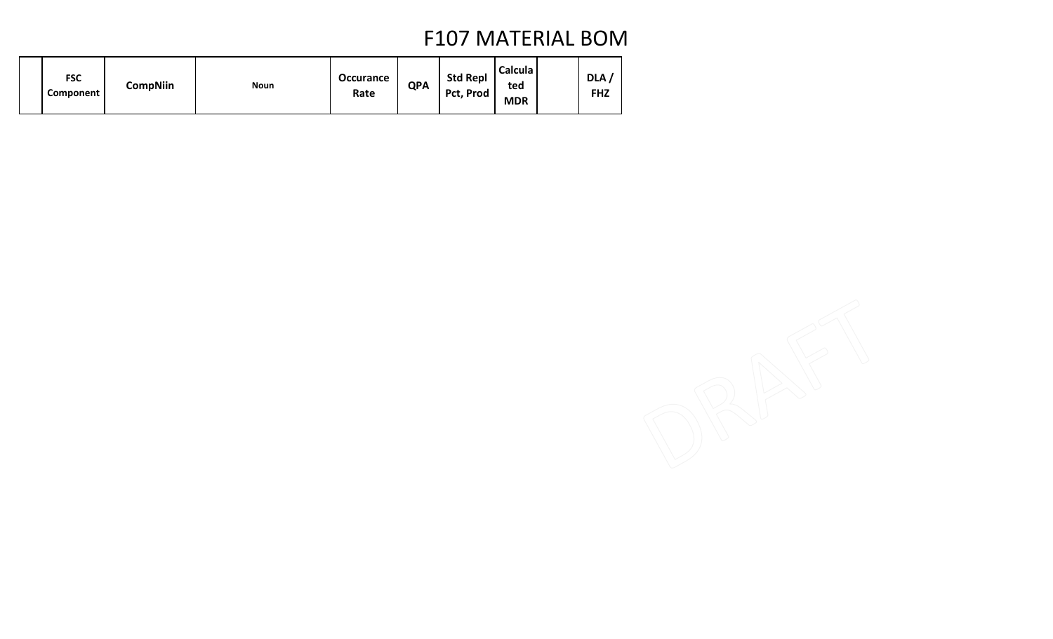# F107 MATERIAL BOM

| | FSC Component | CompNiin | Noun | Occurance Rate | QPA | Std Repl Pct, Prod | Calculated MDR | | DLA / FHZ |
|---|---|---|---|---|---|---|---|---|---|

DRAFT